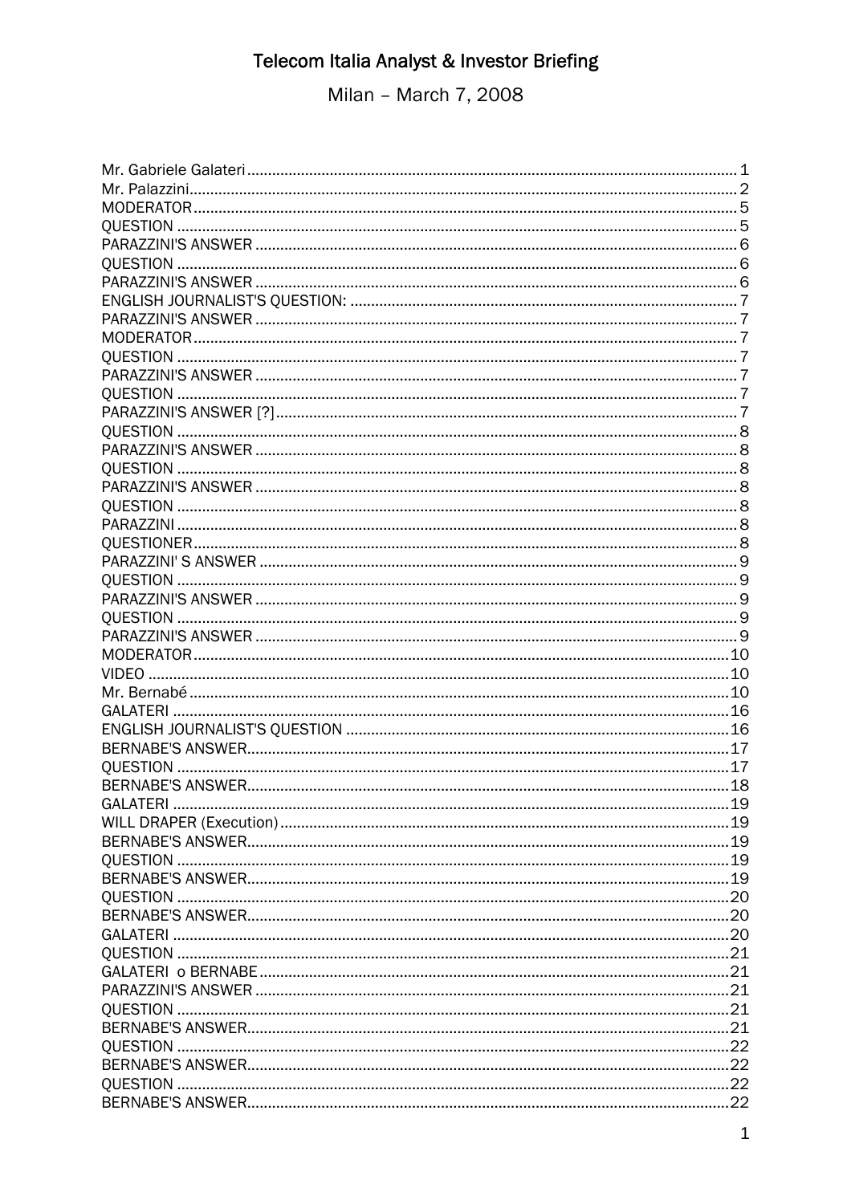# Telecom Italia Analyst & Investor Briefing

Milan – March 7, 2008

| | |
|---|---|
| Mr. Gabriele Galateri | 1 |
| Mr. Palazzini | 2 |
| MODERATOR | 5 |
| QUESTION | 5 |
| PARAZZINI'S ANSWER | 6 |
| QUESTION | 6 |
| PARAZZINI'S ANSWER | 6 |
| ENGLISH JOURNALIST'S QUESTION: | 7 |
| PARAZZINI'S ANSWER | 7 |
| MODERATOR | 7 |
| QUESTION | 7 |
| PARAZZINI'S ANSWER | 7 |
| QUESTION | 7 |
| PARAZZINI'S ANSWER [?] | 7 |
| QUESTION | 8 |
| PARAZZINI'S ANSWER | 8 |
| QUESTION | 8 |
| PARAZZINI'S ANSWER | 8 |
| QUESTION | 8 |
| PARAZZINI | 8 |
| QUESTIONER | 8 |
| PARAZZINI' S ANSWER | 9 |
| QUESTION | 9 |
| PARAZZINI'S ANSWER | 9 |
| QUESTION | 9 |
| PARAZZINI'S ANSWER | 9 |
| MODERATOR | 10 |
| VIDEO | 10 |
| Mr. Bernabé | 10 |
| GALATERI | 16 |
| ENGLISH JOURNALIST'S QUESTION | 16 |
| BERNABE'S ANSWER | 17 |
| QUESTION | 17 |
| BERNABE'S ANSWER | 18 |
| GALATERI | 19 |
| WILL DRAPER (Execution) | 19 |
| BERNABE'S ANSWER | 19 |
| QUESTION | 19 |
| BERNABE'S ANSWER | 19 |
| QUESTION | 20 |
| BERNABE'S ANSWER | 20 |
| GALATERI | 20 |
| QUESTION | 21 |
| GALATERI o BERNABE | 21 |
| PARAZZINI'S ANSWER | 21 |
| QUESTION | 21 |
| BERNABE'S ANSWER | 21 |
| QUESTION | 22 |
| BERNABE'S ANSWER | 22 |
| QUESTION | 22 |
| BERNABE'S ANSWER | 22 |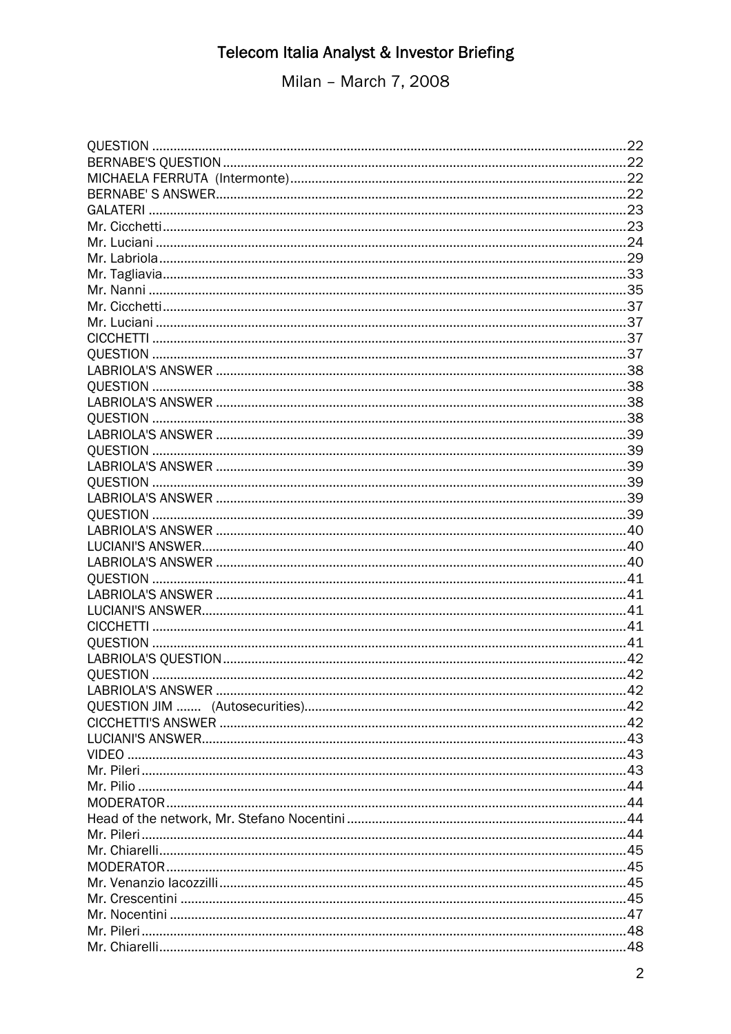# Telecom Italia Analyst & Investor Briefing

Milan – March 7, 2008

QUESTION ....................................................................................................................22
BERNABE'S QUESTION ..............................................................................................22
MICHAELA FERRUTA (Intermonte)..............................................................................22
BERNABE' S ANSWER..................................................................................................22
GALATERI .....................................................................................................................23
Mr. Cicchetti..................................................................................................................23
Mr. Luciani ....................................................................................................................24
Mr. Labriola...................................................................................................................29
Mr. Tagliavia..................................................................................................................33
Mr. Nanni ......................................................................................................................35
Mr. Cicchetti..................................................................................................................37
Mr. Luciani ....................................................................................................................37
CICCHETTI ...................................................................................................................37
QUESTION ....................................................................................................................37
LABRIOLA'S ANSWER ..................................................................................................38
QUESTION ....................................................................................................................38
LABRIOLA'S ANSWER ..................................................................................................38
QUESTION ....................................................................................................................38
LABRIOLA'S ANSWER ..................................................................................................39
QUESTION ....................................................................................................................39
LABRIOLA'S ANSWER ..................................................................................................39
QUESTION ....................................................................................................................39
LABRIOLA'S ANSWER ..................................................................................................39
QUESTION ....................................................................................................................39
LABRIOLA'S ANSWER ..................................................................................................40
LUCIANI'S ANSWER......................................................................................................40
LABRIOLA'S ANSWER ..................................................................................................40
QUESTION ....................................................................................................................41
LABRIOLA'S ANSWER ..................................................................................................41
LUCIANI'S ANSWER......................................................................................................41
CICCHETTI ...................................................................................................................41
QUESTION ....................................................................................................................41
LABRIOLA'S QUESTION................................................................................................42
QUESTION ....................................................................................................................42
LABRIOLA'S ANSWER ..................................................................................................42
QUESTION JIM ....... (Autosecurities).........................................................................42
CICCHETTI'S ANSWER .................................................................................................42
LUCIANI'S ANSWER......................................................................................................43
VIDEO ...........................................................................................................................43
Mr. Pileri .......................................................................................................................43
Mr. Pilio ........................................................................................................................44
MODERATOR................................................................................................................44
Head of the network, Mr. Stefano Nocentini .............................................................44
Mr. Pileri .......................................................................................................................44
Mr. Chiarelli..................................................................................................................45
MODERATOR................................................................................................................45
Mr. Venanzio Iacozzilli .................................................................................................45
Mr. Crescentini .............................................................................................................45
Mr. Nocentini ...............................................................................................................47
Mr. Pileri .......................................................................................................................48
Mr. Chiarelli..................................................................................................................48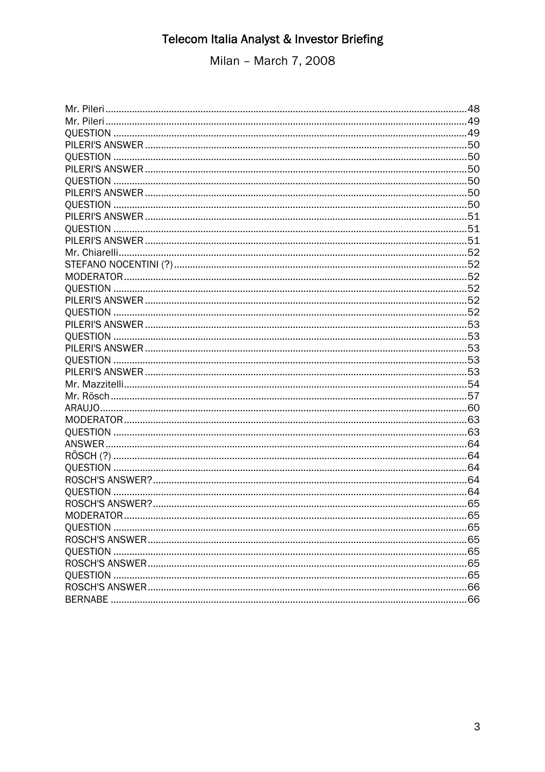# Telecom Italia Analyst & Investor Briefing

Milan – March 7, 2008

Mr. Pileri......................................................................................................................48
Mr. Pileri......................................................................................................................49
QUESTION ...................................................................................................................49
PILERI'S ANSWER .......................................................................................................50
QUESTION ...................................................................................................................50
PILERI'S ANSWER .......................................................................................................50
QUESTION ...................................................................................................................50
PILERI'S ANSWER .......................................................................................................50
QUESTION ...................................................................................................................50
PILERI'S ANSWER .......................................................................................................51
QUESTION ...................................................................................................................51
PILERI'S ANSWER .......................................................................................................51
Mr. Chiarelli.................................................................................................................52
STEFANO NOCENTINI (?)............................................................................................52
MODERATOR...............................................................................................................52
QUESTION ...................................................................................................................52
PILERI'S ANSWER .......................................................................................................52
QUESTION ...................................................................................................................52
PILERI'S ANSWER .......................................................................................................53
QUESTION ...................................................................................................................53
PILERI'S ANSWER .......................................................................................................53
QUESTION ...................................................................................................................53
PILERI'S ANSWER .......................................................................................................53
Mr. Mazzitelli...............................................................................................................54
Mr. Rösch ....................................................................................................................57
ARAUJO.......................................................................................................................60
MODERATOR...............................................................................................................63
QUESTION ...................................................................................................................63
ANSWER......................................................................................................................64
RÖSCH (?) ...................................................................................................................64
QUESTION ...................................................................................................................64
ROSCH'S ANSWER?....................................................................................................64
QUESTION ...................................................................................................................64
ROSCH'S ANSWER?....................................................................................................65
MODERATOR...............................................................................................................65
QUESTION ...................................................................................................................65
ROSCH'S ANSWER......................................................................................................65
QUESTION ...................................................................................................................65
ROSCH'S ANSWER......................................................................................................65
QUESTION ...................................................................................................................65
ROSCH'S ANSWER......................................................................................................66
BERNABE ....................................................................................................................66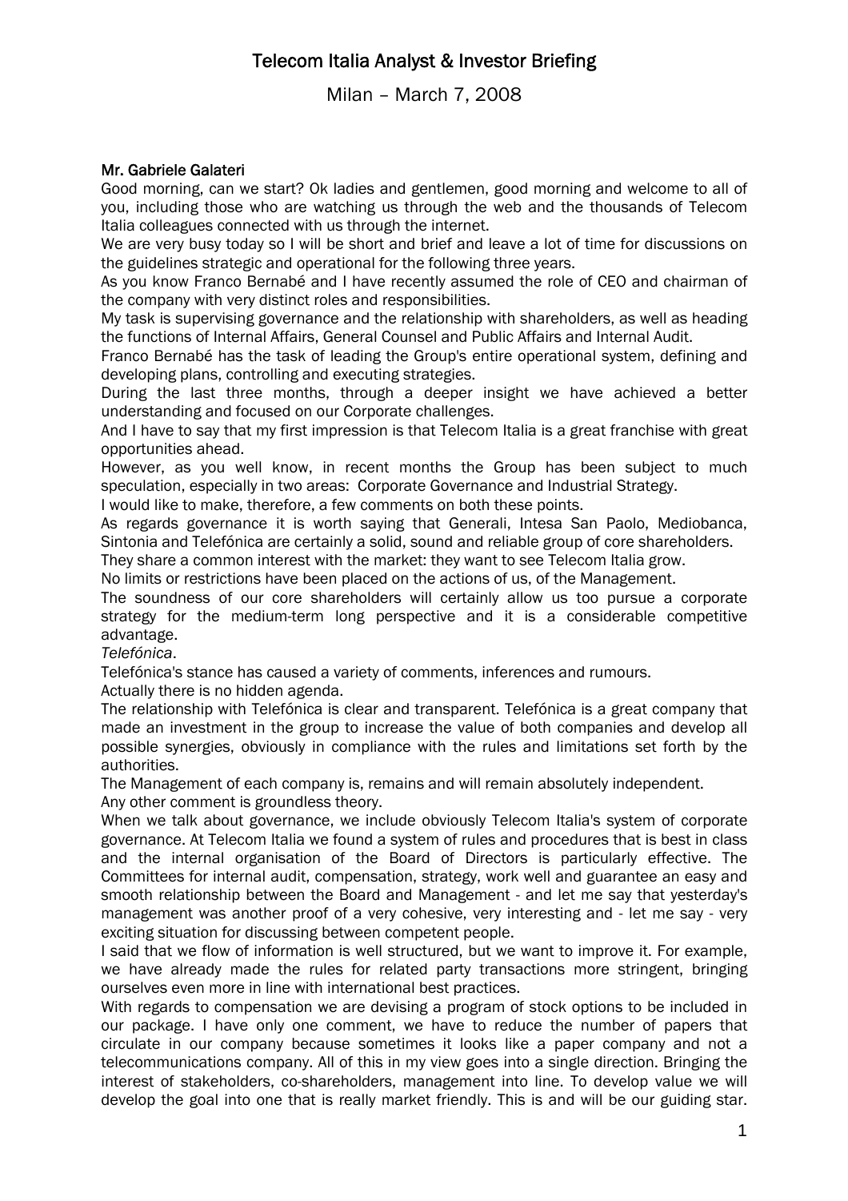# Telecom Italia Analyst & Investor Briefing

Milan – March 7, 2008

**Mr. Gabriele Galateri**

Good morning, can we start? Ok ladies and gentlemen, good morning and welcome to all of you, including those who are watching us through the web and the thousands of Telecom Italia colleagues connected with us through the internet.

We are very busy today so I will be short and brief and leave a lot of time for discussions on the guidelines strategic and operational for the following three years.

As you know Franco Bernabé and I have recently assumed the role of CEO and chairman of the company with very distinct roles and responsibilities.

My task is supervising governance and the relationship with shareholders, as well as heading the functions of Internal Affairs, General Counsel and Public Affairs and Internal Audit.

Franco Bernabé has the task of leading the Group's entire operational system, defining and developing plans, controlling and executing strategies.

During the last three months, through a deeper insight we have achieved a better understanding and focused on our Corporate challenges.

And I have to say that my first impression is that Telecom Italia is a great franchise with great opportunities ahead.

However, as you well know, in recent months the Group has been subject to much speculation, especially in two areas: Corporate Governance and Industrial Strategy.

I would like to make, therefore, a few comments on both these points.

As regards governance it is worth saying that Generali, Intesa San Paolo, Mediobanca, Sintonia and Telefónica are certainly a solid, sound and reliable group of core shareholders.

They share a common interest with the market: they want to see Telecom Italia grow.

No limits or restrictions have been placed on the actions of us, of the Management.

The soundness of our core shareholders will certainly allow us too pursue a corporate strategy for the medium-term long perspective and it is a considerable competitive advantage.

*Telefónica*.

Telefónica's stance has caused a variety of comments, inferences and rumours.

Actually there is no hidden agenda.

The relationship with Telefónica is clear and transparent. Telefónica is a great company that made an investment in the group to increase the value of both companies and develop all possible synergies, obviously in compliance with the rules and limitations set forth by the authorities.

The Management of each company is, remains and will remain absolutely independent.

Any other comment is groundless theory.

When we talk about governance, we include obviously Telecom Italia's system of corporate governance. At Telecom Italia we found a system of rules and procedures that is best in class and the internal organisation of the Board of Directors is particularly effective. The Committees for internal audit, compensation, strategy, work well and guarantee an easy and smooth relationship between the Board and Management - and let me say that yesterday's management was another proof of a very cohesive, very interesting and - let me say - very exciting situation for discussing between competent people.

I said that we flow of information is well structured, but we want to improve it. For example, we have already made the rules for related party transactions more stringent, bringing ourselves even more in line with international best practices.

With regards to compensation we are devising a program of stock options to be included in our package. I have only one comment, we have to reduce the number of papers that circulate in our company because sometimes it looks like a paper company and not a telecommunications company. All of this in my view goes into a single direction. Bringing the interest of stakeholders, co-shareholders, management into line. To develop value we will develop the goal into one that is really market friendly. This is and will be our guiding star.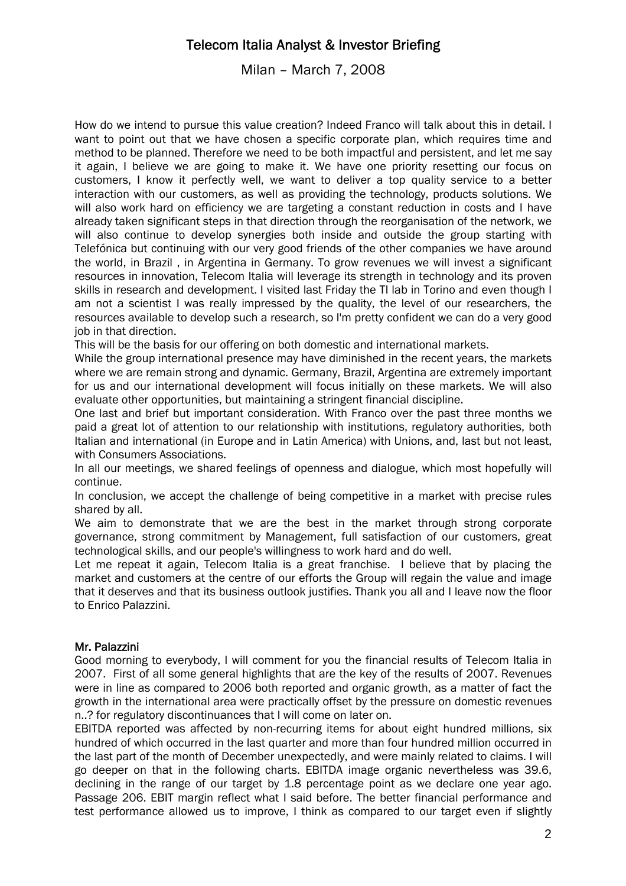How do we intend to pursue this value creation? Indeed Franco will talk about this in detail. I want to point out that we have chosen a specific corporate plan, which requires time and method to be planned. Therefore we need to be both impactful and persistent, and let me say it again, I believe we are going to make it. We have one priority resetting our focus on customers, I know it perfectly well, we want to deliver a top quality service to a better interaction with our customers, as well as providing the technology, products solutions. We will also work hard on efficiency we are targeting a constant reduction in costs and I have already taken significant steps in that direction through the reorganisation of the network, we will also continue to develop synergies both inside and outside the group starting with Telefónica but continuing with our very good friends of the other companies we have around the world, in Brazil , in Argentina in Germany. To grow revenues we will invest a significant resources in innovation, Telecom Italia will leverage its strength in technology and its proven skills in research and development. I visited last Friday the TI lab in Torino and even though I am not a scientist I was really impressed by the quality, the level of our researchers, the resources available to develop such a research, so I'm pretty confident we can do a very good job in that direction.

This will be the basis for our offering on both domestic and international markets.

While the group international presence may have diminished in the recent years, the markets where we are remain strong and dynamic. Germany, Brazil, Argentina are extremely important for us and our international development will focus initially on these markets. We will also evaluate other opportunities, but maintaining a stringent financial discipline.

One last and brief but important consideration. With Franco over the past three months we paid a great lot of attention to our relationship with institutions, regulatory authorities, both Italian and international (in Europe and in Latin America) with Unions, and, last but not least, with Consumers Associations.

In all our meetings, we shared feelings of openness and dialogue, which most hopefully will continue.

In conclusion, we accept the challenge of being competitive in a market with precise rules shared by all.

We aim to demonstrate that we are the best in the market through strong corporate governance, strong commitment by Management, full satisfaction of our customers, great technological skills, and our people's willingness to work hard and do well.

Let me repeat it again, Telecom Italia is a great franchise. I believe that by placing the market and customers at the centre of our efforts the Group will regain the value and image that it deserves and that its business outlook justifies. Thank you all and I leave now the floor to Enrico Palazzini.

**Mr. Palazzini**

Good morning to everybody, I will comment for you the financial results of Telecom Italia in 2007. First of all some general highlights that are the key of the results of 2007. Revenues were in line as compared to 2006 both reported and organic growth, as a matter of fact the growth in the international area were practically offset by the pressure on domestic revenues n..? for regulatory discontinuances that I will come on later on.

EBITDA reported was affected by non-recurring items for about eight hundred millions, six hundred of which occurred in the last quarter and more than four hundred million occurred in the last part of the month of December unexpectedly, and were mainly related to claims. I will go deeper on that in the following charts. EBITDA image organic nevertheless was 39.6, declining in the range of our target by 1.8 percentage point as we declare one year ago. Passage 206. EBIT margin reflect what I said before. The better financial performance and test performance allowed us to improve, I think as compared to our target even if slightly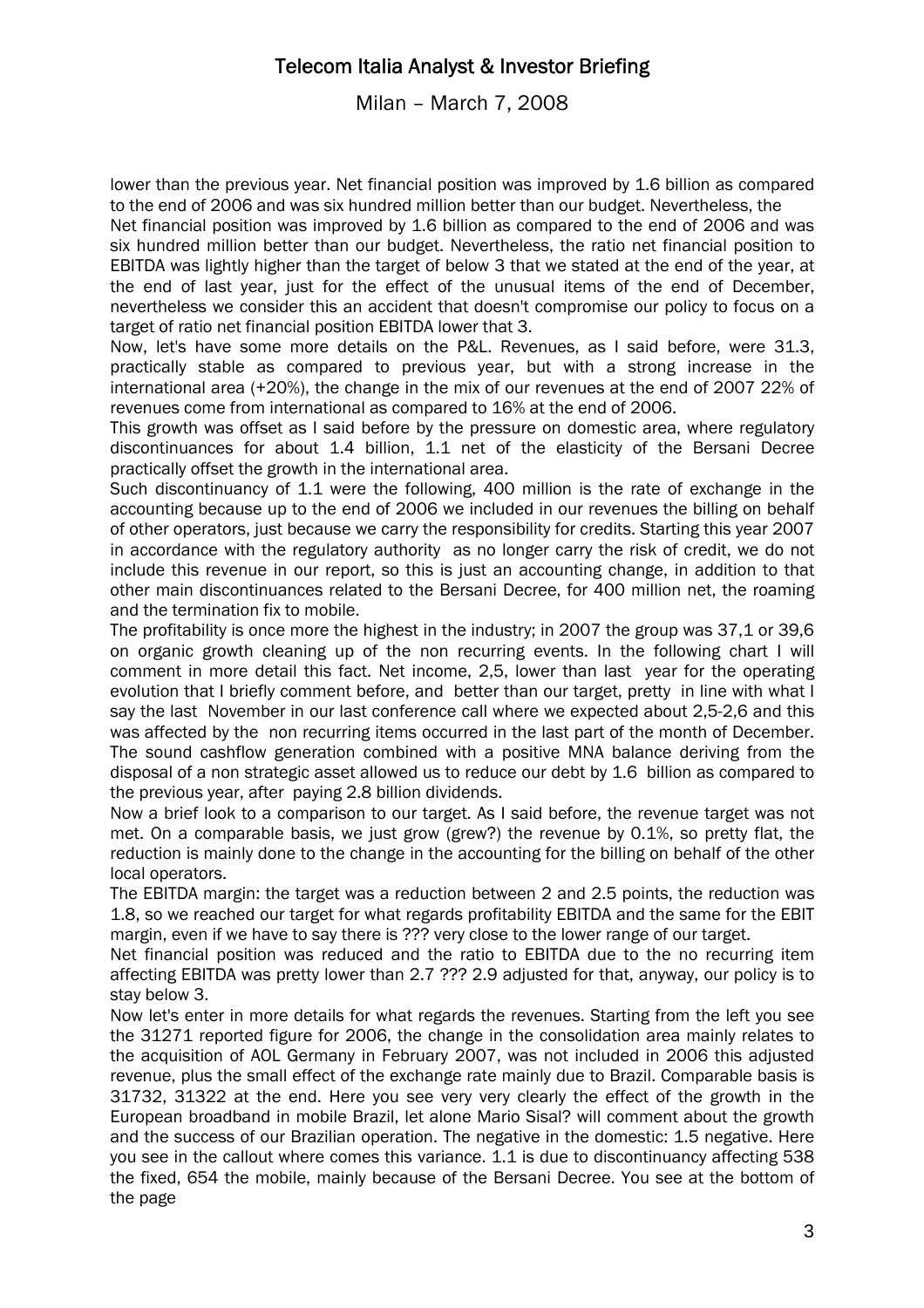lower than the previous year. Net financial position was improved by 1.6 billion as compared to the end of 2006 and was six hundred million better than our budget. Nevertheless, the Net financial position was improved by 1.6 billion as compared to the end of 2006 and was six hundred million better than our budget. Nevertheless, the ratio net financial position to EBITDA was lightly higher than the target of below 3 that we stated at the end of the year, at the end of last year, just for the effect of the unusual items of the end of December, nevertheless we consider this an accident that doesn't compromise our policy to focus on a target of ratio net financial position EBITDA lower that 3.

Now, let's have some more details on the P&L. Revenues, as I said before, were 31.3, practically stable as compared to previous year, but with a strong increase in the international area (+20%), the change in the mix of our revenues at the end of 2007 22% of revenues come from international as compared to 16% at the end of 2006.

This growth was offset as I said before by the pressure on domestic area, where regulatory discontinuances for about 1.4 billion, 1.1 net of the elasticity of the Bersani Decree practically offset the growth in the international area.

Such discontinuancy of 1.1 were the following, 400 million is the rate of exchange in the accounting because up to the end of 2006 we included in our revenues the billing on behalf of other operators, just because we carry the responsibility for credits. Starting this year 2007 in accordance with the regulatory authority as no longer carry the risk of credit, we do not include this revenue in our report, so this is just an accounting change, in addition to that other main discontinuances related to the Bersani Decree, for 400 million net, the roaming and the termination fix to mobile.

The profitability is once more the highest in the industry; in 2007 the group was 37,1 or 39,6 on organic growth cleaning up of the non recurring events. In the following chart I will comment in more detail this fact. Net income, 2,5, lower than last year for the operating evolution that I briefly comment before, and better than our target, pretty in line with what I say the last November in our last conference call where we expected about 2,5-2,6 and this was affected by the non recurring items occurred in the last part of the month of December.

The sound cashflow generation combined with a positive MNA balance deriving from the disposal of a non strategic asset allowed us to reduce our debt by 1.6 billion as compared to the previous year, after paying 2.8 billion dividends.

Now a brief look to a comparison to our target. As I said before, the revenue target was not met. On a comparable basis, we just grow (grew?) the revenue by 0.1%, so pretty flat, the reduction is mainly done to the change in the accounting for the billing on behalf of the other local operators.

The EBITDA margin: the target was a reduction between 2 and 2.5 points, the reduction was 1.8, so we reached our target for what regards profitability EBITDA and the same for the EBIT margin, even if we have to say there is ??? very close to the lower range of our target.

Net financial position was reduced and the ratio to EBITDA due to the no recurring item affecting EBITDA was pretty lower than 2.7 ??? 2.9 adjusted for that, anyway, our policy is to stay below 3.

Now let's enter in more details for what regards the revenues. Starting from the left you see the 31271 reported figure for 2006, the change in the consolidation area mainly relates to the acquisition of AOL Germany in February 2007, was not included in 2006 this adjusted revenue, plus the small effect of the exchange rate mainly due to Brazil. Comparable basis is 31732, 31322 at the end. Here you see very very clearly the effect of the growth in the European broadband in mobile Brazil, let alone Mario Sisal? will comment about the growth and the success of our Brazilian operation. The negative in the domestic: 1.5 negative. Here you see in the callout where comes this variance. 1.1 is due to discontinuancy affecting 538 the fixed, 654 the mobile, mainly because of the Bersani Decree. You see at the bottom of the page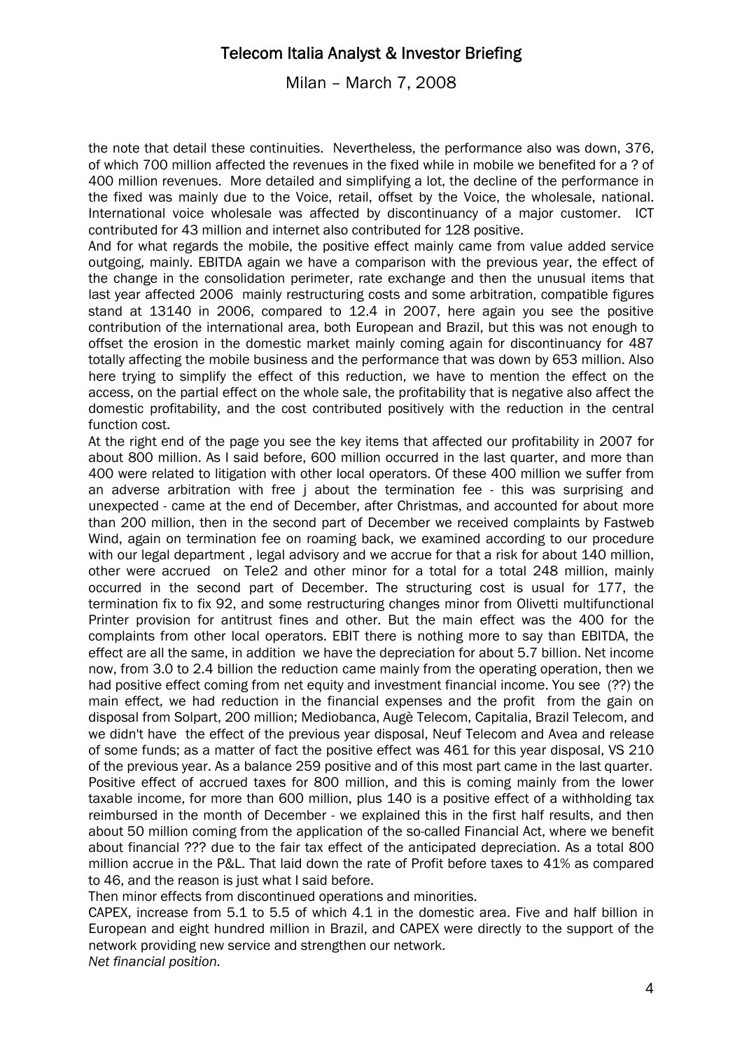the note that detail these continuities. Nevertheless, the performance also was down, 376, of which 700 million affected the revenues in the fixed while in mobile we benefited for a ? of 400 million revenues. More detailed and simplifying a lot, the decline of the performance in the fixed was mainly due to the Voice, retail, offset by the Voice, the wholesale, national. International voice wholesale was affected by discontinuancy of a major customer. ICT contributed for 43 million and internet also contributed for 128 positive.

And for what regards the mobile, the positive effect mainly came from value added service outgoing, mainly. EBITDA again we have a comparison with the previous year, the effect of the change in the consolidation perimeter, rate exchange and then the unusual items that last year affected 2006 mainly restructuring costs and some arbitration, compatible figures stand at 13140 in 2006, compared to 12.4 in 2007, here again you see the positive contribution of the international area, both European and Brazil, but this was not enough to offset the erosion in the domestic market mainly coming again for discontinuancy for 487 totally affecting the mobile business and the performance that was down by 653 million. Also here trying to simplify the effect of this reduction, we have to mention the effect on the access, on the partial effect on the whole sale, the profitability that is negative also affect the domestic profitability, and the cost contributed positively with the reduction in the central function cost.

At the right end of the page you see the key items that affected our profitability in 2007 for about 800 million. As I said before, 600 million occurred in the last quarter, and more than 400 were related to litigation with other local operators. Of these 400 million we suffer from an adverse arbitration with free j about the termination fee - this was surprising and unexpected - came at the end of December, after Christmas, and accounted for about more than 200 million, then in the second part of December we received complaints by Fastweb Wind, again on termination fee on roaming back, we examined according to our procedure with our legal department , legal advisory and we accrue for that a risk for about 140 million, other were accrued on Tele2 and other minor for a total for a total 248 million, mainly occurred in the second part of December. The structuring cost is usual for 177, the termination fix to fix 92, and some restructuring changes minor from Olivetti multifunctional Printer provision for antitrust fines and other. But the main effect was the 400 for the complaints from other local operators. EBIT there is nothing more to say than EBITDA, the effect are all the same, in addition we have the depreciation for about 5.7 billion. Net income now, from 3.0 to 2.4 billion the reduction came mainly from the operating operation, then we had positive effect coming from net equity and investment financial income. You see (??) the main effect, we had reduction in the financial expenses and the profit from the gain on disposal from Solpart, 200 million; Mediobanca, Augè Telecom, Capitalia, Brazil Telecom, and we didn't have the effect of the previous year disposal, Neuf Telecom and Avea and release of some funds; as a matter of fact the positive effect was 461 for this year disposal, VS 210 of the previous year. As a balance 259 positive and of this most part came in the last quarter. Positive effect of accrued taxes for 800 million, and this is coming mainly from the lower taxable income, for more than 600 million, plus 140 is a positive effect of a withholding tax reimbursed in the month of December - we explained this in the first half results, and then about 50 million coming from the application of the so-called Financial Act, where we benefit about financial ??? due to the fair tax effect of the anticipated depreciation. As a total 800 million accrue in the P&L. That laid down the rate of Profit before taxes to 41% as compared to 46, and the reason is just what I said before.

Then minor effects from discontinued operations and minorities.

CAPEX, increase from 5.1 to 5.5 of which 4.1 in the domestic area. Five and half billion in European and eight hundred million in Brazil, and CAPEX were directly to the support of the network providing new service and strengthen our network.

*Net financial position.*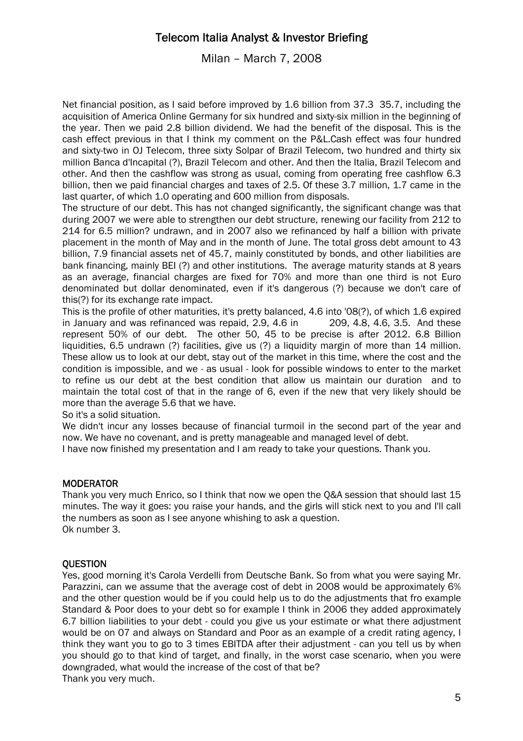Net financial position, as I said before improved by 1.6 billion from 37.3 35.7, including the acquisition of America Online Germany for six hundred and sixty-six million in the beginning of the year. Then we paid 2.8 billion dividend. We had the benefit of the disposal. This is the cash effect previous in that I think my comment on the P&L.Cash effect was four hundred and sixty-two in OJ Telecom, three sixty Solpar of Brazil Telecom, two hundred and thirty six million Banca d'Incapital (?), Brazil Telecom and other. And then the Italia, Brazil Telecom and other. And then the cashflow was strong as usual, coming from operating free cashflow 6.3 billion, then we paid financial charges and taxes of 2.5. Of these 3.7 million, 1.7 came in the last quarter, of which 1.0 operating and 600 million from disposals.

The structure of our debt. This has not changed significantly, the significant change was that during 2007 we were able to strengthen our debt structure, renewing our facility from 212 to 214 for 6.5 million? undrawn, and in 2007 also we refinanced by half a billion with private placement in the month of May and in the month of June. The total gross debt amount to 43 billion, 7.9 financial assets net of 45.7, mainly constituted by bonds, and other liabilities are bank financing, mainly BEI (?) and other institutions. The average maturity stands at 8 years as an average, financial charges are fixed for 70% and more than one third is not Euro denominated but dollar denominated, even if it's dangerous (?) because we don't care of this(?) for its exchange rate impact.

This is the profile of other maturities, it's pretty balanced, 4.6 into '08(?), of which 1.6 expired in January and was refinanced was repaid, 2.9, 4.6 in 209, 4.8, 4.6, 3.5. And these represent 50% of our debt. The other 50, 45 to be precise is after 2012. 6.8 Billion liquidities, 6.5 undrawn (?) facilities, give us (?) a liquidity margin of more than 14 million. These allow us to look at our debt, stay out of the market in this time, where the cost and the condition is impossible, and we - as usual - look for possible windows to enter to the market to refine us our debt at the best condition that allow us maintain our duration and to maintain the total cost of that in the range of 6, even if the new that very likely should be more than the average 5.6 that we have.

So it's a solid situation.

We didn't incur any losses because of financial turmoil in the second part of the year and now. We have no covenant, and is pretty manageable and managed level of debt.

I have now finished my presentation and I am ready to take your questions. Thank you.

### MODERATOR

Thank you very much Enrico, so I think that now we open the Q&A session that should last 15 minutes. The way it goes: you raise your hands, and the girls will stick next to you and I'll call the numbers as soon as I see anyone whishing to ask a question.
Ok number 3.

### QUESTION

Yes, good morning it's Carola Verdelli from Deutsche Bank. So from what you were saying Mr. Parazzini, can we assume that the average cost of debt in 2008 would be approximately 6% and the other question would be if you could help us to do the adjustments that fro example Standard & Poor does to your debt so for example I think in 2006 they added approximately 6.7 billion liabilities to your debt - could you give us your estimate or what there adjustment would be on 07 and always on Standard and Poor as an example of a credit rating agency, I think they want you to go to 3 times EBITDA after their adjustment - can you tell us by when you should go to that kind of target, and finally, in the worst case scenario, when you were downgraded, what would the increase of the cost of that be?
Thank you very much.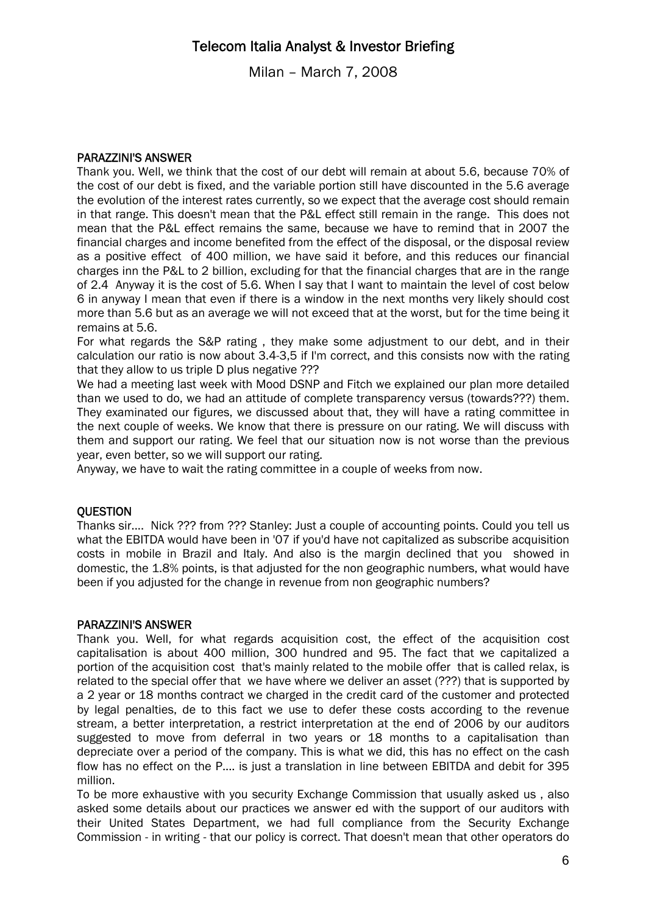**PARAZZINI'S ANSWER**

Thank you. Well, we think that the cost of our debt will remain at about 5.6, because 70% of the cost of our debt is fixed, and the variable portion still have discounted in the 5.6 average the evolution of the interest rates currently, so we expect that the average cost should remain in that range. This doesn't mean that the P&L effect still remain in the range. This does not mean that the P&L effect remains the same, because we have to remind that in 2007 the financial charges and income benefited from the effect of the disposal, or the disposal review as a positive effect of 400 million, we have said it before, and this reduces our financial charges inn the P&L to 2 billion, excluding for that the financial charges that are in the range of 2.4 Anyway it is the cost of 5.6. When I say that I want to maintain the level of cost below 6 in anyway I mean that even if there is a window in the next months very likely should cost more than 5.6 but as an average we will not exceed that at the worst, but for the time being it remains at 5.6.

For what regards the S&P rating , they make some adjustment to our debt, and in their calculation our ratio is now about 3.4-3,5 if I'm correct, and this consists now with the rating that they allow to us triple D plus negative ???

We had a meeting last week with Mood DSNP and Fitch we explained our plan more detailed than we used to do, we had an attitude of complete transparency versus (towards???) them. They examinated our figures, we discussed about that, they will have a rating committee in the next couple of weeks. We know that there is pressure on our rating. We will discuss with them and support our rating. We feel that our situation now is not worse than the previous year, even better, so we will support our rating.

Anyway, we have to wait the rating committee in a couple of weeks from now.

**QUESTION**

Thanks sir.... Nick ??? from ??? Stanley: Just a couple of accounting points. Could you tell us what the EBITDA would have been in '07 if you'd have not capitalized as subscribe acquisition costs in mobile in Brazil and Italy. And also is the margin declined that you showed in domestic, the 1.8% points, is that adjusted for the non geographic numbers, what would have been if you adjusted for the change in revenue from non geographic numbers?

**PARAZZINI'S ANSWER**

Thank you. Well, for what regards acquisition cost, the effect of the acquisition cost capitalisation is about 400 million, 300 hundred and 95. The fact that we capitalized a portion of the acquisition cost that's mainly related to the mobile offer that is called relax, is related to the special offer that we have where we deliver an asset (???) that is supported by a 2 year or 18 months contract we charged in the credit card of the customer and protected by legal penalties, de to this fact we use to defer these costs according to the revenue stream, a better interpretation, a restrict interpretation at the end of 2006 by our auditors suggested to move from deferral in two years or 18 months to a capitalisation than depreciate over a period of the company. This is what we did, this has no effect on the cash flow has no effect on the P.... is just a translation in line between EBITDA and debit for 395 million.

To be more exhaustive with you security Exchange Commission that usually asked us , also asked some details about our practices we answer ed with the support of our auditors with their United States Department, we had full compliance from the Security Exchange Commission - in writing - that our policy is correct. That doesn't mean that other operators do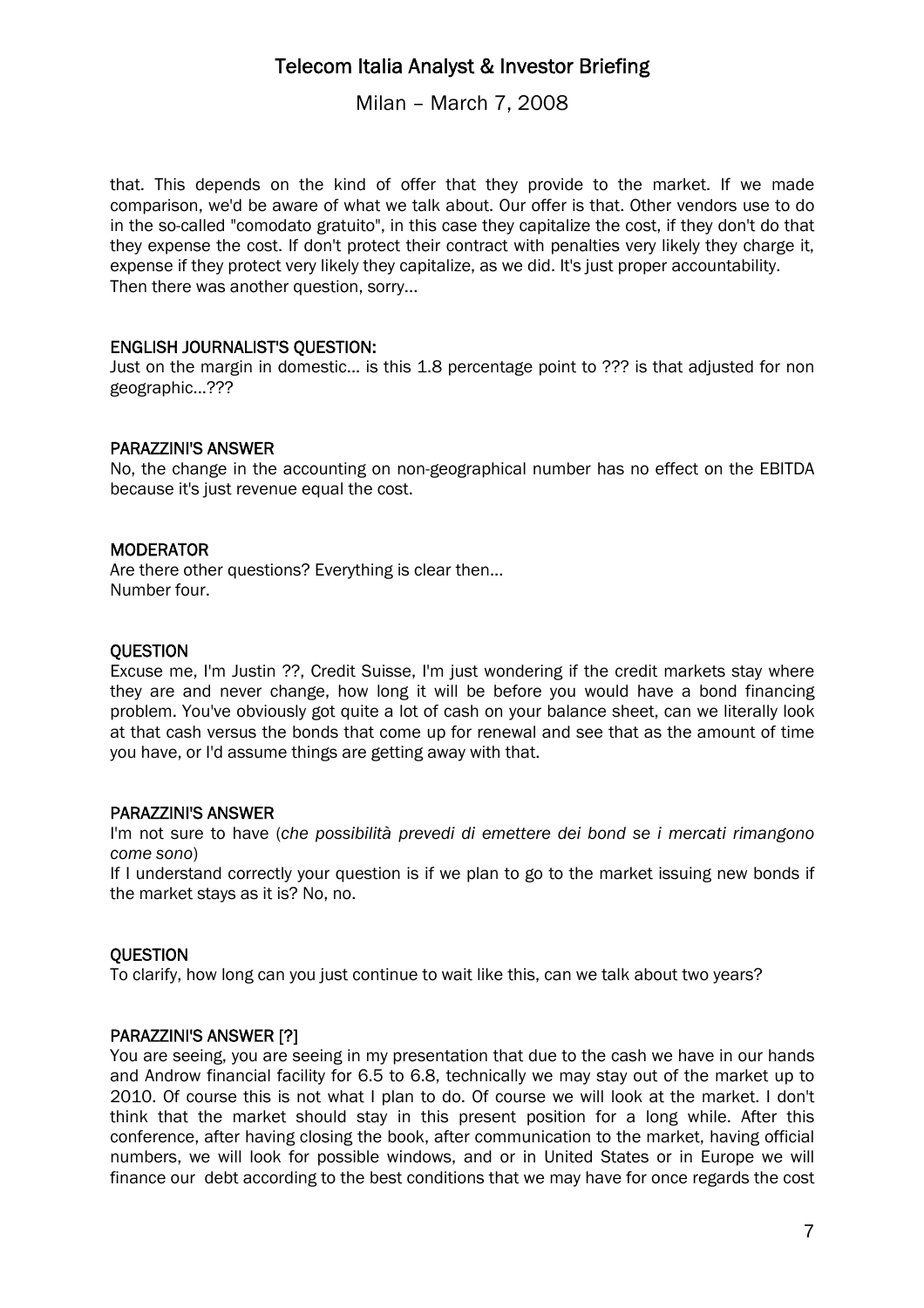that. This depends on the kind of offer that they provide to the market. If we made comparison, we'd be aware of what we talk about. Our offer is that. Other vendors use to do in the so-called "comodato gratuito", in this case they capitalize the cost, if they don't do that they expense the cost. If don't protect their contract with penalties very likely they charge it, expense if they protect very likely they capitalize, as we did. It's just proper accountability.
Then there was another question, sorry...

**ENGLISH JOURNALIST'S QUESTION:**
Just on the margin in domestic... is this 1.8 percentage point to ??? is that adjusted for non geographic...???

**PARAZZINI'S ANSWER**
No, the change in the accounting on non-geographical number has no effect on the EBITDA because it's just revenue equal the cost.

**MODERATOR**
Are there other questions? Everything is clear then...
Number four.

**QUESTION**
Excuse me, I'm Justin ??, Credit Suisse, I'm just wondering if the credit markets stay where they are and never change, how long it will be before you would have a bond financing problem. You've obviously got quite a lot of cash on your balance sheet, can we literally look at that cash versus the bonds that come up for renewal and see that as the amount of time you have, or I'd assume things are getting away with that.

**PARAZZINI'S ANSWER**
I'm not sure to have (*che possibilità prevedi di emettere dei bond se i mercati rimangono come sono*)
If I understand correctly your question is if we plan to go to the market issuing new bonds if the market stays as it is? No, no.

**QUESTION**
To clarify, how long can you just continue to wait like this, can we talk about two years?

**PARAZZINI'S ANSWER [?]**
You are seeing, you are seeing in my presentation that due to the cash we have in our hands and Androw financial facility for 6.5 to 6.8, technically we may stay out of the market up to 2010. Of course this is not what I plan to do. Of course we will look at the market. I don't think that the market should stay in this present position for a long while. After this conference, after having closing the book, after communication to the market, having official numbers, we will look for possible windows, and or in United States or in Europe we will finance our debt according to the best conditions that we may have for once regards the cost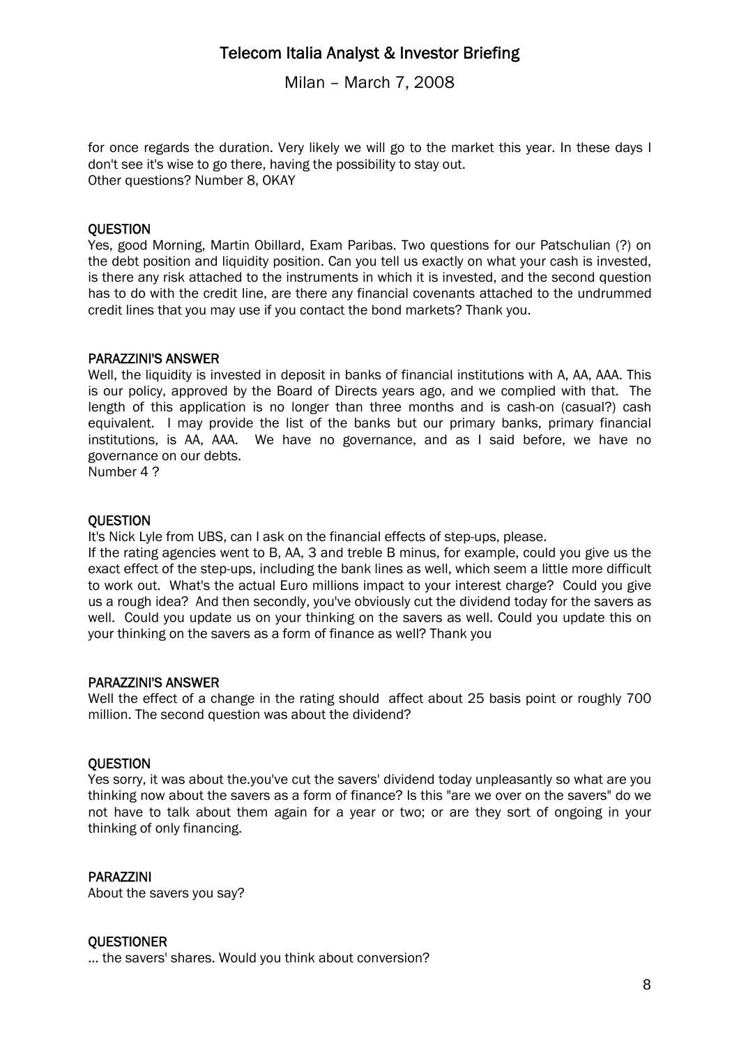for once regards the duration. Very likely we will go to the market this year. In these days I don't see it's wise to go there, having the possibility to stay out.
Other questions? Number 8, OKAY

**QUESTION**
Yes, good Morning, Martin Obillard, Exam Paribas. Two questions for our Patschulian (?) on the debt position and liquidity position. Can you tell us exactly on what your cash is invested, is there any risk attached to the instruments in which it is invested, and the second question has to do with the credit line, are there any financial covenants attached to the undrummed credit lines that you may use if you contact the bond markets? Thank you.

**PARAZZINI'S ANSWER**
Well, the liquidity is invested in deposit in banks of financial institutions with A, AA, AAA. This is our policy, approved by the Board of Directs years ago, and we complied with that. The length of this application is no longer than three months and is cash-on (casual?) cash equivalent. I may provide the list of the banks but our primary banks, primary financial institutions, is AA, AAA. We have no governance, and as I said before, we have no governance on our debts.
Number 4 ?

**QUESTION**
It's Nick Lyle from UBS, can I ask on the financial effects of step-ups, please.
If the rating agencies went to B, AA, 3 and treble B minus, for example, could you give us the exact effect of the step-ups, including the bank lines as well, which seem a little more difficult to work out. What's the actual Euro millions impact to your interest charge? Could you give us a rough idea? And then secondly, you've obviously cut the dividend today for the savers as well. Could you update us on your thinking on the savers as well. Could you update this on your thinking on the savers as a form of finance as well? Thank you

**PARAZZINI'S ANSWER**
Well the effect of a change in the rating should affect about 25 basis point or roughly 700 million. The second question was about the dividend?

**QUESTION**
Yes sorry, it was about the.you've cut the savers' dividend today unpleasantly so what are you thinking now about the savers as a form of finance? Is this "are we over on the savers" do we not have to talk about them again for a year or two; or are they sort of ongoing in your thinking of only financing.

**PARAZZINI**
About the savers you say?

**QUESTIONER**
... the savers' shares. Would you think about conversion?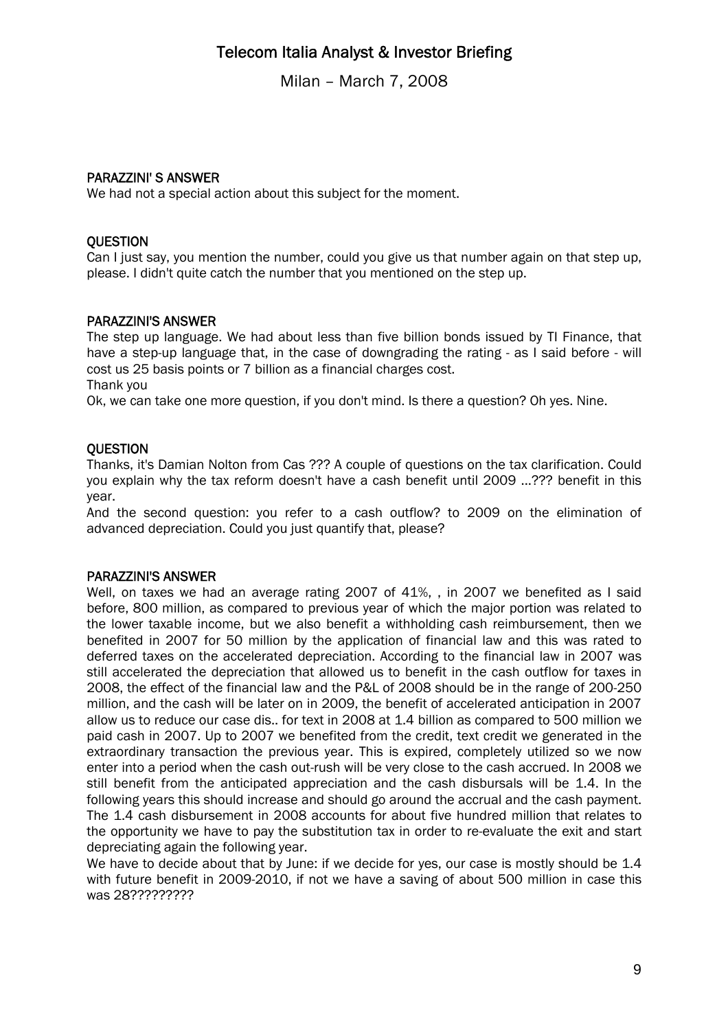**PARAZZINI' S ANSWER**

We had not a special action about this subject for the moment.

**QUESTION**

Can I just say, you mention the number, could you give us that number again on that step up, please. I didn't quite catch the number that you mentioned on the step up.

**PARAZZINI'S ANSWER**

The step up language. We had about less than five billion bonds issued by TI Finance, that have a step-up language that, in the case of downgrading the rating - as I said before - will cost us 25 basis points or 7 billion as a financial charges cost.

Thank you

Ok, we can take one more question, if you don't mind. Is there a question? Oh yes. Nine.

**QUESTION**

Thanks, it's Damian Nolton from Cas ??? A couple of questions on the tax clarification. Could you explain why the tax reform doesn't have a cash benefit until 2009 ...??? benefit in this year.

And the second question: you refer to a cash outflow? to 2009 on the elimination of advanced depreciation. Could you just quantify that, please?

**PARAZZINI'S ANSWER**

Well, on taxes we had an average rating 2007 of 41%, , in 2007 we benefited as I said before, 800 million, as compared to previous year of which the major portion was related to the lower taxable income, but we also benefit a withholding cash reimbursement, then we benefited in 2007 for 50 million by the application of financial law and this was rated to deferred taxes on the accelerated depreciation. According to the financial law in 2007 was still accelerated the depreciation that allowed us to benefit in the cash outflow for taxes in 2008, the effect of the financial law and the P&L of 2008 should be in the range of 200-250 million, and the cash will be later on in 2009, the benefit of accelerated anticipation in 2007 allow us to reduce our case dis.. for text in 2008 at 1.4 billion as compared to 500 million we paid cash in 2007. Up to 2007 we benefited from the credit, text credit we generated in the extraordinary transaction the previous year. This is expired, completely utilized so we now enter into a period when the cash out-rush will be very close to the cash accrued. In 2008 we still benefit from the anticipated appreciation and the cash disbursals will be 1.4. In the following years this should increase and should go around the accrual and the cash payment. The 1.4 cash disbursement in 2008 accounts for about five hundred million that relates to the opportunity we have to pay the substitution tax in order to re-evaluate the exit and start depreciating again the following year.

We have to decide about that by June: if we decide for yes, our case is mostly should be 1.4 with future benefit in 2009-2010, if not we have a saving of about 500 million in case this was 28?????????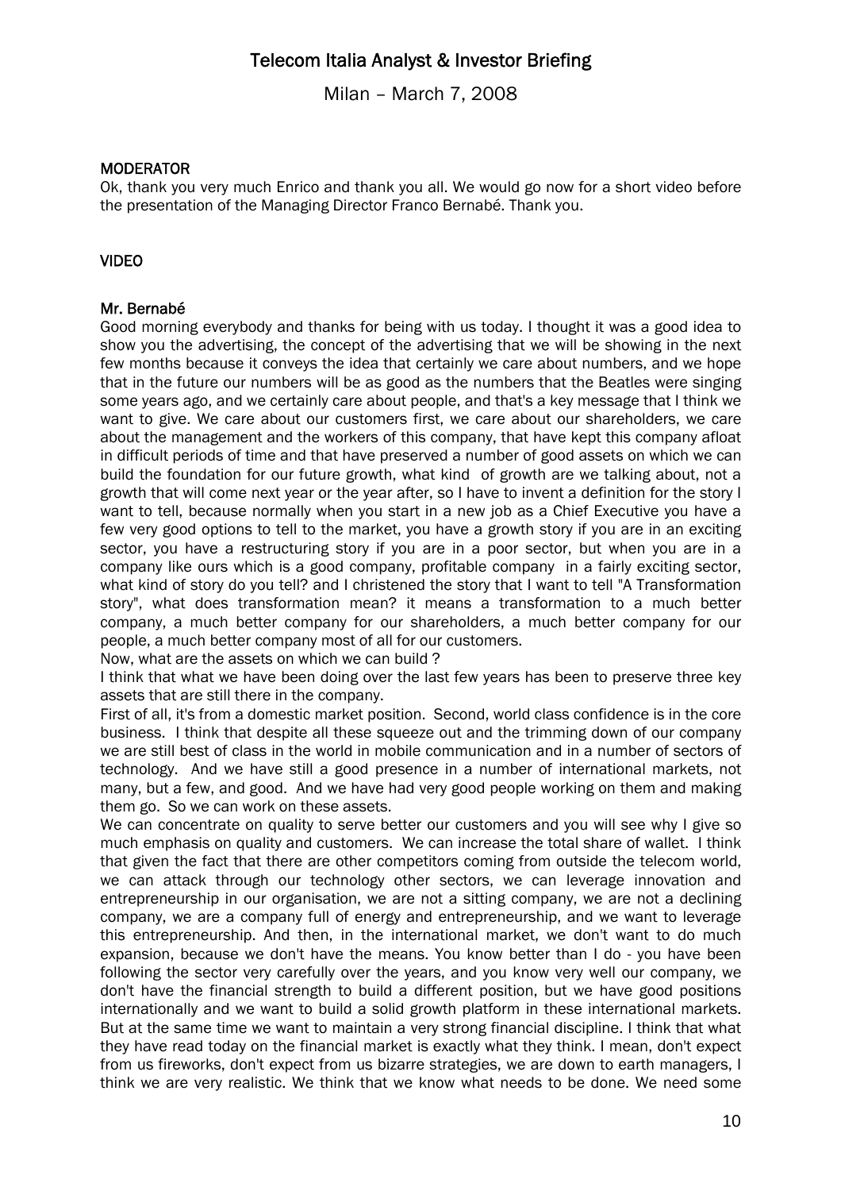**MODERATOR**

Ok, thank you very much Enrico and thank you all. We would go now for a short video before the presentation of the Managing Director Franco Bernabé. Thank you.

**VIDEO**

**Mr. Bernabé**

Good morning everybody and thanks for being with us today. I thought it was a good idea to show you the advertising, the concept of the advertising that we will be showing in the next few months because it conveys the idea that certainly we care about numbers, and we hope that in the future our numbers will be as good as the numbers that the Beatles were singing some years ago, and we certainly care about people, and that's a key message that I think we want to give. We care about our customers first, we care about our shareholders, we care about the management and the workers of this company, that have kept this company afloat in difficult periods of time and that have preserved a number of good assets on which we can build the foundation for our future growth, what kind of growth are we talking about, not a growth that will come next year or the year after, so I have to invent a definition for the story I want to tell, because normally when you start in a new job as a Chief Executive you have a few very good options to tell to the market, you have a growth story if you are in an exciting sector, you have a restructuring story if you are in a poor sector, but when you are in a company like ours which is a good company, profitable company in a fairly exciting sector, what kind of story do you tell? and I christened the story that I want to tell "A Transformation story", what does transformation mean? it means a transformation to a much better company, a much better company for our shareholders, a much better company for our people, a much better company most of all for our customers.

Now, what are the assets on which we can build ?

I think that what we have been doing over the last few years has been to preserve three key assets that are still there in the company.

First of all, it's from a domestic market position. Second, world class confidence is in the core business. I think that despite all these squeeze out and the trimming down of our company we are still best of class in the world in mobile communication and in a number of sectors of technology. And we have still a good presence in a number of international markets, not many, but a few, and good. And we have had very good people working on them and making them go. So we can work on these assets.

We can concentrate on quality to serve better our customers and you will see why I give so much emphasis on quality and customers. We can increase the total share of wallet. I think that given the fact that there are other competitors coming from outside the telecom world, we can attack through our technology other sectors, we can leverage innovation and entrepreneurship in our organisation, we are not a sitting company, we are not a declining company, we are a company full of energy and entrepreneurship, and we want to leverage this entrepreneurship. And then, in the international market, we don't want to do much expansion, because we don't have the means. You know better than I do - you have been following the sector very carefully over the years, and you know very well our company, we don't have the financial strength to build a different position, but we have good positions internationally and we want to build a solid growth platform in these international markets. But at the same time we want to maintain a very strong financial discipline. I think that what they have read today on the financial market is exactly what they think. I mean, don't expect from us fireworks, don't expect from us bizarre strategies, we are down to earth managers, I think we are very realistic. We think that we know what needs to be done. We need some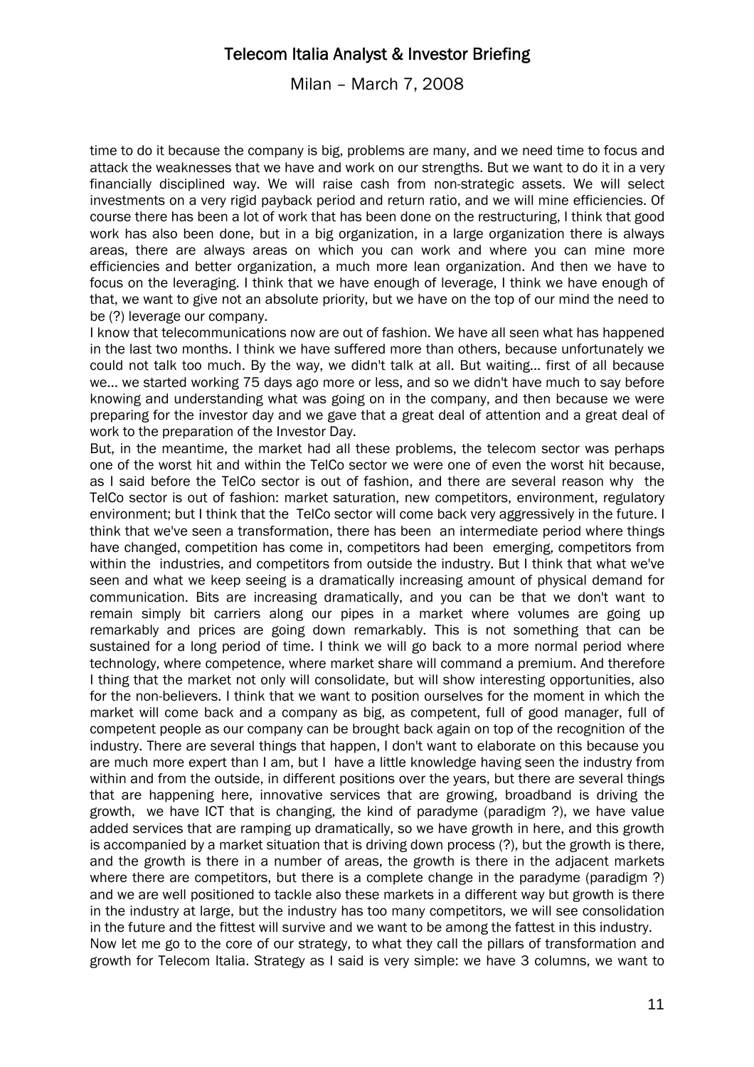time to do it because the company is big, problems are many, and we need time to focus and attack the weaknesses that we have and work on our strengths. But we want to do it in a very financially disciplined way. We will raise cash from non-strategic assets. We will select investments on a very rigid payback period and return ratio, and we will mine efficiencies. Of course there has been a lot of work that has been done on the restructuring, I think that good work has also been done, but in a big organization, in a large organization there is always areas, there are always areas on which you can work and where you can mine more efficiencies and better organization, a much more lean organization. And then we have to focus on the leveraging. I think that we have enough of leverage, I think we have enough of that, we want to give not an absolute priority, but we have on the top of our mind the need to be (?) leverage our company.

I know that telecommunications now are out of fashion. We have all seen what has happened in the last two months. I think we have suffered more than others, because unfortunately we could not talk too much. By the way, we didn't talk at all. But waiting... first of all because we... we started working 75 days ago more or less, and so we didn't have much to say before knowing and understanding what was going on in the company, and then because we were preparing for the investor day and we gave that a great deal of attention and a great deal of work to the preparation of the Investor Day.

But, in the meantime, the market had all these problems, the telecom sector was perhaps one of the worst hit and within the TelCo sector we were one of even the worst hit because, as I said before the TelCo sector is out of fashion, and there are several reason why the TelCo sector is out of fashion: market saturation, new competitors, environment, regulatory environment; but I think that the TelCo sector will come back very aggressively in the future. I think that we've seen a transformation, there has been an intermediate period where things have changed, competition has come in, competitors had been emerging, competitors from within the industries, and competitors from outside the industry. But I think that what we've seen and what we keep seeing is a dramatically increasing amount of physical demand for communication. Bits are increasing dramatically, and you can be that we don't want to remain simply bit carriers along our pipes in a market where volumes are going up remarkably and prices are going down remarkably. This is not something that can be sustained for a long period of time. I think we will go back to a more normal period where technology, where competence, where market share will command a premium. And therefore I thing that the market not only will consolidate, but will show interesting opportunities, also for the non-believers. I think that we want to position ourselves for the moment in which the market will come back and a company as big, as competent, full of good manager, full of competent people as our company can be brought back again on top of the recognition of the industry. There are several things that happen, I don't want to elaborate on this because you are much more expert than I am, but I have a little knowledge having seen the industry from within and from the outside, in different positions over the years, but there are several things that are happening here, innovative services that are growing, broadband is driving the growth, we have ICT that is changing, the kind of paradyme (paradigm ?), we have value added services that are ramping up dramatically, so we have growth in here, and this growth is accompanied by a market situation that is driving down process (?), but the growth is there, and the growth is there in a number of areas, the growth is there in the adjacent markets where there are competitors, but there is a complete change in the paradyme (paradigm ?) and we are well positioned to tackle also these markets in a different way but growth is there in the industry at large, but the industry has too many competitors, we will see consolidation in the future and the fittest will survive and we want to be among the fattest in this industry.

Now let me go to the core of our strategy, to what they call the pillars of transformation and growth for Telecom Italia. Strategy as I said is very simple: we have 3 columns, we want to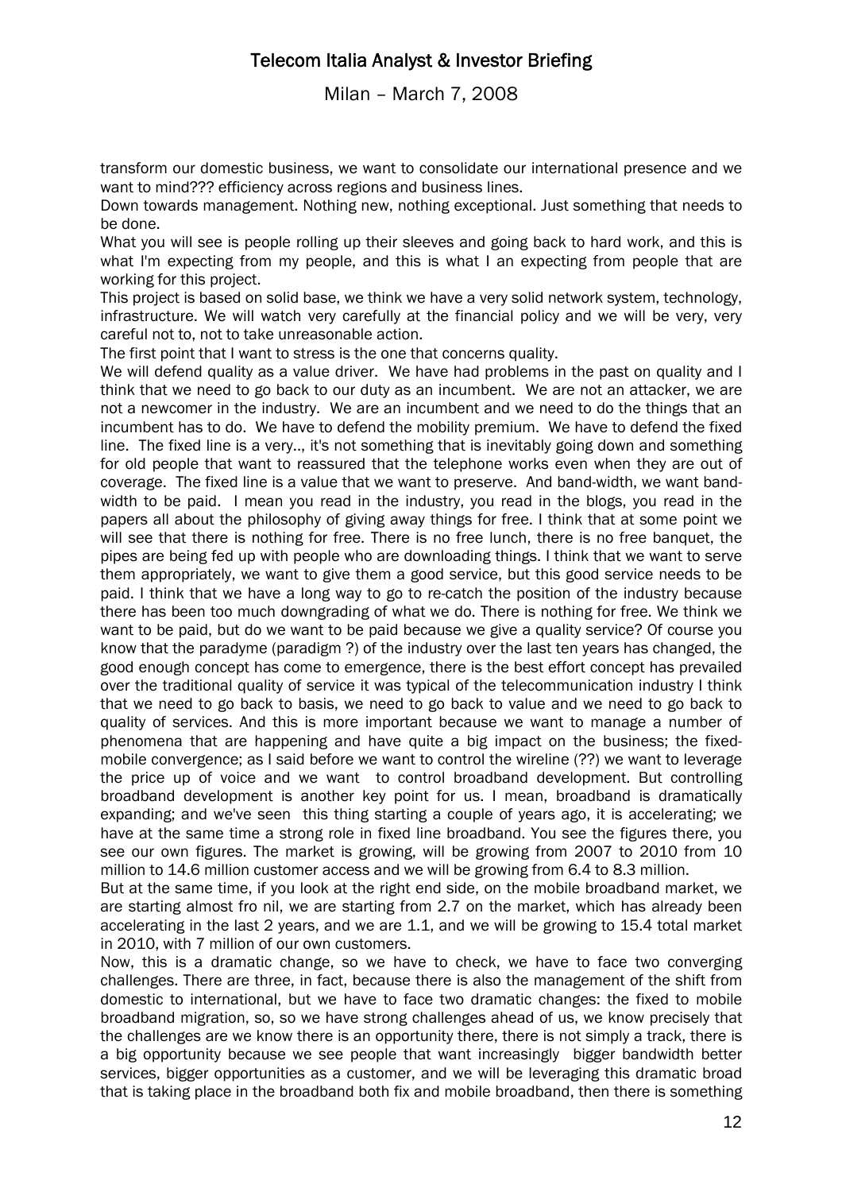transform our domestic business, we want to consolidate our international presence and we want to mind??? efficiency across regions and business lines.

Down towards management. Nothing new, nothing exceptional. Just something that needs to be done.

What you will see is people rolling up their sleeves and going back to hard work, and this is what I'm expecting from my people, and this is what I an expecting from people that are working for this project.

This project is based on solid base, we think we have a very solid network system, technology, infrastructure. We will watch very carefully at the financial policy and we will be very, very careful not to, not to take unreasonable action.

The first point that I want to stress is the one that concerns quality.

We will defend quality as a value driver. We have had problems in the past on quality and I think that we need to go back to our duty as an incumbent. We are not an attacker, we are not a newcomer in the industry. We are an incumbent and we need to do the things that an incumbent has to do. We have to defend the mobility premium. We have to defend the fixed line. The fixed line is a very.., it's not something that is inevitably going down and something for old people that want to reassured that the telephone works even when they are out of coverage. The fixed line is a value that we want to preserve. And band-width, we want band-width to be paid. I mean you read in the industry, you read in the blogs, you read in the papers all about the philosophy of giving away things for free. I think that at some point we will see that there is nothing for free. There is no free lunch, there is no free banquet, the pipes are being fed up with people who are downloading things. I think that we want to serve them appropriately, we want to give them a good service, but this good service needs to be paid. I think that we have a long way to go to re-catch the position of the industry because there has been too much downgrading of what we do. There is nothing for free. We think we want to be paid, but do we want to be paid because we give a quality service? Of course you know that the paradyme (paradigm ?) of the industry over the last ten years has changed, the good enough concept has come to emergence, there is the best effort concept has prevailed over the traditional quality of service it was typical of the telecommunication industry I think that we need to go back to basis, we need to go back to value and we need to go back to quality of services. And this is more important because we want to manage a number of phenomena that are happening and have quite a big impact on the business; the fixed-mobile convergence; as I said before we want to control the wireline (??) we want to leverage the price up of voice and we want to control broadband development. But controlling broadband development is another key point for us. I mean, broadband is dramatically expanding; and we've seen this thing starting a couple of years ago, it is accelerating; we have at the same time a strong role in fixed line broadband. You see the figures there, you see our own figures. The market is growing, will be growing from 2007 to 2010 from 10 million to 14.6 million customer access and we will be growing from 6.4 to 8.3 million.

But at the same time, if you look at the right end side, on the mobile broadband market, we are starting almost fro nil, we are starting from 2.7 on the market, which has already been accelerating in the last 2 years, and we are 1.1, and we will be growing to 15.4 total market in 2010, with 7 million of our own customers.

Now, this is a dramatic change, so we have to check, we have to face two converging challenges. There are three, in fact, because there is also the management of the shift from domestic to international, but we have to face two dramatic changes: the fixed to mobile broadband migration, so, so we have strong challenges ahead of us, we know precisely that the challenges are we know there is an opportunity there, there is not simply a track, there is a big opportunity because we see people that want increasingly bigger bandwidth better services, bigger opportunities as a customer, and we will be leveraging this dramatic broad that is taking place in the broadband both fix and mobile broadband, then there is something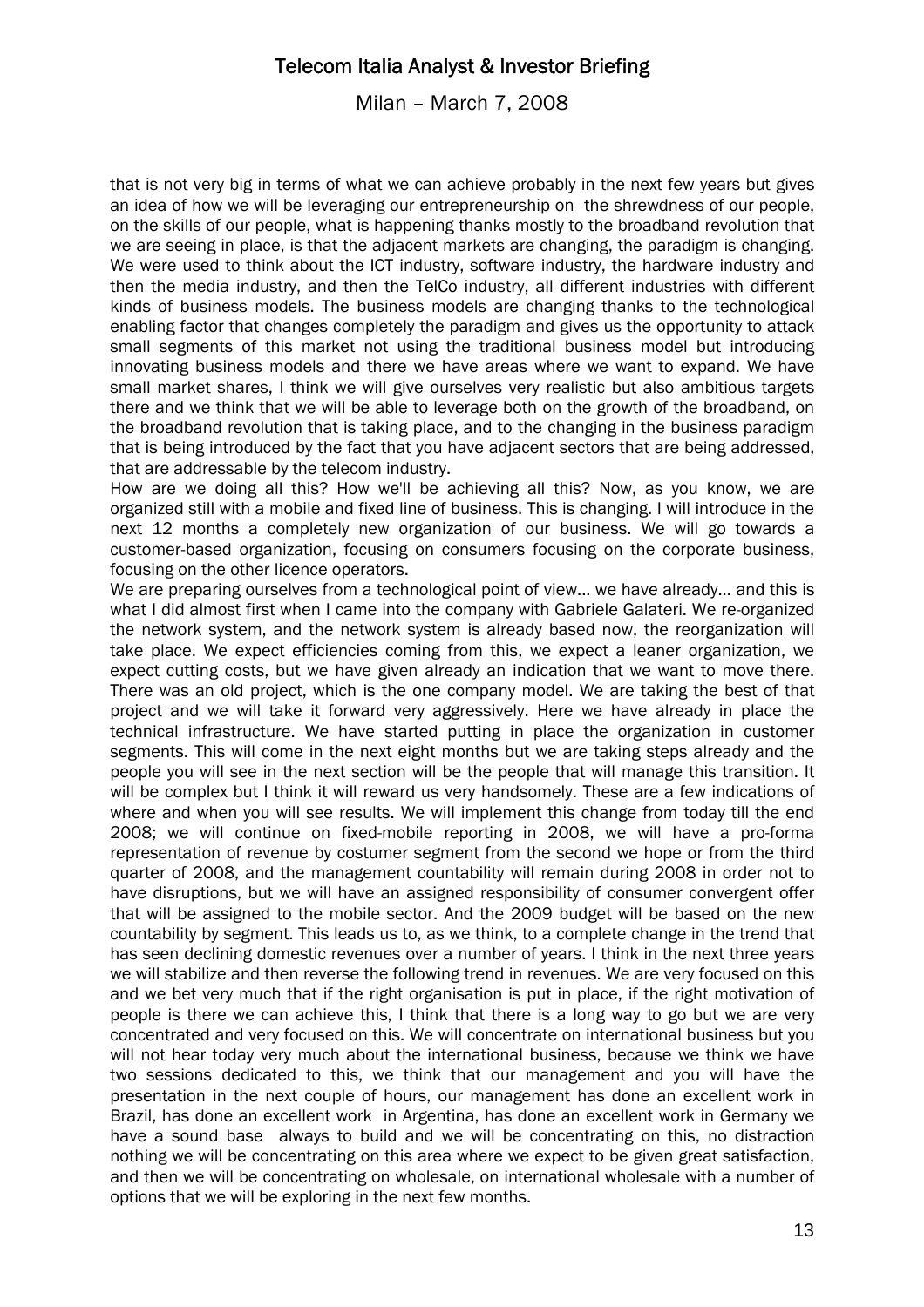that is not very big in terms of what we can achieve probably in the next few years but gives an idea of how we will be leveraging our entrepreneurship on the shrewdness of our people, on the skills of our people, what is happening thanks mostly to the broadband revolution that we are seeing in place, is that the adjacent markets are changing, the paradigm is changing. We were used to think about the ICT industry, software industry, the hardware industry and then the media industry, and then the TelCo industry, all different industries with different kinds of business models. The business models are changing thanks to the technological enabling factor that changes completely the paradigm and gives us the opportunity to attack small segments of this market not using the traditional business model but introducing innovating business models and there we have areas where we want to expand. We have small market shares, I think we will give ourselves very realistic but also ambitious targets there and we think that we will be able to leverage both on the growth of the broadband, on the broadband revolution that is taking place, and to the changing in the business paradigm that is being introduced by the fact that you have adjacent sectors that are being addressed, that are addressable by the telecom industry.

How are we doing all this? How we'll be achieving all this? Now, as you know, we are organized still with a mobile and fixed line of business. This is changing. I will introduce in the next 12 months a completely new organization of our business. We will go towards a customer-based organization, focusing on consumers focusing on the corporate business, focusing on the other licence operators.

We are preparing ourselves from a technological point of view… we have already… and this is what I did almost first when I came into the company with Gabriele Galateri. We re-organized the network system, and the network system is already based now, the reorganization will take place. We expect efficiencies coming from this, we expect a leaner organization, we expect cutting costs, but we have given already an indication that we want to move there. There was an old project, which is the one company model. We are taking the best of that project and we will take it forward very aggressively. Here we have already in place the technical infrastructure. We have started putting in place the organization in customer segments. This will come in the next eight months but we are taking steps already and the people you will see in the next section will be the people that will manage this transition. It will be complex but I think it will reward us very handsomely. These are a few indications of where and when you will see results. We will implement this change from today till the end 2008; we will continue on fixed-mobile reporting in 2008, we will have a pro-forma representation of revenue by costumer segment from the second we hope or from the third quarter of 2008, and the management countability will remain during 2008 in order not to have disruptions, but we will have an assigned responsibility of consumer convergent offer that will be assigned to the mobile sector. And the 2009 budget will be based on the new countability by segment. This leads us to, as we think, to a complete change in the trend that has seen declining domestic revenues over a number of years. I think in the next three years we will stabilize and then reverse the following trend in revenues. We are very focused on this and we bet very much that if the right organisation is put in place, if the right motivation of people is there we can achieve this, I think that there is a long way to go but we are very concentrated and very focused on this. We will concentrate on international business but you will not hear today very much about the international business, because we think we have two sessions dedicated to this, we think that our management and you will have the presentation in the next couple of hours, our management has done an excellent work in Brazil, has done an excellent work in Argentina, has done an excellent work in Germany we have a sound base always to build and we will be concentrating on this, no distraction nothing we will be concentrating on this area where we expect to be given great satisfaction, and then we will be concentrating on wholesale, on international wholesale with a number of options that we will be exploring in the next few months.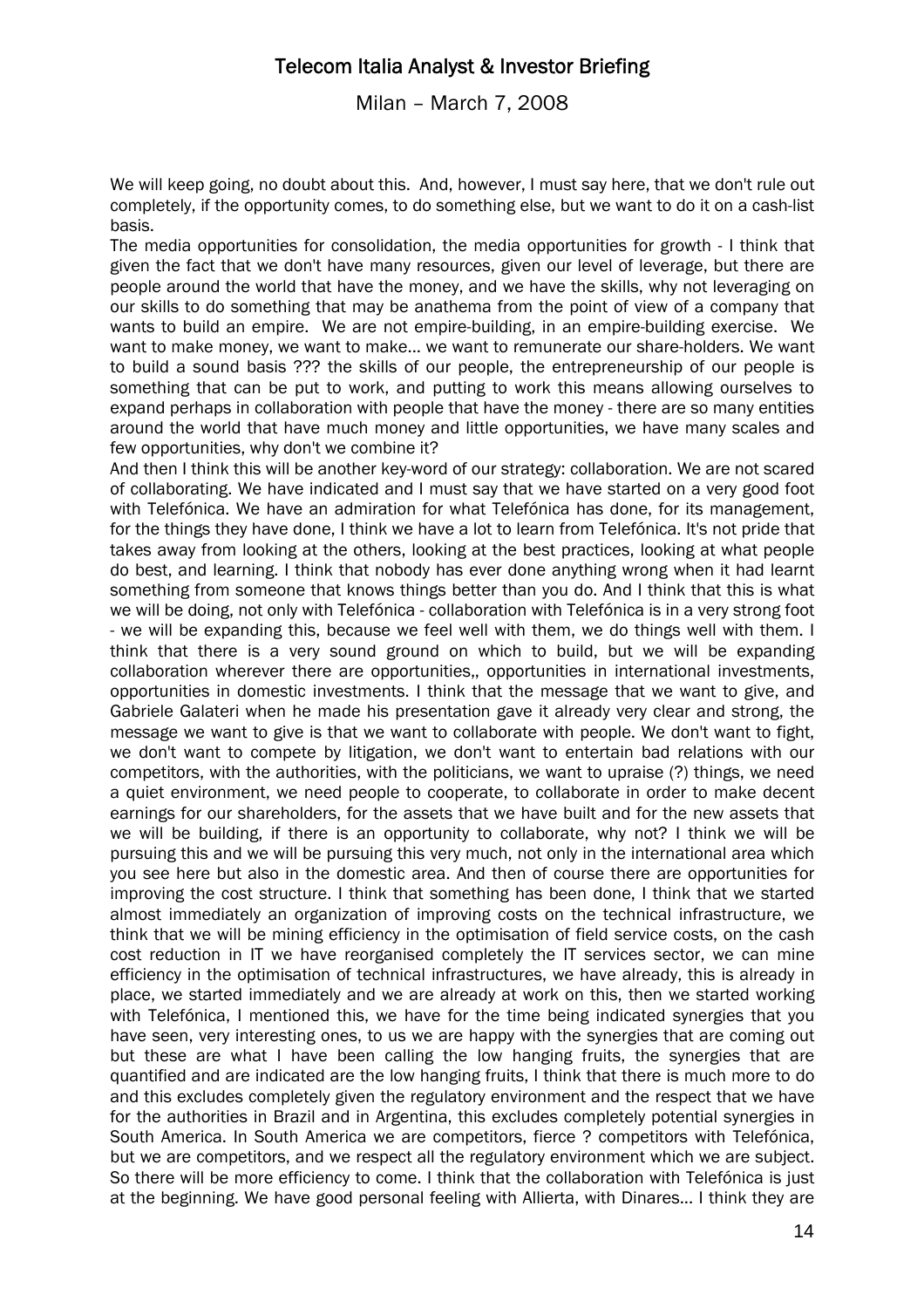We will keep going, no doubt about this. And, however, I must say here, that we don't rule out completely, if the opportunity comes, to do something else, but we want to do it on a cash-list basis.

The media opportunities for consolidation, the media opportunities for growth - I think that given the fact that we don't have many resources, given our level of leverage, but there are people around the world that have the money, and we have the skills, why not leveraging on our skills to do something that may be anathema from the point of view of a company that wants to build an empire. We are not empire-building, in an empire-building exercise. We want to make money, we want to make… we want to remunerate our share-holders. We want to build a sound basis ??? the skills of our people, the entrepreneurship of our people is something that can be put to work, and putting to work this means allowing ourselves to expand perhaps in collaboration with people that have the money - there are so many entities around the world that have much money and little opportunities, we have many scales and few opportunities, why don't we combine it?

And then I think this will be another key-word of our strategy: collaboration. We are not scared of collaborating. We have indicated and I must say that we have started on a very good foot with Telefónica. We have an admiration for what Telefónica has done, for its management, for the things they have done, I think we have a lot to learn from Telefónica. It's not pride that takes away from looking at the others, looking at the best practices, looking at what people do best, and learning. I think that nobody has ever done anything wrong when it had learnt something from someone that knows things better than you do. And I think that this is what we will be doing, not only with Telefónica - collaboration with Telefónica is in a very strong foot - we will be expanding this, because we feel well with them, we do things well with them. I think that there is a very sound ground on which to build, but we will be expanding collaboration wherever there are opportunities,, opportunities in international investments, opportunities in domestic investments. I think that the message that we want to give, and Gabriele Galateri when he made his presentation gave it already very clear and strong, the message we want to give is that we want to collaborate with people. We don't want to fight, we don't want to compete by litigation, we don't want to entertain bad relations with our competitors, with the authorities, with the politicians, we want to upraise (?) things, we need a quiet environment, we need people to cooperate, to collaborate in order to make decent earnings for our shareholders, for the assets that we have built and for the new assets that we will be building, if there is an opportunity to collaborate, why not? I think we will be pursuing this and we will be pursuing this very much, not only in the international area which you see here but also in the domestic area. And then of course there are opportunities for improving the cost structure. I think that something has been done, I think that we started almost immediately an organization of improving costs on the technical infrastructure, we think that we will be mining efficiency in the optimisation of field service costs, on the cash cost reduction in IT we have reorganised completely the IT services sector, we can mine efficiency in the optimisation of technical infrastructures, we have already, this is already in place, we started immediately and we are already at work on this, then we started working with Telefónica, I mentioned this, we have for the time being indicated synergies that you have seen, very interesting ones, to us we are happy with the synergies that are coming out but these are what I have been calling the low hanging fruits, the synergies that are quantified and are indicated are the low hanging fruits, I think that there is much more to do and this excludes completely given the regulatory environment and the respect that we have for the authorities in Brazil and in Argentina, this excludes completely potential synergies in South America. In South America we are competitors, fierce ? competitors with Telefónica, but we are competitors, and we respect all the regulatory environment which we are subject. So there will be more efficiency to come. I think that the collaboration with Telefónica is just at the beginning. We have good personal feeling with Allierta, with Dinares… I think they are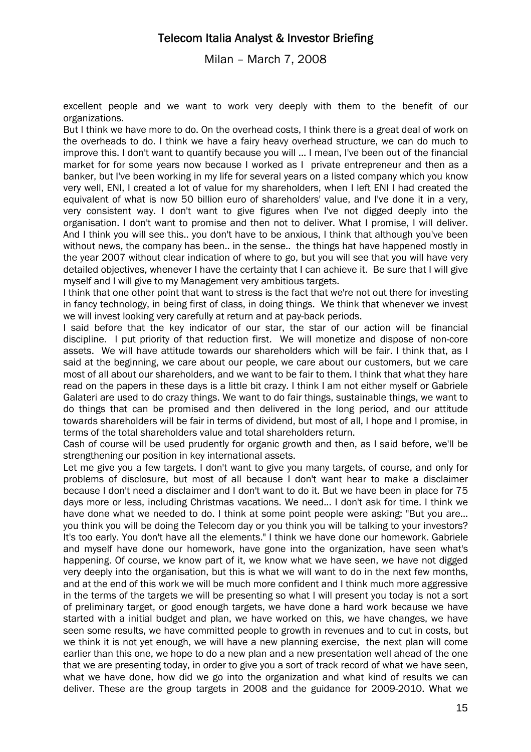excellent people and we want to work very deeply with them to the benefit of our organizations.

But I think we have more to do. On the overhead costs, I think there is a great deal of work on the overheads to do. I think we have a fairy heavy overhead structure, we can do much to improve this. I don't want to quantify because you will ... I mean, I've been out of the financial market for for some years now because I worked as I private entrepreneur and then as a banker, but I've been working in my life for several years on a listed company which you know very well, ENI, I created a lot of value for my shareholders, when I left ENI I had created the equivalent of what is now 50 billion euro of shareholders' value, and I've done it in a very, very consistent way. I don't want to give figures when I've not digged deeply into the organisation. I don't want to promise and then not to deliver. What I promise, I will deliver. And I think you will see this.. you don't have to be anxious, I think that although you've been without news, the company has been.. in the sense.. the things hat have happened mostly in the year 2007 without clear indication of where to go, but you will see that you will have very detailed objectives, whenever I have the certainty that I can achieve it. Be sure that I will give myself and I will give to my Management very ambitious targets.

I think that one other point that want to stress is the fact that we're not out there for investing in fancy technology, in being first of class, in doing things. We think that whenever we invest we will invest looking very carefully at return and at pay-back periods.

I said before that the key indicator of our star, the star of our action will be financial discipline. I put priority of that reduction first. We will monetize and dispose of non-core assets. We will have attitude towards our shareholders which will be fair. I think that, as I said at the beginning, we care about our people, we care about our customers, but we care most of all about our shareholders, and we want to be fair to them. I think that what they hare read on the papers in these days is a little bit crazy. I think I am not either myself or Gabriele Galateri are used to do crazy things. We want to do fair things, sustainable things, we want to do things that can be promised and then delivered in the long period, and our attitude towards shareholders will be fair in terms of dividend, but most of all, I hope and I promise, in terms of the total shareholders value and total shareholders return.

Cash of course will be used prudently for organic growth and then, as I said before, we'll be strengthening our position in key international assets.

Let me give you a few targets. I don't want to give you many targets, of course, and only for problems of disclosure, but most of all because I don't want hear to make a disclaimer because I don't need a disclaimer and I don't want to do it. But we have been in place for 75 days more or less, including Christmas vacations. We need... I don't ask for time. I think we have done what we needed to do. I think at some point people were asking: "But you are... you think you will be doing the Telecom day or you think you will be talking to your investors? It's too early. You don't have all the elements." I think we have done our homework. Gabriele and myself have done our homework, have gone into the organization, have seen what's happening. Of course, we know part of it, we know what we have seen, we have not digged very deeply into the organisation, but this is what we will want to do in the next few months, and at the end of this work we will be much more confident and I think much more aggressive in the terms of the targets we will be presenting so what I will present you today is not a sort of preliminary target, or good enough targets, we have done a hard work because we have started with a initial budget and plan, we have worked on this, we have changes, we have seen some results, we have committed people to growth in revenues and to cut in costs, but we think it is not yet enough, we will have a new planning exercise, the next plan will come earlier than this one, we hope to do a new plan and a new presentation well ahead of the one that we are presenting today, in order to give you a sort of track record of what we have seen, what we have done, how did we go into the organization and what kind of results we can deliver. These are the group targets in 2008 and the guidance for 2009-2010. What we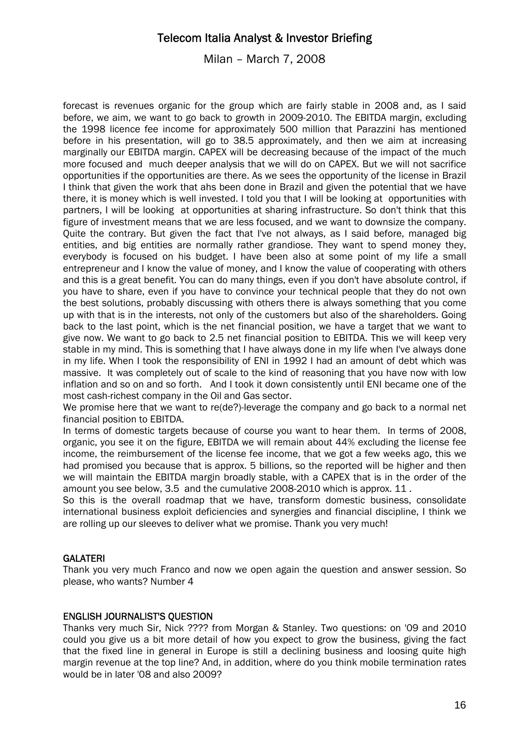forecast is revenues organic for the group which are fairly stable in 2008 and, as I said before, we aim, we want to go back to growth in 2009-2010. The EBITDA margin, excluding the 1998 licence fee income for approximately 500 million that Parazzini has mentioned before in his presentation, will go to 38.5 approximately, and then we aim at increasing marginally our EBITDA margin. CAPEX will be decreasing because of the impact of the much more focused and much deeper analysis that we will do on CAPEX. But we will not sacrifice opportunities if the opportunities are there. As we sees the opportunity of the license in Brazil I think that given the work that ahs been done in Brazil and given the potential that we have there, it is money which is well invested. I told you that I will be looking at opportunities with partners, I will be looking at opportunities at sharing infrastructure. So don't think that this figure of investment means that we are less focused, and we want to downsize the company. Quite the contrary. But given the fact that I've not always, as I said before, managed big entities, and big entities are normally rather grandiose. They want to spend money they, everybody is focused on his budget. I have been also at some point of my life a small entrepreneur and I know the value of money, and I know the value of cooperating with others and this is a great benefit. You can do many things, even if you don't have absolute control, if you have to share, even if you have to convince your technical people that they do not own the best solutions, probably discussing with others there is always something that you come up with that is in the interests, not only of the customers but also of the shareholders. Going back to the last point, which is the net financial position, we have a target that we want to give now. We want to go back to 2.5 net financial position to EBITDA. This we will keep very stable in my mind. This is something that I have always done in my life when I've always done in my life. When I took the responsibility of ENI in 1992 I had an amount of debt which was massive. It was completely out of scale to the kind of reasoning that you have now with low inflation and so on and so forth. And I took it down consistently until ENI became one of the most cash-richest company in the Oil and Gas sector.

We promise here that we want to re(de?)-leverage the company and go back to a normal net financial position to EBITDA.

In terms of domestic targets because of course you want to hear them. In terms of 2008, organic, you see it on the figure, EBITDA we will remain about 44% excluding the license fee income, the reimbursement of the license fee income, that we got a few weeks ago, this we had promised you because that is approx. 5 billions, so the reported will be higher and then we will maintain the EBITDA margin broadly stable, with a CAPEX that is in the order of the amount you see below, 3.5 and the cumulative 2008-2010 which is approx. 11 .

So this is the overall roadmap that we have, transform domestic business, consolidate international business exploit deficiencies and synergies and financial discipline, I think we are rolling up our sleeves to deliver what we promise. Thank you very much!

**GALATERI**

Thank you very much Franco and now we open again the question and answer session. So please, who wants? Number 4

**ENGLISH JOURNALIST'S QUESTION**

Thanks very much Sir, Nick ???? from Morgan & Stanley. Two questions: on '09 and 2010 could you give us a bit more detail of how you expect to grow the business, giving the fact that the fixed line in general in Europe is still a declining business and loosing quite high margin revenue at the top line? And, in addition, where do you think mobile termination rates would be in later '08 and also 2009?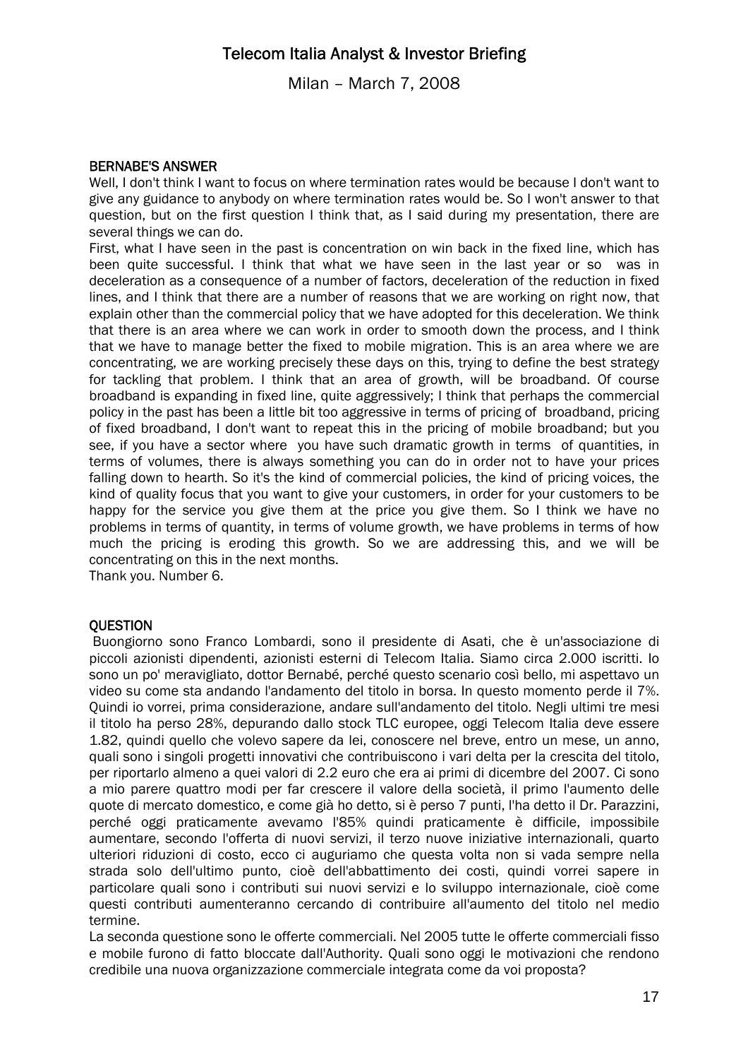### BERNABE'S ANSWER

Well, I don't think I want to focus on where termination rates would be because I don't want to give any guidance to anybody on where termination rates would be. So I won't answer to that question, but on the first question I think that, as I said during my presentation, there are several things we can do.

First, what I have seen in the past is concentration on win back in the fixed line, which has been quite successful. I think that what we have seen in the last year or so was in deceleration as a consequence of a number of factors, deceleration of the reduction in fixed lines, and I think that there are a number of reasons that we are working on right now, that explain other than the commercial policy that we have adopted for this deceleration. We think that there is an area where we can work in order to smooth down the process, and I think that we have to manage better the fixed to mobile migration. This is an area where we are concentrating, we are working precisely these days on this, trying to define the best strategy for tackling that problem. I think that an area of growth, will be broadband. Of course broadband is expanding in fixed line, quite aggressively; I think that perhaps the commercial policy in the past has been a little bit too aggressive in terms of pricing of broadband, pricing of fixed broadband, I don't want to repeat this in the pricing of mobile broadband; but you see, if you have a sector where you have such dramatic growth in terms of quantities, in terms of volumes, there is always something you can do in order not to have your prices falling down to hearth. So it's the kind of commercial policies, the kind of pricing voices, the kind of quality focus that you want to give your customers, in order for your customers to be happy for the service you give them at the price you give them. So I think we have no problems in terms of quantity, in terms of volume growth, we have problems in terms of how much the pricing is eroding this growth. So we are addressing this, and we will be concentrating on this in the next months.

Thank you. Number 6.

### QUESTION

Buongiorno sono Franco Lombardi, sono il presidente di Asati, che è un'associazione di piccoli azionisti dipendenti, azionisti esterni di Telecom Italia. Siamo circa 2.000 iscritti. Io sono un po' meravigliato, dottor Bernabé, perché questo scenario così bello, mi aspettavo un video su come sta andando l'andamento del titolo in borsa. In questo momento perde il 7%. Quindi io vorrei, prima considerazione, andare sull'andamento del titolo. Negli ultimi tre mesi il titolo ha perso 28%, depurando dallo stock TLC europee, oggi Telecom Italia deve essere 1.82, quindi quello che volevo sapere da lei, conoscere nel breve, entro un mese, un anno, quali sono i singoli progetti innovativi che contribuiscono i vari delta per la crescita del titolo, per riportarlo almeno a quei valori di 2.2 euro che era ai primi di dicembre del 2007. Ci sono a mio parere quattro modi per far crescere il valore della società, il primo l'aumento delle quote di mercato domestico, e come già ho detto, si è perso 7 punti, l'ha detto il Dr. Parazzini, perché oggi praticamente avevamo l'85% quindi praticamente è difficile, impossibile aumentare, secondo l'offerta di nuovi servizi, il terzo nuove iniziative internazionali, quarto ulteriori riduzioni di costo, ecco ci auguriamo che questa volta non si vada sempre nella strada solo dell'ultimo punto, cioè dell'abbattimento dei costi, quindi vorrei sapere in particolare quali sono i contributi sui nuovi servizi e lo sviluppo internazionale, cioè come questi contributi aumenteranno cercando di contribuire all'aumento del titolo nel medio termine.

La seconda questione sono le offerte commerciali. Nel 2005 tutte le offerte commerciali fisso e mobile furono di fatto bloccate dall'Authority. Quali sono oggi le motivazioni che rendono credibile una nuova organizzazione commerciale integrata come da voi proposta?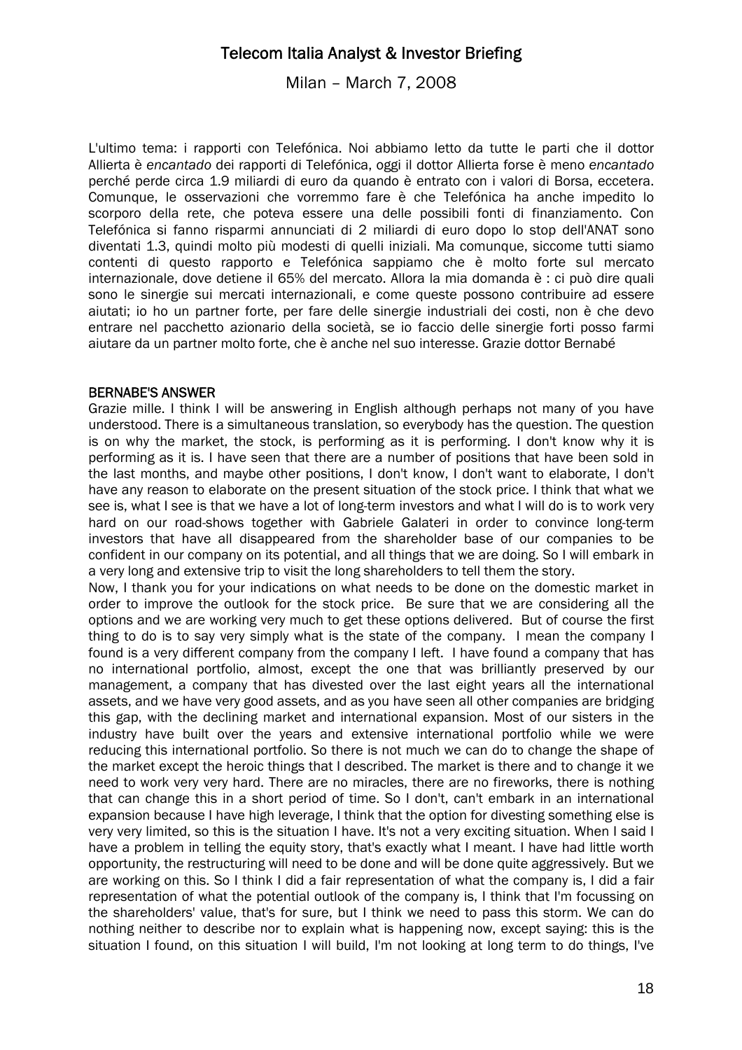L'ultimo tema: i rapporti con Telefónica. Noi abbiamo letto da tutte le parti che il dottor Allierta è *encantado* dei rapporti di Telefónica, oggi il dottor Allierta forse è meno *encantado* perché perde circa 1.9 miliardi di euro da quando è entrato con i valori di Borsa, eccetera. Comunque, le osservazioni che vorremmo fare è che Telefónica ha anche impedito lo scorporo della rete, che poteva essere una delle possibili fonti di finanziamento. Con Telefónica si fanno risparmi annunciati di 2 miliardi di euro dopo lo stop dell'ANAT sono diventati 1.3, quindi molto più modesti di quelli iniziali. Ma comunque, siccome tutti siamo contenti di questo rapporto e Telefónica sappiamo che è molto forte sul mercato internazionale, dove detiene il 65% del mercato. Allora la mia domanda è : ci può dire quali sono le sinergie sui mercati internazionali, e come queste possono contribuire ad essere aiutati; io ho un partner forte, per fare delle sinergie industriali dei costi, non è che devo entrare nel pacchetto azionario della società, se io faccio delle sinergie forti posso farmi aiutare da un partner molto forte, che è anche nel suo interesse. Grazie dottor Bernabé

**BERNABE'S ANSWER**

Grazie mille. I think I will be answering in English although perhaps not many of you have understood. There is a simultaneous translation, so everybody has the question. The question is on why the market, the stock, is performing as it is performing. I don't know why it is performing as it is. I have seen that there are a number of positions that have been sold in the last months, and maybe other positions, I don't know, I don't want to elaborate, I don't have any reason to elaborate on the present situation of the stock price. I think that what we see is, what I see is that we have a lot of long-term investors and what I will do is to work very hard on our road-shows together with Gabriele Galateri in order to convince long-term investors that have all disappeared from the shareholder base of our companies to be confident in our company on its potential, and all things that we are doing. So I will embark in a very long and extensive trip to visit the long shareholders to tell them the story.

Now, I thank you for your indications on what needs to be done on the domestic market in order to improve the outlook for the stock price. Be sure that we are considering all the options and we are working very much to get these options delivered. But of course the first thing to do is to say very simply what is the state of the company. I mean the company I found is a very different company from the company I left. I have found a company that has no international portfolio, almost, except the one that was brilliantly preserved by our management, a company that has divested over the last eight years all the international assets, and we have very good assets, and as you have seen all other companies are bridging this gap, with the declining market and international expansion. Most of our sisters in the industry have built over the years and extensive international portfolio while we were reducing this international portfolio. So there is not much we can do to change the shape of the market except the heroic things that I described. The market is there and to change it we need to work very very hard. There are no miracles, there are no fireworks, there is nothing that can change this in a short period of time. So I don't, can't embark in an international expansion because I have high leverage, I think that the option for divesting something else is very very limited, so this is the situation I have. It's not a very exciting situation. When I said I have a problem in telling the equity story, that's exactly what I meant. I have had little worth opportunity, the restructuring will need to be done and will be done quite aggressively. But we are working on this. So I think I did a fair representation of what the company is, I did a fair representation of what the potential outlook of the company is, I think that I'm focussing on the shareholders' value, that's for sure, but I think we need to pass this storm. We can do nothing neither to describe nor to explain what is happening now, except saying: this is the situation I found, on this situation I will build, I'm not looking at long term to do things, I've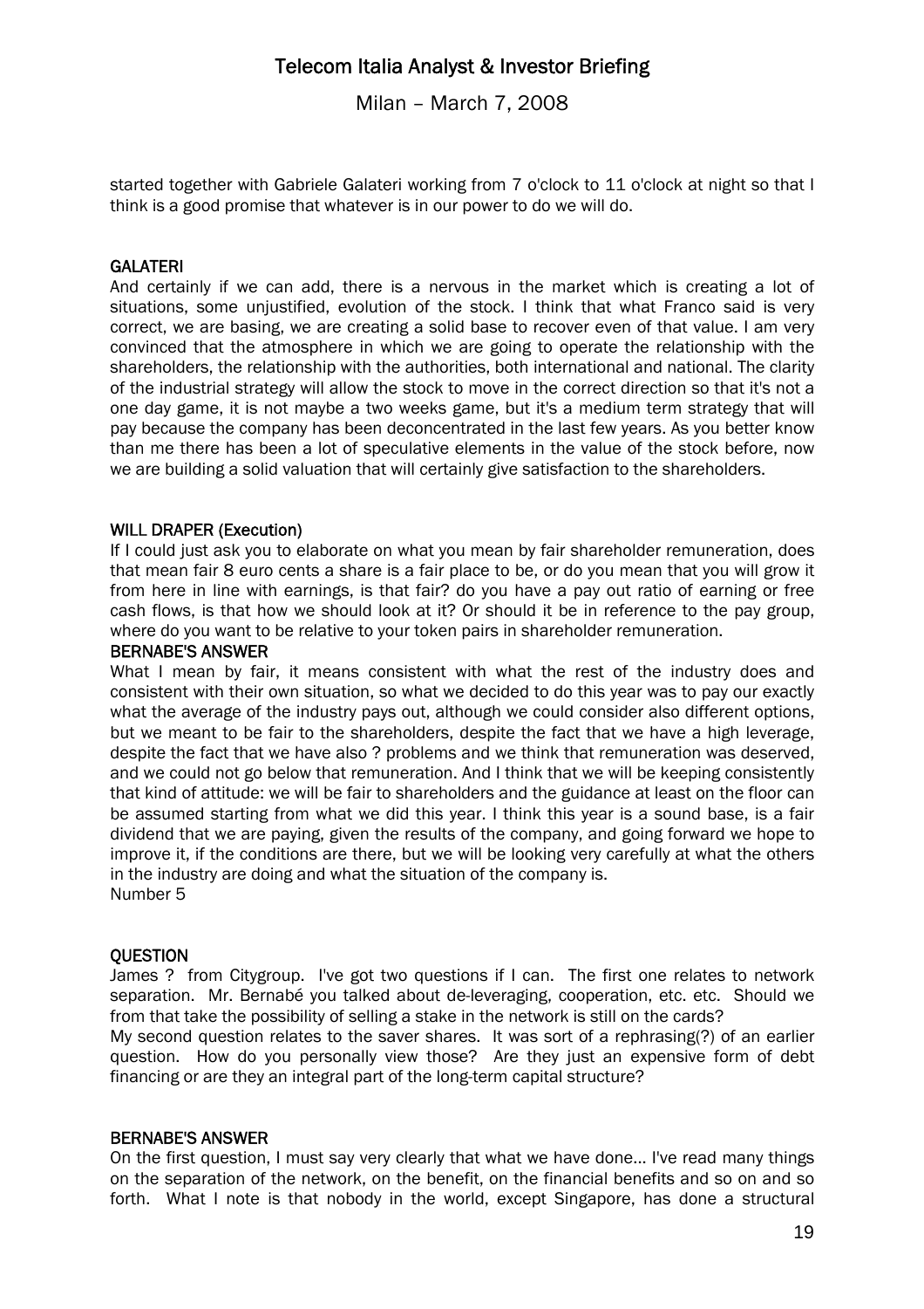started together with Gabriele Galateri working from 7 o'clock to 11 o'clock at night so that I think is a good promise that whatever is in our power to do we will do.

**GALATERI**

And certainly if we can add, there is a nervous in the market which is creating a lot of situations, some unjustified, evolution of the stock. I think that what Franco said is very correct, we are basing, we are creating a solid base to recover even of that value. I am very convinced that the atmosphere in which we are going to operate the relationship with the shareholders, the relationship with the authorities, both international and national. The clarity of the industrial strategy will allow the stock to move in the correct direction so that it's not a one day game, it is not maybe a two weeks game, but it's a medium term strategy that will pay because the company has been deconcentrated in the last few years. As you better know than me there has been a lot of speculative elements in the value of the stock before, now we are building a solid valuation that will certainly give satisfaction to the shareholders.

**WILL DRAPER (Execution)**

If I could just ask you to elaborate on what you mean by fair shareholder remuneration, does that mean fair 8 euro cents a share is a fair place to be, or do you mean that you will grow it from here in line with earnings, is that fair? do you have a pay out ratio of earning or free cash flows, is that how we should look at it? Or should it be in reference to the pay group, where do you want to be relative to your token pairs in shareholder remuneration.

**BERNABE'S ANSWER**

What I mean by fair, it means consistent with what the rest of the industry does and consistent with their own situation, so what we decided to do this year was to pay our exactly what the average of the industry pays out, although we could consider also different options, but we meant to be fair to the shareholders, despite the fact that we have a high leverage, despite the fact that we have also ? problems and we think that remuneration was deserved, and we could not go below that remuneration. And I think that we will be keeping consistently that kind of attitude: we will be fair to shareholders and the guidance at least on the floor can be assumed starting from what we did this year. I think this year is a sound base, is a fair dividend that we are paying, given the results of the company, and going forward we hope to improve it, if the conditions are there, but we will be looking very carefully at what the others in the industry are doing and what the situation of the company is.
Number 5

**QUESTION**

James ? from Citygroup. I've got two questions if I can. The first one relates to network separation. Mr. Bernabé you talked about de-leveraging, cooperation, etc. etc. Should we from that take the possibility of selling a stake in the network is still on the cards?
My second question relates to the saver shares. It was sort of a rephrasing(?) of an earlier question. How do you personally view those? Are they just an expensive form of debt financing or are they an integral part of the long-term capital structure?

**BERNABE'S ANSWER**

On the first question, I must say very clearly that what we have done... I've read many things on the separation of the network, on the benefit, on the financial benefits and so on and so forth. What I note is that nobody in the world, except Singapore, has done a structural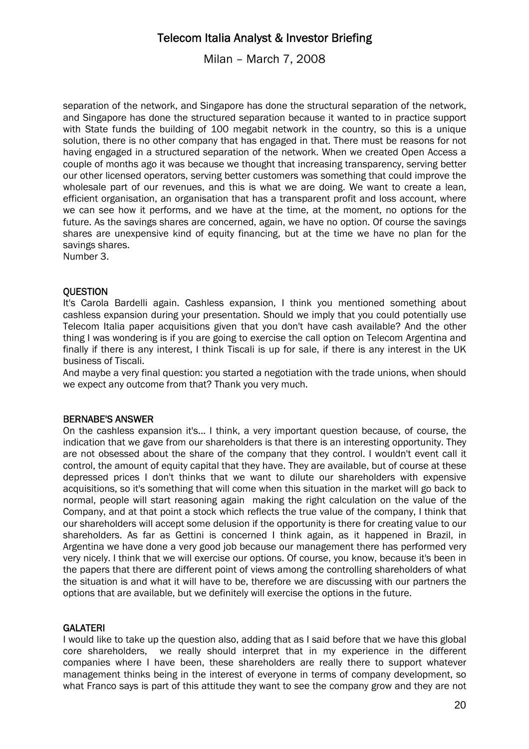separation of the network, and Singapore has done the structural separation of the network, and Singapore has done the structured separation because it wanted to in practice support with State funds the building of 100 megabit network in the country, so this is a unique solution, there is no other company that has engaged in that. There must be reasons for not having engaged in a structured separation of the network. When we created Open Access a couple of months ago it was because we thought that increasing transparency, serving better our other licensed operators, serving better customers was something that could improve the wholesale part of our revenues, and this is what we are doing. We want to create a lean, efficient organisation, an organisation that has a transparent profit and loss account, where we can see how it performs, and we have at the time, at the moment, no options for the future. As the savings shares are concerned, again, we have no option. Of course the savings shares are unexpensive kind of equity financing, but at the time we have no plan for the savings shares.
Number 3.

**QUESTION**

It's Carola Bardelli again. Cashless expansion, I think you mentioned something about cashless expansion during your presentation. Should we imply that you could potentially use Telecom Italia paper acquisitions given that you don't have cash available? And the other thing I was wondering is if you are going to exercise the call option on Telecom Argentina and finally if there is any interest, I think Tiscali is up for sale, if there is any interest in the UK business of Tiscali.
And maybe a very final question: you started a negotiation with the trade unions, when should we expect any outcome from that? Thank you very much.

**BERNABE'S ANSWER**

On the cashless expansion it's... I think, a very important question because, of course, the indication that we gave from our shareholders is that there is an interesting opportunity. They are not obsessed about the share of the company that they control. I wouldn't event call it control, the amount of equity capital that they have. They are available, but of course at these depressed prices I don't thinks that we want to dilute our shareholders with expensive acquisitions, so it's something that will come when this situation in the market will go back to normal, people will start reasoning again making the right calculation on the value of the Company, and at that point a stock which reflects the true value of the company, I think that our shareholders will accept some delusion if the opportunity is there for creating value to our shareholders. As far as Gettini is concerned I think again, as it happened in Brazil, in Argentina we have done a very good job because our management there has performed very very nicely. I think that we will exercise our options. Of course, you know, because it's been in the papers that there are different point of views among the controlling shareholders of what the situation is and what it will have to be, therefore we are discussing with our partners the options that are available, but we definitely will exercise the options in the future.

**GALATERI**

I would like to take up the question also, adding that as I said before that we have this global core shareholders, we really should interpret that in my experience in the different companies where I have been, these shareholders are really there to support whatever management thinks being in the interest of everyone in terms of company development, so what Franco says is part of this attitude they want to see the company grow and they are not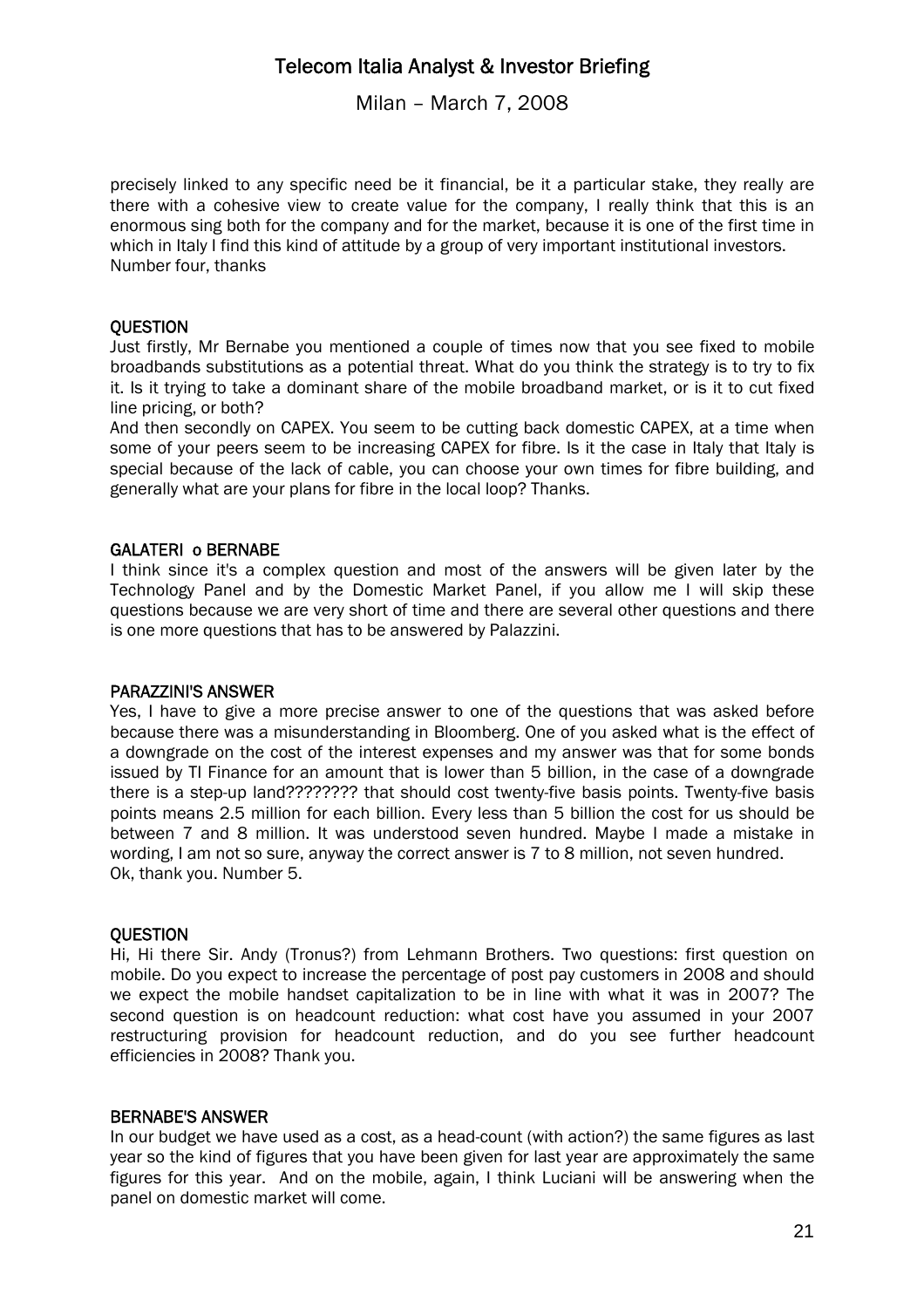precisely linked to any specific need be it financial, be it a particular stake, they really are there with a cohesive view to create value for the company, I really think that this is an enormous sing both for the company and for the market, because it is one of the first time in which in Italy I find this kind of attitude by a group of very important institutional investors.
Number four, thanks

**QUESTION**

Just firstly, Mr Bernabe you mentioned a couple of times now that you see fixed to mobile broadbands substitutions as a potential threat. What do you think the strategy is to try to fix it. Is it trying to take a dominant share of the mobile broadband market, or is it to cut fixed line pricing, or both?
And then secondly on CAPEX. You seem to be cutting back domestic CAPEX, at a time when some of your peers seem to be increasing CAPEX for fibre. Is it the case in Italy that Italy is special because of the lack of cable, you can choose your own times for fibre building, and generally what are your plans for fibre in the local loop? Thanks.

**GALATERI o BERNABE**

I think since it's a complex question and most of the answers will be given later by the Technology Panel and by the Domestic Market Panel, if you allow me I will skip these questions because we are very short of time and there are several other questions and there is one more questions that has to be answered by Palazzini.

**PARAZZINI'S ANSWER**

Yes, I have to give a more precise answer to one of the questions that was asked before because there was a misunderstanding in Bloomberg. One of you asked what is the effect of a downgrade on the cost of the interest expenses and my answer was that for some bonds issued by TI Finance for an amount that is lower than 5 billion, in the case of a downgrade there is a step-up land???????? that should cost twenty-five basis points. Twenty-five basis points means 2.5 million for each billion. Every less than 5 billion the cost for us should be between 7 and 8 million. It was understood seven hundred. Maybe I made a mistake in wording, I am not so sure, anyway the correct answer is 7 to 8 million, not seven hundred.
Ok, thank you. Number 5.

**QUESTION**

Hi, Hi there Sir. Andy (Tronus?) from Lehmann Brothers. Two questions: first question on mobile. Do you expect to increase the percentage of post pay customers in 2008 and should we expect the mobile handset capitalization to be in line with what it was in 2007? The second question is on headcount reduction: what cost have you assumed in your 2007 restructuring provision for headcount reduction, and do you see further headcount efficiencies in 2008? Thank you.

**BERNABE'S ANSWER**

In our budget we have used as a cost, as a head-count (with action?) the same figures as last year so the kind of figures that you have been given for last year are approximately the same figures for this year. And on the mobile, again, I think Luciani will be answering when the panel on domestic market will come.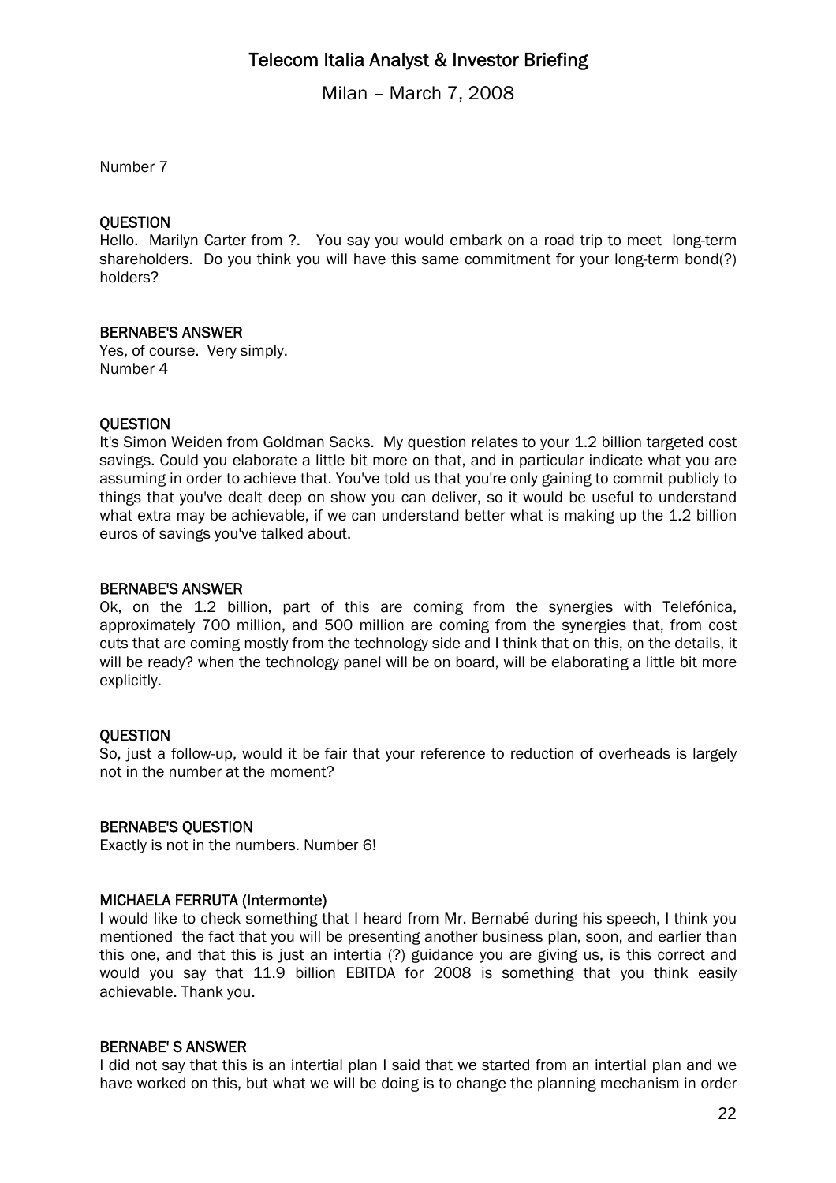Number 7

**QUESTION**

Hello. Marilyn Carter from ?. You say you would embark on a road trip to meet long-term shareholders. Do you think you will have this same commitment for your long-term bond(?) holders?

**BERNABE'S ANSWER**

Yes, of course. Very simply.
Number 4

**QUESTION**

It's Simon Weiden from Goldman Sacks. My question relates to your 1.2 billion targeted cost savings. Could you elaborate a little bit more on that, and in particular indicate what you are assuming in order to achieve that. You've told us that you're only gaining to commit publicly to things that you've dealt deep on show you can deliver, so it would be useful to understand what extra may be achievable, if we can understand better what is making up the 1.2 billion euros of savings you've talked about.

**BERNABE'S ANSWER**

Ok, on the 1.2 billion, part of this are coming from the synergies with Telefónica, approximately 700 million, and 500 million are coming from the synergies that, from cost cuts that are coming mostly from the technology side and I think that on this, on the details, it will be ready? when the technology panel will be on board, will be elaborating a little bit more explicitly.

**QUESTION**

So, just a follow-up, would it be fair that your reference to reduction of overheads is largely not in the number at the moment?

**BERNABE'S QUESTION**

Exactly is not in the numbers. Number 6!

**MICHAELA FERRUTA (Intermonte)**

I would like to check something that I heard from Mr. Bernabé during his speech, I think you mentioned the fact that you will be presenting another business plan, soon, and earlier than this one, and that this is just an intertia (?) guidance you are giving us, is this correct and would you say that 11.9 billion EBITDA for 2008 is something that you think easily achievable. Thank you.

**BERNABE' S ANSWER**

I did not say that this is an intertial plan I said that we started from an intertial plan and we have worked on this, but what we will be doing is to change the planning mechanism in order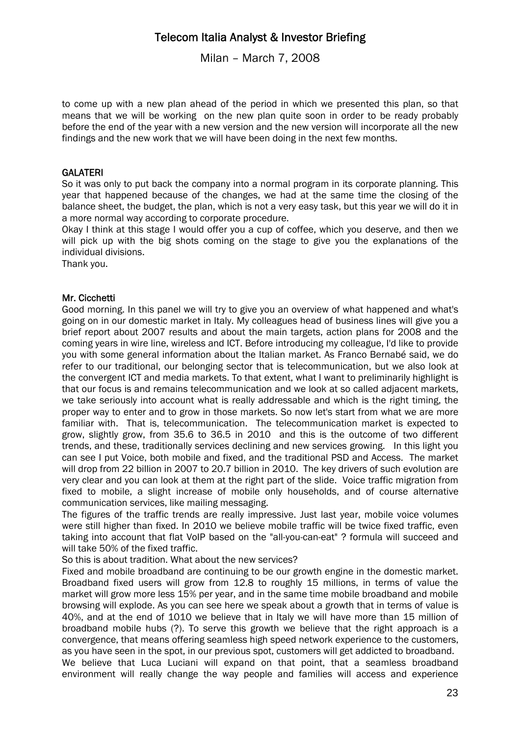to come up with a new plan ahead of the period in which we presented this plan, so that means that we will be working on the new plan quite soon in order to be ready probably before the end of the year with a new version and the new version will incorporate all the new findings and the new work that we will have been doing in the next few months.

**GALATERI**

So it was only to put back the company into a normal program in its corporate planning. This year that happened because of the changes, we had at the same time the closing of the balance sheet, the budget, the plan, which is not a very easy task, but this year we will do it in a more normal way according to corporate procedure.

Okay I think at this stage I would offer you a cup of coffee, which you deserve, and then we will pick up with the big shots coming on the stage to give you the explanations of the individual divisions.

Thank you.

**Mr. Cicchetti**

Good morning. In this panel we will try to give you an overview of what happened and what's going on in our domestic market in Italy. My colleagues head of business lines will give you a brief report about 2007 results and about the main targets, action plans for 2008 and the coming years in wire line, wireless and ICT. Before introducing my colleague, I'd like to provide you with some general information about the Italian market. As Franco Bernabé said, we do refer to our traditional, our belonging sector that is telecommunication, but we also look at the convergent ICT and media markets. To that extent, what I want to preliminarily highlight is that our focus is and remains telecommunication and we look at so called adjacent markets, we take seriously into account what is really addressable and which is the right timing, the proper way to enter and to grow in those markets. So now let's start from what we are more familiar with. That is, telecommunication. The telecommunication market is expected to grow, slightly grow, from 35.6 to 36.5 in 2010 and this is the outcome of two different trends, and these, traditionally services declining and new services growing. In this light you can see I put Voice, both mobile and fixed, and the traditional PSD and Access. The market will drop from 22 billion in 2007 to 20.7 billion in 2010. The key drivers of such evolution are very clear and you can look at them at the right part of the slide. Voice traffic migration from fixed to mobile, a slight increase of mobile only households, and of course alternative communication services, like mailing messaging.

The figures of the traffic trends are really impressive. Just last year, mobile voice volumes were still higher than fixed. In 2010 we believe mobile traffic will be twice fixed traffic, even taking into account that flat VoIP based on the "all-you-can-eat" ? formula will succeed and will take 50% of the fixed traffic.

So this is about tradition. What about the new services?

Fixed and mobile broadband are continuing to be our growth engine in the domestic market. Broadband fixed users will grow from 12.8 to roughly 15 millions, in terms of value the market will grow more less 15% per year, and in the same time mobile broadband and mobile browsing will explode. As you can see here we speak about a growth that in terms of value is 40%, and at the end of 1010 we believe that in Italy we will have more than 15 million of broadband mobile hubs (?). To serve this growth we believe that the right approach is a convergence, that means offering seamless high speed network experience to the customers, as you have seen in the spot, in our previous spot, customers will get addicted to broadband.

We believe that Luca Luciani will expand on that point, that a seamless broadband environment will really change the way people and families will access and experience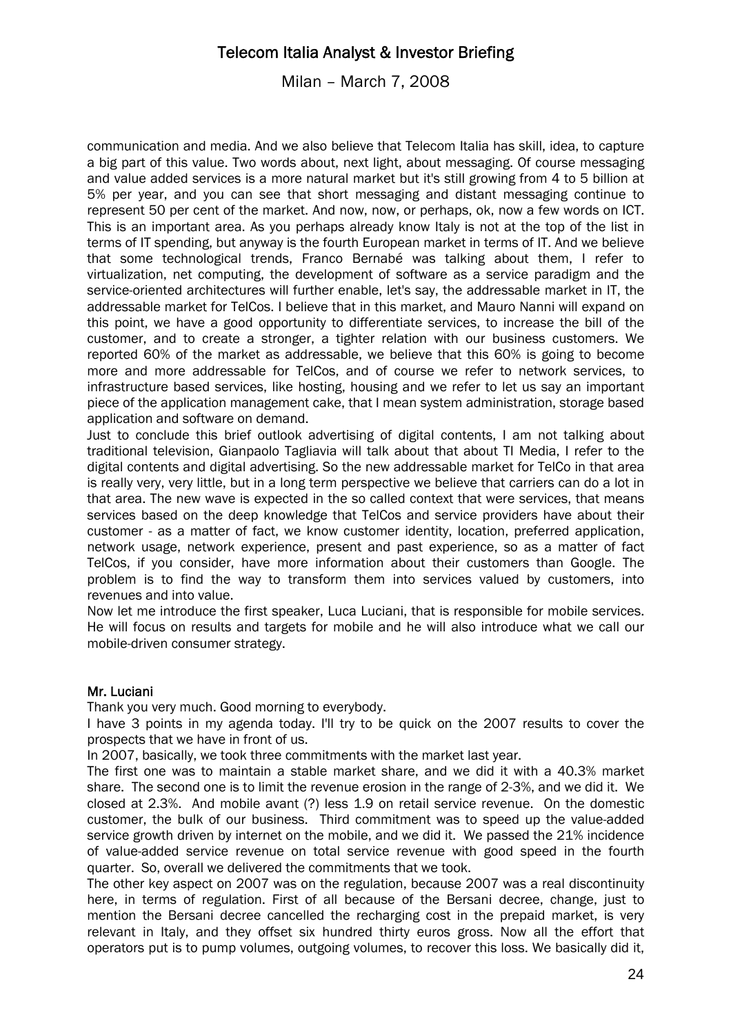communication and media. And we also believe that Telecom Italia has skill, idea, to capture a big part of this value. Two words about, next light, about messaging. Of course messaging and value added services is a more natural market but it's still growing from 4 to 5 billion at 5% per year, and you can see that short messaging and distant messaging continue to represent 50 per cent of the market. And now, now, or perhaps, ok, now a few words on ICT. This is an important area. As you perhaps already know Italy is not at the top of the list in terms of IT spending, but anyway is the fourth European market in terms of IT. And we believe that some technological trends, Franco Bernabé was talking about them, I refer to virtualization, net computing, the development of software as a service paradigm and the service-oriented architectures will further enable, let's say, the addressable market in IT, the addressable market for TelCos. I believe that in this market, and Mauro Nanni will expand on this point, we have a good opportunity to differentiate services, to increase the bill of the customer, and to create a stronger, a tighter relation with our business customers. We reported 60% of the market as addressable, we believe that this 60% is going to become more and more addressable for TelCos, and of course we refer to network services, to infrastructure based services, like hosting, housing and we refer to let us say an important piece of the application management cake, that I mean system administration, storage based application and software on demand.

Just to conclude this brief outlook advertising of digital contents, I am not talking about traditional television, Gianpaolo Tagliavia will talk about that about TI Media, I refer to the digital contents and digital advertising. So the new addressable market for TelCo in that area is really very, very little, but in a long term perspective we believe that carriers can do a lot in that area. The new wave is expected in the so called context that were services, that means services based on the deep knowledge that TelCos and service providers have about their customer - as a matter of fact, we know customer identity, location, preferred application, network usage, network experience, present and past experience, so as a matter of fact TelCos, if you consider, have more information about their customers than Google. The problem is to find the way to transform them into services valued by customers, into revenues and into value.

Now let me introduce the first speaker, Luca Luciani, that is responsible for mobile services. He will focus on results and targets for mobile and he will also introduce what we call our mobile-driven consumer strategy.

**Mr. Luciani**

Thank you very much. Good morning to everybody.

I have 3 points in my agenda today. I'll try to be quick on the 2007 results to cover the prospects that we have in front of us.

In 2007, basically, we took three commitments with the market last year.

The first one was to maintain a stable market share, and we did it with a 40.3% market share. The second one is to limit the revenue erosion in the range of 2-3%, and we did it. We closed at 2.3%. And mobile avant (?) less 1.9 on retail service revenue. On the domestic customer, the bulk of our business. Third commitment was to speed up the value-added service growth driven by internet on the mobile, and we did it. We passed the 21% incidence of value-added service revenue on total service revenue with good speed in the fourth quarter. So, overall we delivered the commitments that we took.

The other key aspect on 2007 was on the regulation, because 2007 was a real discontinuity here, in terms of regulation. First of all because of the Bersani decree, change, just to mention the Bersani decree cancelled the recharging cost in the prepaid market, is very relevant in Italy, and they offset six hundred thirty euros gross. Now all the effort that operators put is to pump volumes, outgoing volumes, to recover this loss. We basically did it,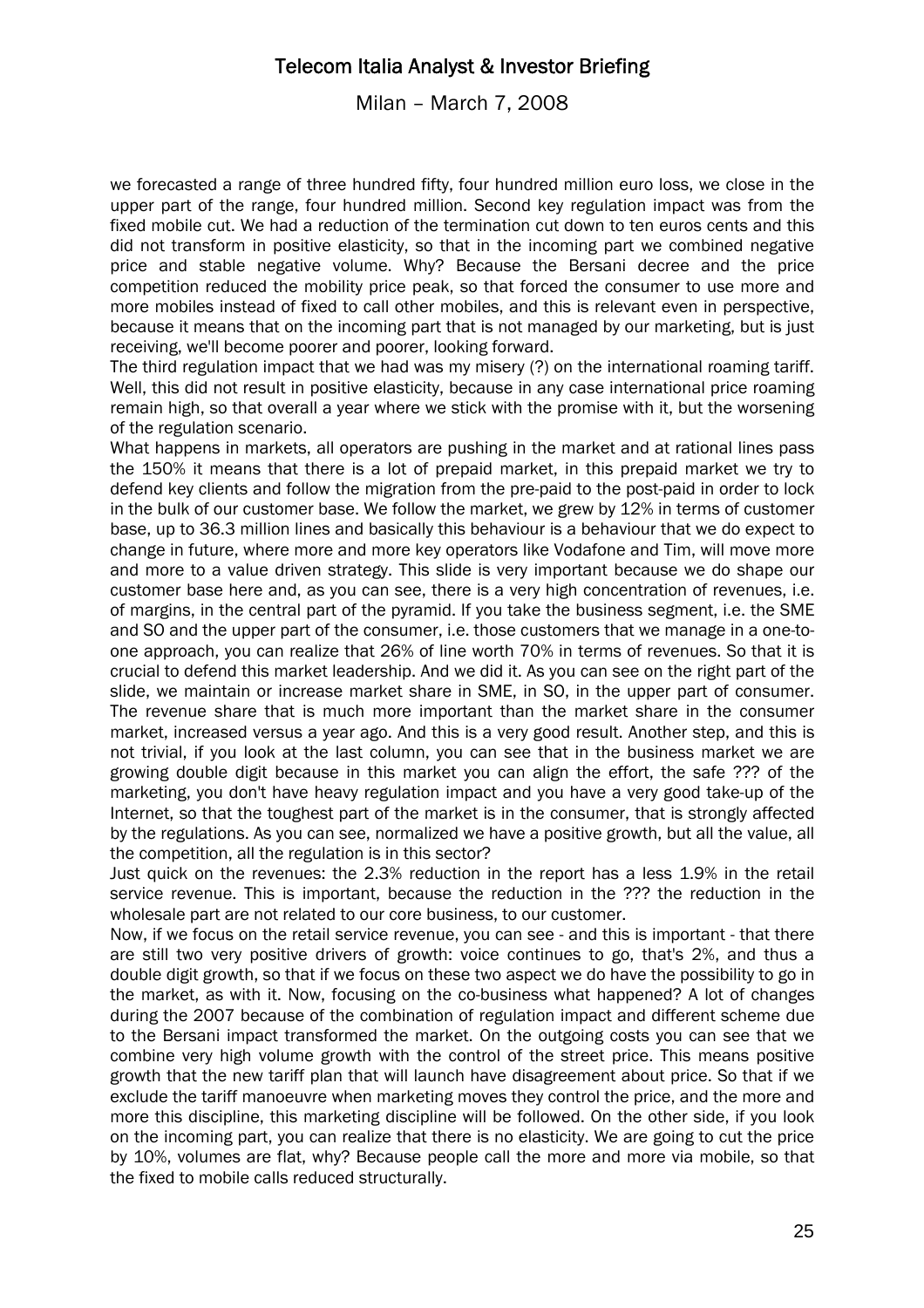we forecasted a range of three hundred fifty, four hundred million euro loss, we close in the upper part of the range, four hundred million. Second key regulation impact was from the fixed mobile cut. We had a reduction of the termination cut down to ten euros cents and this did not transform in positive elasticity, so that in the incoming part we combined negative price and stable negative volume. Why? Because the Bersani decree and the price competition reduced the mobility price peak, so that forced the consumer to use more and more mobiles instead of fixed to call other mobiles, and this is relevant even in perspective, because it means that on the incoming part that is not managed by our marketing, but is just receiving, we'll become poorer and poorer, looking forward.

The third regulation impact that we had was my misery (?) on the international roaming tariff. Well, this did not result in positive elasticity, because in any case international price roaming remain high, so that overall a year where we stick with the promise with it, but the worsening of the regulation scenario.

What happens in markets, all operators are pushing in the market and at rational lines pass the 150% it means that there is a lot of prepaid market, in this prepaid market we try to defend key clients and follow the migration from the pre-paid to the post-paid in order to lock in the bulk of our customer base. We follow the market, we grew by 12% in terms of customer base, up to 36.3 million lines and basically this behaviour is a behaviour that we do expect to change in future, where more and more key operators like Vodafone and Tim, will move more and more to a value driven strategy. This slide is very important because we do shape our customer base here and, as you can see, there is a very high concentration of revenues, i.e. of margins, in the central part of the pyramid. If you take the business segment, i.e. the SME and SO and the upper part of the consumer, i.e. those customers that we manage in a one-to-one approach, you can realize that 26% of line worth 70% in terms of revenues. So that it is crucial to defend this market leadership. And we did it. As you can see on the right part of the slide, we maintain or increase market share in SME, in SO, in the upper part of consumer. The revenue share that is much more important than the market share in the consumer market, increased versus a year ago. And this is a very good result. Another step, and this is not trivial, if you look at the last column, you can see that in the business market we are growing double digit because in this market you can align the effort, the safe ??? of the marketing, you don't have heavy regulation impact and you have a very good take-up of the Internet, so that the toughest part of the market is in the consumer, that is strongly affected by the regulations. As you can see, normalized we have a positive growth, but all the value, all the competition, all the regulation is in this sector?

Just quick on the revenues: the 2.3% reduction in the report has a less 1.9% in the retail service revenue. This is important, because the reduction in the ??? the reduction in the wholesale part are not related to our core business, to our customer.

Now, if we focus on the retail service revenue, you can see - and this is important - that there are still two very positive drivers of growth: voice continues to go, that's 2%, and thus a double digit growth, so that if we focus on these two aspect we do have the possibility to go in the market, as with it. Now, focusing on the co-business what happened? A lot of changes during the 2007 because of the combination of regulation impact and different scheme due to the Bersani impact transformed the market. On the outgoing costs you can see that we combine very high volume growth with the control of the street price. This means positive growth that the new tariff plan that will launch have disagreement about price. So that if we exclude the tariff manoeuvre when marketing moves they control the price, and the more and more this discipline, this marketing discipline will be followed. On the other side, if you look on the incoming part, you can realize that there is no elasticity. We are going to cut the price by 10%, volumes are flat, why? Because people call the more and more via mobile, so that the fixed to mobile calls reduced structurally.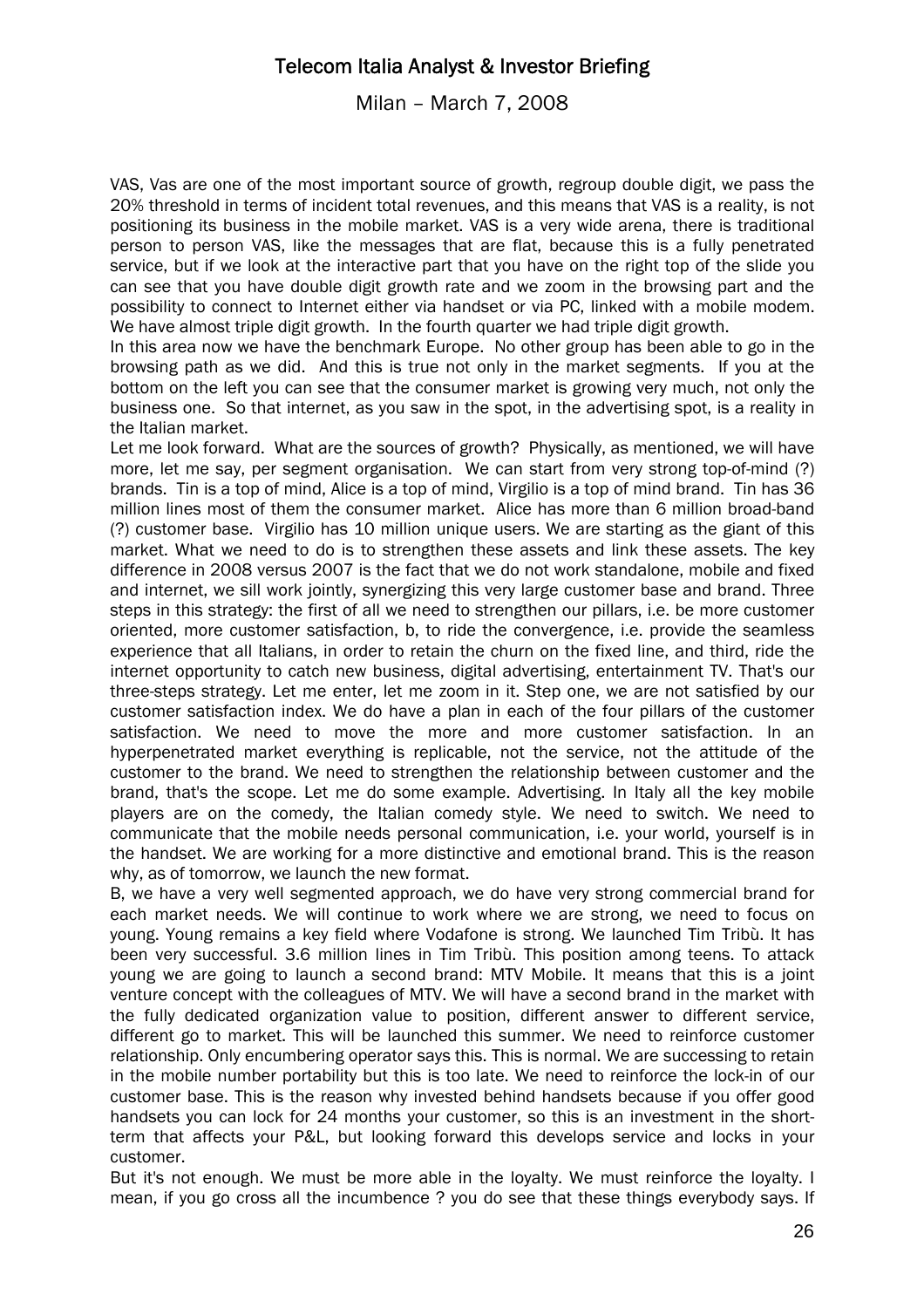VAS, Vas are one of the most important source of growth, regroup double digit, we pass the 20% threshold in terms of incident total revenues, and this means that VAS is a reality, is not positioning its business in the mobile market. VAS is a very wide arena, there is traditional person to person VAS, like the messages that are flat, because this is a fully penetrated service, but if we look at the interactive part that you have on the right top of the slide you can see that you have double digit growth rate and we zoom in the browsing part and the possibility to connect to Internet either via handset or via PC, linked with a mobile modem. We have almost triple digit growth. In the fourth quarter we had triple digit growth.

In this area now we have the benchmark Europe. No other group has been able to go in the browsing path as we did. And this is true not only in the market segments. If you at the bottom on the left you can see that the consumer market is growing very much, not only the business one. So that internet, as you saw in the spot, in the advertising spot, is a reality in the Italian market.

Let me look forward. What are the sources of growth? Physically, as mentioned, we will have more, let me say, per segment organisation. We can start from very strong top-of-mind (?) brands. Tin is a top of mind, Alice is a top of mind, Virgilio is a top of mind brand. Tin has 36 million lines most of them the consumer market. Alice has more than 6 million broad-band (?) customer base. Virgilio has 10 million unique users. We are starting as the giant of this market. What we need to do is to strengthen these assets and link these assets. The key difference in 2008 versus 2007 is the fact that we do not work standalone, mobile and fixed and internet, we sill work jointly, synergizing this very large customer base and brand. Three steps in this strategy: the first of all we need to strengthen our pillars, i.e. be more customer oriented, more customer satisfaction, b, to ride the convergence, i.e. provide the seamless experience that all Italians, in order to retain the churn on the fixed line, and third, ride the internet opportunity to catch new business, digital advertising, entertainment TV. That's our three-steps strategy. Let me enter, let me zoom in it. Step one, we are not satisfied by our customer satisfaction index. We do have a plan in each of the four pillars of the customer satisfaction. We need to move the more and more customer satisfaction. In an hyperpenetrated market everything is replicable, not the service, not the attitude of the customer to the brand. We need to strengthen the relationship between customer and the brand, that's the scope. Let me do some example. Advertising. In Italy all the key mobile players are on the comedy, the Italian comedy style. We need to switch. We need to communicate that the mobile needs personal communication, i.e. your world, yourself is in the handset. We are working for a more distinctive and emotional brand. This is the reason why, as of tomorrow, we launch the new format.

B, we have a very well segmented approach, we do have very strong commercial brand for each market needs. We will continue to work where we are strong, we need to focus on young. Young remains a key field where Vodafone is strong. We launched Tim Tribù. It has been very successful. 3.6 million lines in Tim Tribù. This position among teens. To attack young we are going to launch a second brand: MTV Mobile. It means that this is a joint venture concept with the colleagues of MTV. We will have a second brand in the market with the fully dedicated organization value to position, different answer to different service, different go to market. This will be launched this summer. We need to reinforce customer relationship. Only encumbering operator says this. This is normal. We are successing to retain in the mobile number portability but this is too late. We need to reinforce the lock-in of our customer base. This is the reason why invested behind handsets because if you offer good handsets you can lock for 24 months your customer, so this is an investment in the short-term that affects your P&L, but looking forward this develops service and locks in your customer.

But it's not enough. We must be more able in the loyalty. We must reinforce the loyalty. I mean, if you go cross all the incumbence ? you do see that these things everybody says. If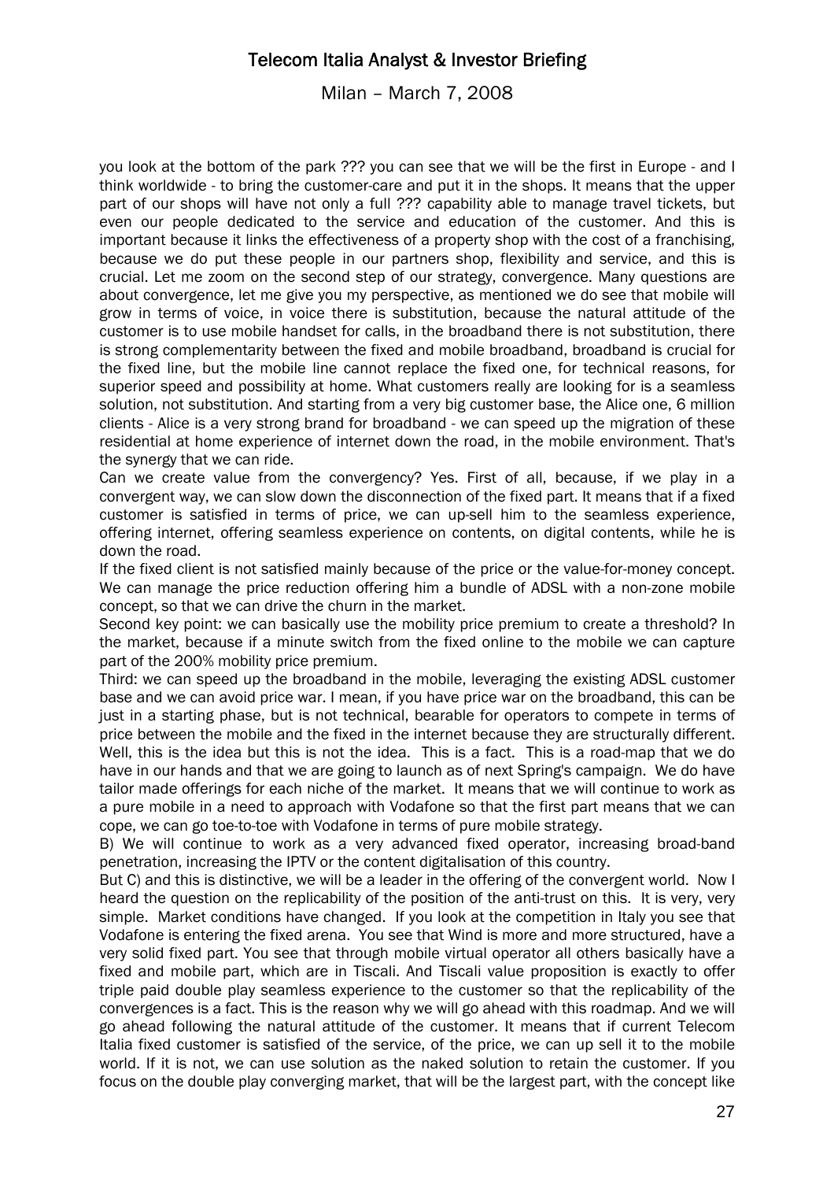you look at the bottom of the park ??? you can see that we will be the first in Europe - and I think worldwide - to bring the customer-care and put it in the shops. It means that the upper part of our shops will have not only a full ??? capability able to manage travel tickets, but even our people dedicated to the service and education of the customer. And this is important because it links the effectiveness of a property shop with the cost of a franchising, because we do put these people in our partners shop, flexibility and service, and this is crucial. Let me zoom on the second step of our strategy, convergence. Many questions are about convergence, let me give you my perspective, as mentioned we do see that mobile will grow in terms of voice, in voice there is substitution, because the natural attitude of the customer is to use mobile handset for calls, in the broadband there is not substitution, there is strong complementarity between the fixed and mobile broadband, broadband is crucial for the fixed line, but the mobile line cannot replace the fixed one, for technical reasons, for superior speed and possibility at home. What customers really are looking for is a seamless solution, not substitution. And starting from a very big customer base, the Alice one, 6 million clients - Alice is a very strong brand for broadband - we can speed up the migration of these residential at home experience of internet down the road, in the mobile environment. That's the synergy that we can ride.

Can we create value from the convergency? Yes. First of all, because, if we play in a convergent way, we can slow down the disconnection of the fixed part. It means that if a fixed customer is satisfied in terms of price, we can up-sell him to the seamless experience, offering internet, offering seamless experience on contents, on digital contents, while he is down the road.

If the fixed client is not satisfied mainly because of the price or the value-for-money concept. We can manage the price reduction offering him a bundle of ADSL with a non-zone mobile concept, so that we can drive the churn in the market.

Second key point: we can basically use the mobility price premium to create a threshold? In the market, because if a minute switch from the fixed online to the mobile we can capture part of the 200% mobility price premium.

Third: we can speed up the broadband in the mobile, leveraging the existing ADSL customer base and we can avoid price war. I mean, if you have price war on the broadband, this can be just in a starting phase, but is not technical, bearable for operators to compete in terms of price between the mobile and the fixed in the internet because they are structurally different. Well, this is the idea but this is not the idea. This is a fact. This is a road-map that we do have in our hands and that we are going to launch as of next Spring's campaign. We do have tailor made offerings for each niche of the market. It means that we will continue to work as a pure mobile in a need to approach with Vodafone so that the first part means that we can cope, we can go toe-to-toe with Vodafone in terms of pure mobile strategy.

B) We will continue to work as a very advanced fixed operator, increasing broad-band penetration, increasing the IPTV or the content digitalisation of this country.

But C) and this is distinctive, we will be a leader in the offering of the convergent world. Now I heard the question on the replicability of the position of the anti-trust on this. It is very, very simple. Market conditions have changed. If you look at the competition in Italy you see that Vodafone is entering the fixed arena. You see that Wind is more and more structured, have a very solid fixed part. You see that through mobile virtual operator all others basically have a fixed and mobile part, which are in Tiscali. And Tiscali value proposition is exactly to offer triple paid double play seamless experience to the customer so that the replicability of the convergences is a fact. This is the reason why we will go ahead with this roadmap. And we will go ahead following the natural attitude of the customer. It means that if current Telecom Italia fixed customer is satisfied of the service, of the price, we can up sell it to the mobile world. If it is not, we can use solution as the naked solution to retain the customer. If you focus on the double play converging market, that will be the largest part, with the concept like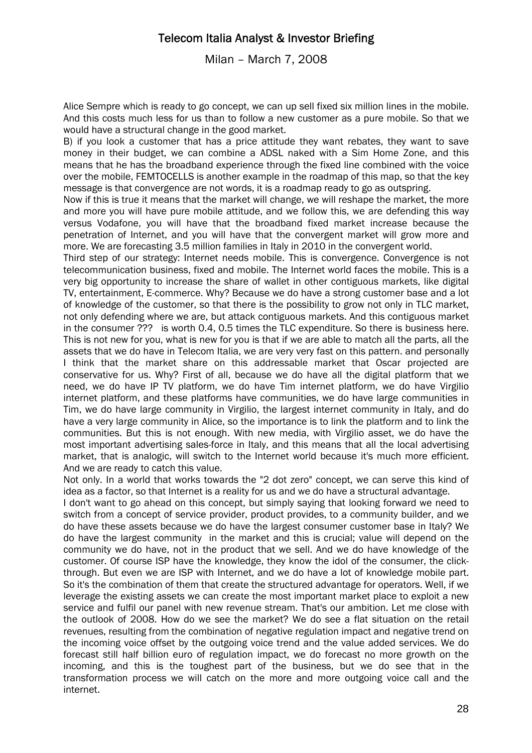Alice Sempre which is ready to go concept, we can up sell fixed six million lines in the mobile. And this costs much less for us than to follow a new customer as a pure mobile. So that we would have a structural change in the good market.

B) if you look a customer that has a price attitude they want rebates, they want to save money in their budget, we can combine a ADSL naked with a Sim Home Zone, and this means that he has the broadband experience through the fixed line combined with the voice over the mobile, FEMTOCELLS is another example in the roadmap of this map, so that the key message is that convergence are not words, it is a roadmap ready to go as outspring.

Now if this is true it means that the market will change, we will reshape the market, the more and more you will have pure mobile attitude, and we follow this, we are defending this way versus Vodafone, you will have that the broadband fixed market increase because the penetration of Internet, and you will have that the convergent market will grow more and more. We are forecasting 3.5 million families in Italy in 2010 in the convergent world.

Third step of our strategy: Internet needs mobile. This is convergence. Convergence is not telecommunication business, fixed and mobile. The Internet world faces the mobile. This is a very big opportunity to increase the share of wallet in other contiguous markets, like digital TV, entertainment, E-commerce. Why? Because we do have a strong customer base and a lot of knowledge of the customer, so that there is the possibility to grow not only in TLC market, not only defending where we are, but attack contiguous markets. And this contiguous market in the consumer ??? is worth 0.4, 0.5 times the TLC expenditure. So there is business here. This is not new for you, what is new for you is that if we are able to match all the parts, all the assets that we do have in Telecom Italia, we are very very fast on this pattern. and personally I think that the market share on this addressable market that Oscar projected are conservative for us. Why? First of all, because we do have all the digital platform that we need, we do have IP TV platform, we do have Tim internet platform, we do have Virgilio internet platform, and these platforms have communities, we do have large communities in Tim, we do have large community in Virgilio, the largest internet community in Italy, and do have a very large community in Alice, so the importance is to link the platform and to link the communities. But this is not enough. With new media, with Virgilio asset, we do have the most important advertising sales-force in Italy, and this means that all the local advertising market, that is analogic, will switch to the Internet world because it's much more efficient. And we are ready to catch this value.

Not only. In a world that works towards the "2 dot zero" concept, we can serve this kind of idea as a factor, so that Internet is a reality for us and we do have a structural advantage.

I don't want to go ahead on this concept, but simply saying that looking forward we need to switch from a concept of service provider, product provides, to a community builder, and we do have these assets because we do have the largest consumer customer base in Italy? We do have the largest community in the market and this is crucial; value will depend on the community we do have, not in the product that we sell. And we do have knowledge of the customer. Of course ISP have the knowledge, they know the idol of the consumer, the click-through. But even we are ISP with Internet, and we do have a lot of knowledge mobile part. So it's the combination of them that create the structured advantage for operators. Well, if we leverage the existing assets we can create the most important market place to exploit a new service and fulfil our panel with new revenue stream. That's our ambition. Let me close with the outlook of 2008. How do we see the market? We do see a flat situation on the retail revenues, resulting from the combination of negative regulation impact and negative trend on the incoming voice offset by the outgoing voice trend and the value added services. We do forecast still half billion euro of regulation impact, we do forecast no more growth on the incoming, and this is the toughest part of the business, but we do see that in the transformation process we will catch on the more and more outgoing voice call and the internet.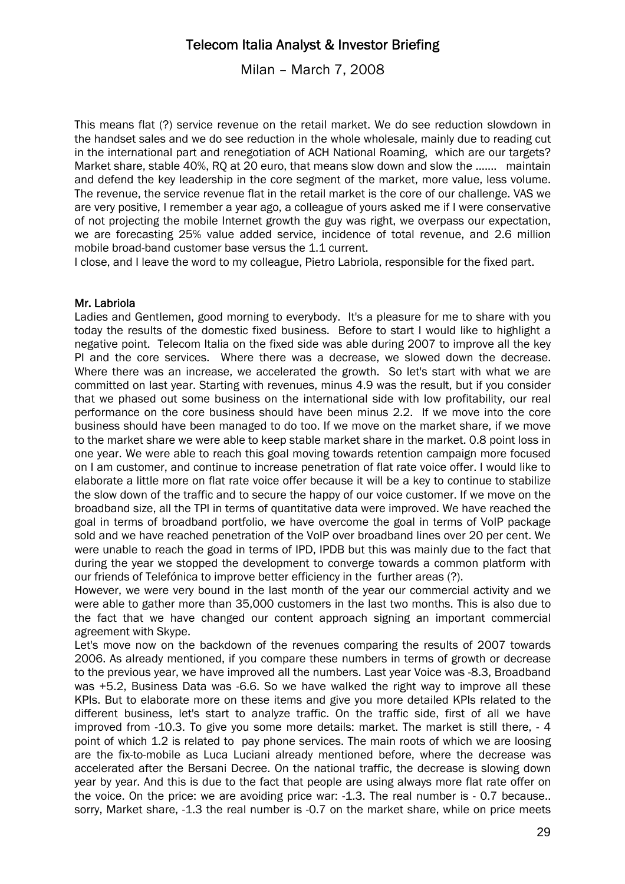This means flat (?) service revenue on the retail market. We do see reduction slowdown in the handset sales and we do see reduction in the whole wholesale, mainly due to reading cut in the international part and renegotiation of ACH National Roaming, which are our targets? Market share, stable 40%, RQ at 20 euro, that means slow down and slow the ....... maintain and defend the key leadership in the core segment of the market, more value, less volume. The revenue, the service revenue flat in the retail market is the core of our challenge. VAS we are very positive, I remember a year ago, a colleague of yours asked me if I were conservative of not projecting the mobile Internet growth the guy was right, we overpass our expectation, we are forecasting 25% value added service, incidence of total revenue, and 2.6 million mobile broad-band customer base versus the 1.1 current.

I close, and I leave the word to my colleague, Pietro Labriola, responsible for the fixed part.

**Mr. Labriola**

Ladies and Gentlemen, good morning to everybody. It's a pleasure for me to share with you today the results of the domestic fixed business. Before to start I would like to highlight a negative point. Telecom Italia on the fixed side was able during 2007 to improve all the key PI and the core services. Where there was a decrease, we slowed down the decrease. Where there was an increase, we accelerated the growth. So let's start with what we are committed on last year. Starting with revenues, minus 4.9 was the result, but if you consider that we phased out some business on the international side with low profitability, our real performance on the core business should have been minus 2.2. If we move into the core business should have been managed to do too. If we move on the market share, if we move to the market share we were able to keep stable market share in the market. 0.8 point loss in one year. We were able to reach this goal moving towards retention campaign more focused on I am customer, and continue to increase penetration of flat rate voice offer. I would like to elaborate a little more on flat rate voice offer because it will be a key to continue to stabilize the slow down of the traffic and to secure the happy of our voice customer. If we move on the broadband size, all the TPI in terms of quantitative data were improved. We have reached the goal in terms of broadband portfolio, we have overcome the goal in terms of VoIP package sold and we have reached penetration of the VoIP over broadband lines over 20 per cent. We were unable to reach the goad in terms of IPD, IPDB but this was mainly due to the fact that during the year we stopped the development to converge towards a common platform with our friends of Telefónica to improve better efficiency in the further areas (?).

However, we were very bound in the last month of the year our commercial activity and we were able to gather more than 35,000 customers in the last two months. This is also due to the fact that we have changed our content approach signing an important commercial agreement with Skype.

Let's move now on the backdown of the revenues comparing the results of 2007 towards 2006. As already mentioned, if you compare these numbers in terms of growth or decrease to the previous year, we have improved all the numbers. Last year Voice was -8.3, Broadband was +5.2, Business Data was -6.6. So we have walked the right way to improve all these KPIs. But to elaborate more on these items and give you more detailed KPIs related to the different business, let's start to analyze traffic. On the traffic side, first of all we have improved from -10.3. To give you some more details: market. The market is still there, - 4 point of which 1.2 is related to pay phone services. The main roots of which we are loosing are the fix-to-mobile as Luca Luciani already mentioned before, where the decrease was accelerated after the Bersani Decree. On the national traffic, the decrease is slowing down year by year. And this is due to the fact that people are using always more flat rate offer on the voice. On the price: we are avoiding price war: -1.3. The real number is - 0.7 because.. sorry, Market share, -1.3 the real number is -0.7 on the market share, while on price meets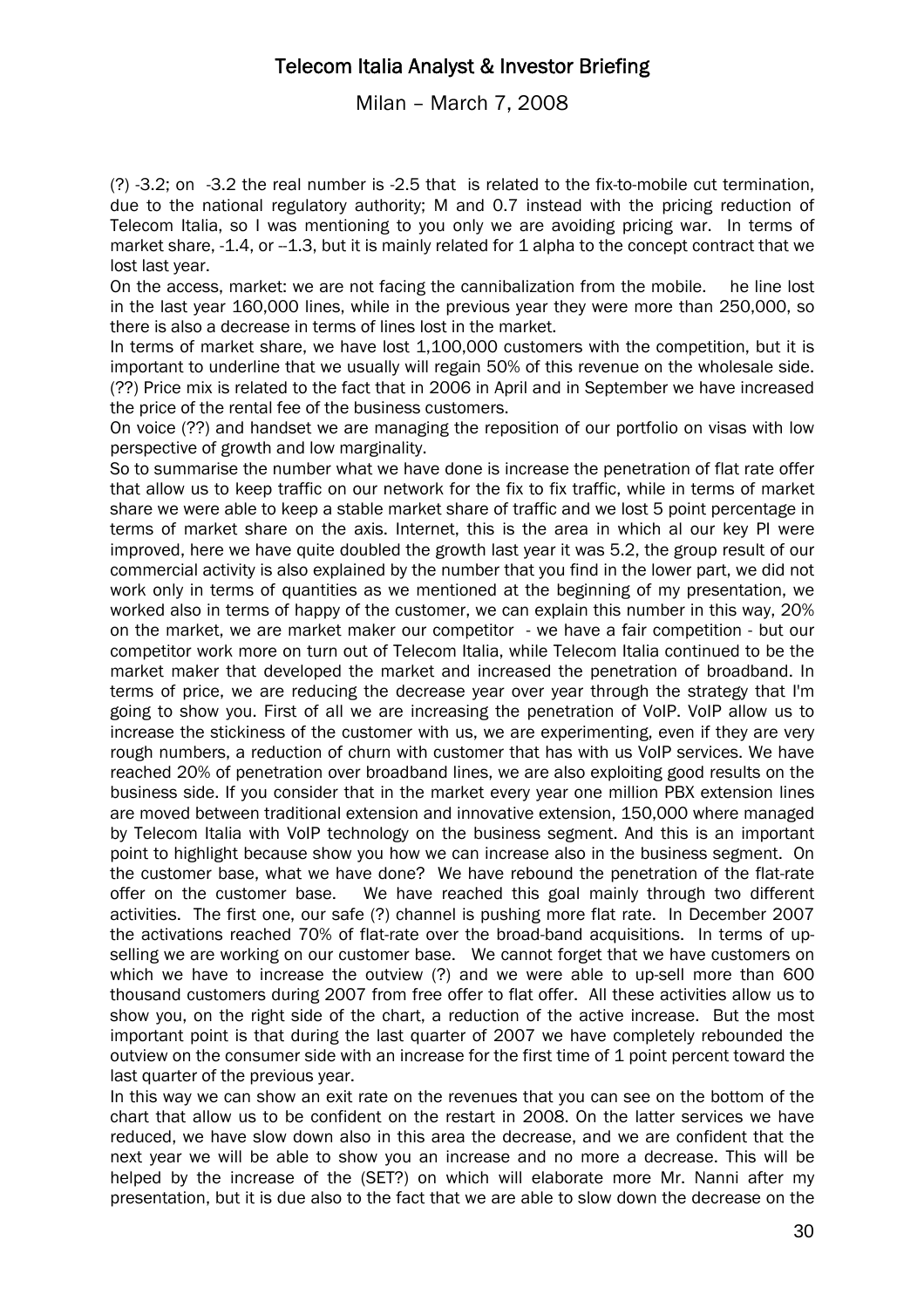(?) -3.2; on -3.2 the real number is -2.5 that is related to the fix-to-mobile cut termination, due to the national regulatory authority; M and 0.7 instead with the pricing reduction of Telecom Italia, so I was mentioning to you only we are avoiding pricing war. In terms of market share, -1.4, or --1.3, but it is mainly related for 1 alpha to the concept contract that we lost last year.

On the access, market: we are not facing the cannibalization from the mobile. he line lost in the last year 160,000 lines, while in the previous year they were more than 250,000, so there is also a decrease in terms of lines lost in the market.

In terms of market share, we have lost 1,100,000 customers with the competition, but it is important to underline that we usually will regain 50% of this revenue on the wholesale side. (??) Price mix is related to the fact that in 2006 in April and in September we have increased the price of the rental fee of the business customers.

On voice (??) and handset we are managing the reposition of our portfolio on visas with low perspective of growth and low marginality.

So to summarise the number what we have done is increase the penetration of flat rate offer that allow us to keep traffic on our network for the fix to fix traffic, while in terms of market share we were able to keep a stable market share of traffic and we lost 5 point percentage in terms of market share on the axis. Internet, this is the area in which al our key PI were improved, here we have quite doubled the growth last year it was 5.2, the group result of our commercial activity is also explained by the number that you find in the lower part, we did not work only in terms of quantities as we mentioned at the beginning of my presentation, we worked also in terms of happy of the customer, we can explain this number in this way, 20% on the market, we are market maker our competitor - we have a fair competition - but our competitor work more on turn out of Telecom Italia, while Telecom Italia continued to be the market maker that developed the market and increased the penetration of broadband. In terms of price, we are reducing the decrease year over year through the strategy that I'm going to show you. First of all we are increasing the penetration of VoIP. VoIP allow us to increase the stickiness of the customer with us, we are experimenting, even if they are very rough numbers, a reduction of churn with customer that has with us VoIP services. We have reached 20% of penetration over broadband lines, we are also exploiting good results on the business side. If you consider that in the market every year one million PBX extension lines are moved between traditional extension and innovative extension, 150,000 where managed by Telecom Italia with VoIP technology on the business segment. And this is an important point to highlight because show you how we can increase also in the business segment. On the customer base, what we have done? We have rebound the penetration of the flat-rate offer on the customer base. We have reached this goal mainly through two different activities. The first one, our safe (?) channel is pushing more flat rate. In December 2007 the activations reached 70% of flat-rate over the broad-band acquisitions. In terms of up-selling we are working on our customer base. We cannot forget that we have customers on which we have to increase the outview (?) and we were able to up-sell more than 600 thousand customers during 2007 from free offer to flat offer. All these activities allow us to show you, on the right side of the chart, a reduction of the active increase. But the most important point is that during the last quarter of 2007 we have completely rebounded the outview on the consumer side with an increase for the first time of 1 point percent toward the last quarter of the previous year.

In this way we can show an exit rate on the revenues that you can see on the bottom of the chart that allow us to be confident on the restart in 2008. On the latter services we have reduced, we have slow down also in this area the decrease, and we are confident that the next year we will be able to show you an increase and no more a decrease. This will be helped by the increase of the (SET?) on which will elaborate more Mr. Nanni after my presentation, but it is due also to the fact that we are able to slow down the decrease on the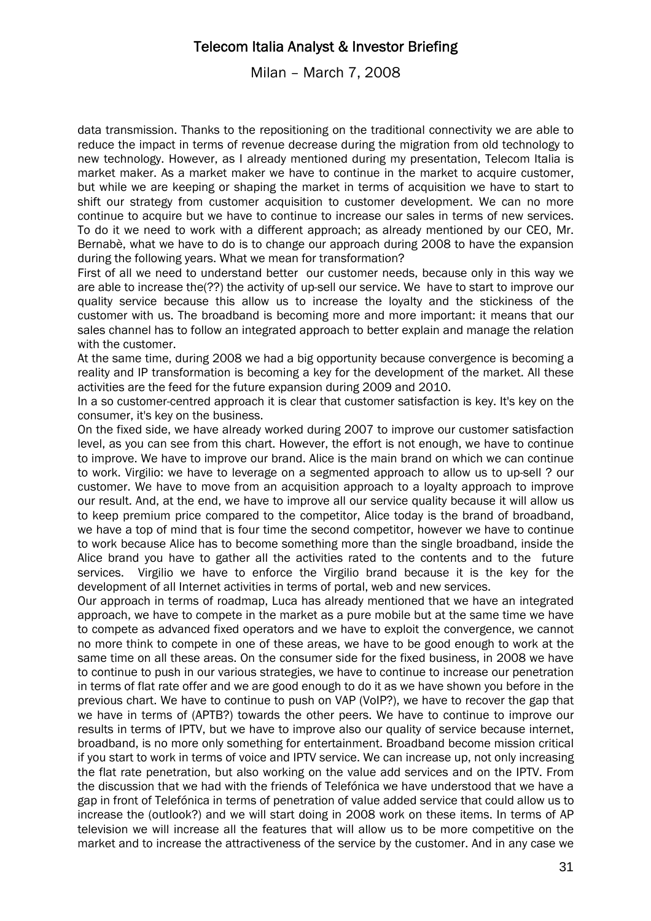data transmission. Thanks to the repositioning on the traditional connectivity we are able to reduce the impact in terms of revenue decrease during the migration from old technology to new technology. However, as I already mentioned during my presentation, Telecom Italia is market maker. As a market maker we have to continue in the market to acquire customer, but while we are keeping or shaping the market in terms of acquisition we have to start to shift our strategy from customer acquisition to customer development. We can no more continue to acquire but we have to continue to increase our sales in terms of new services. To do it we need to work with a different approach; as already mentioned by our CEO, Mr. Bernabè, what we have to do is to change our approach during 2008 to have the expansion during the following years. What we mean for transformation?

First of all we need to understand better our customer needs, because only in this way we are able to increase the(??) the activity of up-sell our service. We have to start to improve our quality service because this allow us to increase the loyalty and the stickiness of the customer with us. The broadband is becoming more and more important: it means that our sales channel has to follow an integrated approach to better explain and manage the relation with the customer.

At the same time, during 2008 we had a big opportunity because convergence is becoming a reality and IP transformation is becoming a key for the development of the market. All these activities are the feed for the future expansion during 2009 and 2010.

In a so customer-centred approach it is clear that customer satisfaction is key. It's key on the consumer, it's key on the business.

On the fixed side, we have already worked during 2007 to improve our customer satisfaction level, as you can see from this chart. However, the effort is not enough, we have to continue to improve. We have to improve our brand. Alice is the main brand on which we can continue to work. Virgilio: we have to leverage on a segmented approach to allow us to up-sell ? our customer. We have to move from an acquisition approach to a loyalty approach to improve our result. And, at the end, we have to improve all our service quality because it will allow us to keep premium price compared to the competitor, Alice today is the brand of broadband, we have a top of mind that is four time the second competitor, however we have to continue to work because Alice has to become something more than the single broadband, inside the Alice brand you have to gather all the activities rated to the contents and to the future services. Virgilio we have to enforce the Virgilio brand because it is the key for the development of all Internet activities in terms of portal, web and new services.

Our approach in terms of roadmap, Luca has already mentioned that we have an integrated approach, we have to compete in the market as a pure mobile but at the same time we have to compete as advanced fixed operators and we have to exploit the convergence, we cannot no more think to compete in one of these areas, we have to be good enough to work at the same time on all these areas. On the consumer side for the fixed business, in 2008 we have to continue to push in our various strategies, we have to continue to increase our penetration in terms of flat rate offer and we are good enough to do it as we have shown you before in the previous chart. We have to continue to push on VAP (VoIP?), we have to recover the gap that we have in terms of (APTB?) towards the other peers. We have to continue to improve our results in terms of IPTV, but we have to improve also our quality of service because internet, broadband, is no more only something for entertainment. Broadband become mission critical if you start to work in terms of voice and IPTV service. We can increase up, not only increasing the flat rate penetration, but also working on the value add services and on the IPTV. From the discussion that we had with the friends of Telefónica we have understood that we have a gap in front of Telefónica in terms of penetration of value added service that could allow us to increase the (outlook?) and we will start doing in 2008 work on these items. In terms of AP television we will increase all the features that will allow us to be more competitive on the market and to increase the attractiveness of the service by the customer. And in any case we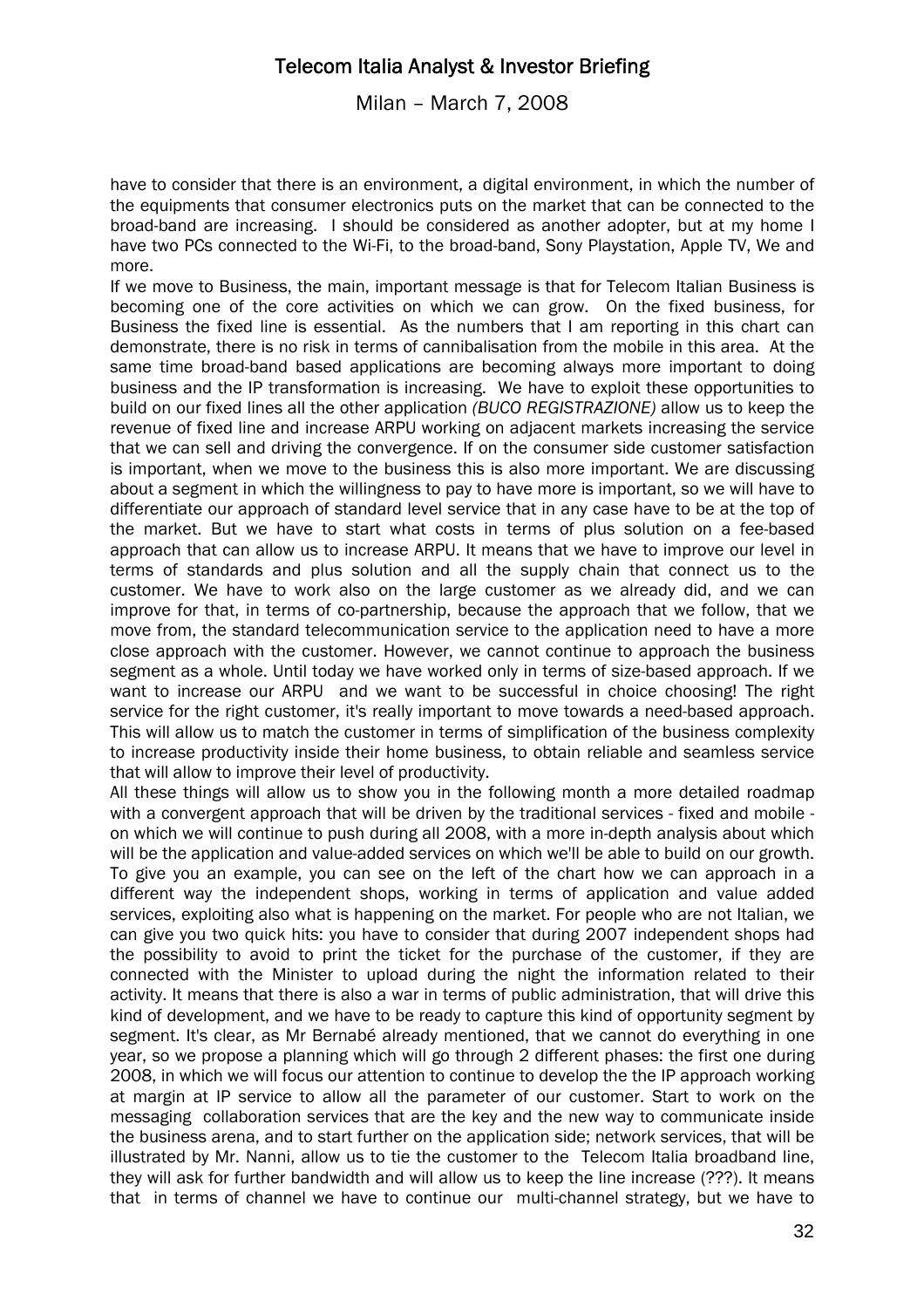have to consider that there is an environment, a digital environment, in which the number of the equipments that consumer electronics puts on the market that can be connected to the broad-band are increasing. I should be considered as another adopter, but at my home I have two PCs connected to the Wi-Fi, to the broad-band, Sony Playstation, Apple TV, We and more.

If we move to Business, the main, important message is that for Telecom Italian Business is becoming one of the core activities on which we can grow. On the fixed business, for Business the fixed line is essential. As the numbers that I am reporting in this chart can demonstrate, there is no risk in terms of cannibalisation from the mobile in this area. At the same time broad-band based applications are becoming always more important to doing business and the IP transformation is increasing. We have to exploit these opportunities to build on our fixed lines all the other application *(BUCO REGISTRAZIONE)* allow us to keep the revenue of fixed line and increase ARPU working on adjacent markets increasing the service that we can sell and driving the convergence. If on the consumer side customer satisfaction is important, when we move to the business this is also more important. We are discussing about a segment in which the willingness to pay to have more is important, so we will have to differentiate our approach of standard level service that in any case have to be at the top of the market. But we have to start what costs in terms of plus solution on a fee-based approach that can allow us to increase ARPU. It means that we have to improve our level in terms of standards and plus solution and all the supply chain that connect us to the customer. We have to work also on the large customer as we already did, and we can improve for that, in terms of co-partnership, because the approach that we follow, that we move from, the standard telecommunication service to the application need to have a more close approach with the customer. However, we cannot continue to approach the business segment as a whole. Until today we have worked only in terms of size-based approach. If we want to increase our ARPU and we want to be successful in choice choosing! The right service for the right customer, it's really important to move towards a need-based approach. This will allow us to match the customer in terms of simplification of the business complexity to increase productivity inside their home business, to obtain reliable and seamless service that will allow to improve their level of productivity.

All these things will allow us to show you in the following month a more detailed roadmap with a convergent approach that will be driven by the traditional services - fixed and mobile - on which we will continue to push during all 2008, with a more in-depth analysis about which will be the application and value-added services on which we'll be able to build on our growth. To give you an example, you can see on the left of the chart how we can approach in a different way the independent shops, working in terms of application and value added services, exploiting also what is happening on the market. For people who are not Italian, we can give you two quick hits: you have to consider that during 2007 independent shops had the possibility to avoid to print the ticket for the purchase of the customer, if they are connected with the Minister to upload during the night the information related to their activity. It means that there is also a war in terms of public administration, that will drive this kind of development, and we have to be ready to capture this kind of opportunity segment by segment. It's clear, as Mr Bernabé already mentioned, that we cannot do everything in one year, so we propose a planning which will go through 2 different phases: the first one during 2008, in which we will focus our attention to continue to develop the the IP approach working at margin at IP service to allow all the parameter of our customer. Start to work on the messaging collaboration services that are the key and the new way to communicate inside the business arena, and to start further on the application side; network services, that will be illustrated by Mr. Nanni, allow us to tie the customer to the Telecom Italia broadband line, they will ask for further bandwidth and will allow us to keep the line increase (???). It means that in terms of channel we have to continue our multi-channel strategy, but we have to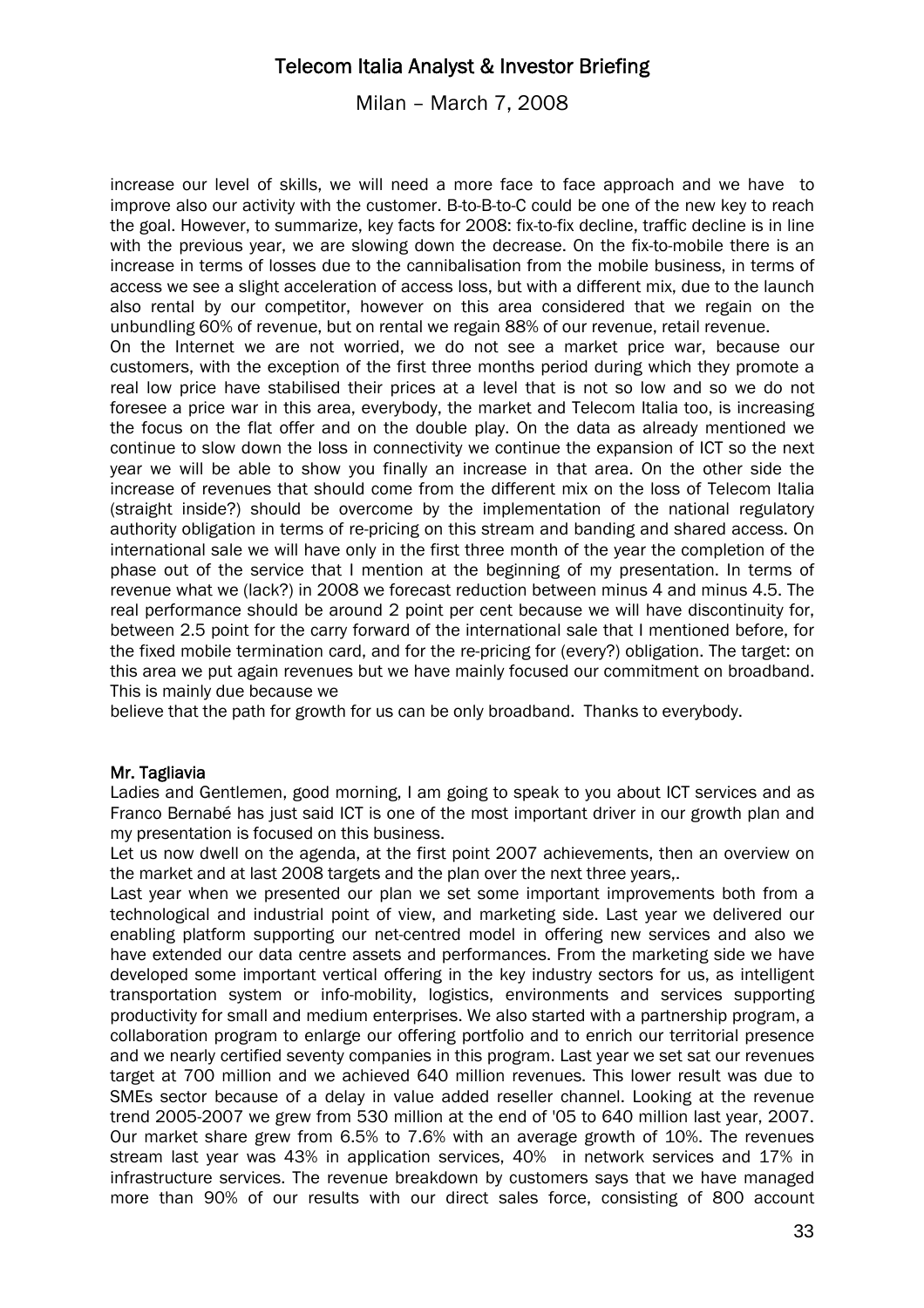increase our level of skills, we will need a more face to face approach and we have to improve also our activity with the customer. B-to-B-to-C could be one of the new key to reach the goal. However, to summarize, key facts for 2008: fix-to-fix decline, traffic decline is in line with the previous year, we are slowing down the decrease. On the fix-to-mobile there is an increase in terms of losses due to the cannibalisation from the mobile business, in terms of access we see a slight acceleration of access loss, but with a different mix, due to the launch also rental by our competitor, however on this area considered that we regain on the unbundling 60% of revenue, but on rental we regain 88% of our revenue, retail revenue.

On the Internet we are not worried, we do not see a market price war, because our customers, with the exception of the first three months period during which they promote a real low price have stabilised their prices at a level that is not so low and so we do not foresee a price war in this area, everybody, the market and Telecom Italia too, is increasing the focus on the flat offer and on the double play. On the data as already mentioned we continue to slow down the loss in connectivity we continue the expansion of ICT so the next year we will be able to show you finally an increase in that area. On the other side the increase of revenues that should come from the different mix on the loss of Telecom Italia (straight inside?) should be overcome by the implementation of the national regulatory authority obligation in terms of re-pricing on this stream and banding and shared access. On international sale we will have only in the first three month of the year the completion of the phase out of the service that I mention at the beginning of my presentation. In terms of revenue what we (lack?) in 2008 we forecast reduction between minus 4 and minus 4.5. The real performance should be around 2 point per cent because we will have discontinuity for, between 2.5 point for the carry forward of the international sale that I mentioned before, for the fixed mobile termination card, and for the re-pricing for (every?) obligation. The target: on this area we put again revenues but we have mainly focused our commitment on broadband. This is mainly due because we believe that the path for growth for us can be only broadband. Thanks to everybody.

**Mr. Tagliavia**

Ladies and Gentlemen, good morning, I am going to speak to you about ICT services and as Franco Bernabé has just said ICT is one of the most important driver in our growth plan and my presentation is focused on this business.

Let us now dwell on the agenda, at the first point 2007 achievements, then an overview on the market and at last 2008 targets and the plan over the next three years,.

Last year when we presented our plan we set some important improvements both from a technological and industrial point of view, and marketing side. Last year we delivered our enabling platform supporting our net-centred model in offering new services and also we have extended our data centre assets and performances. From the marketing side we have developed some important vertical offering in the key industry sectors for us, as intelligent transportation system or info-mobility, logistics, environments and services supporting productivity for small and medium enterprises. We also started with a partnership program, a collaboration program to enlarge our offering portfolio and to enrich our territorial presence and we nearly certified seventy companies in this program. Last year we set sat our revenues target at 700 million and we achieved 640 million revenues. This lower result was due to SMEs sector because of a delay in value added reseller channel. Looking at the revenue trend 2005-2007 we grew from 530 million at the end of '05 to 640 million last year, 2007. Our market share grew from 6.5% to 7.6% with an average growth of 10%. The revenues stream last year was 43% in application services, 40% in network services and 17% in infrastructure services. The revenue breakdown by customers says that we have managed more than 90% of our results with our direct sales force, consisting of 800 account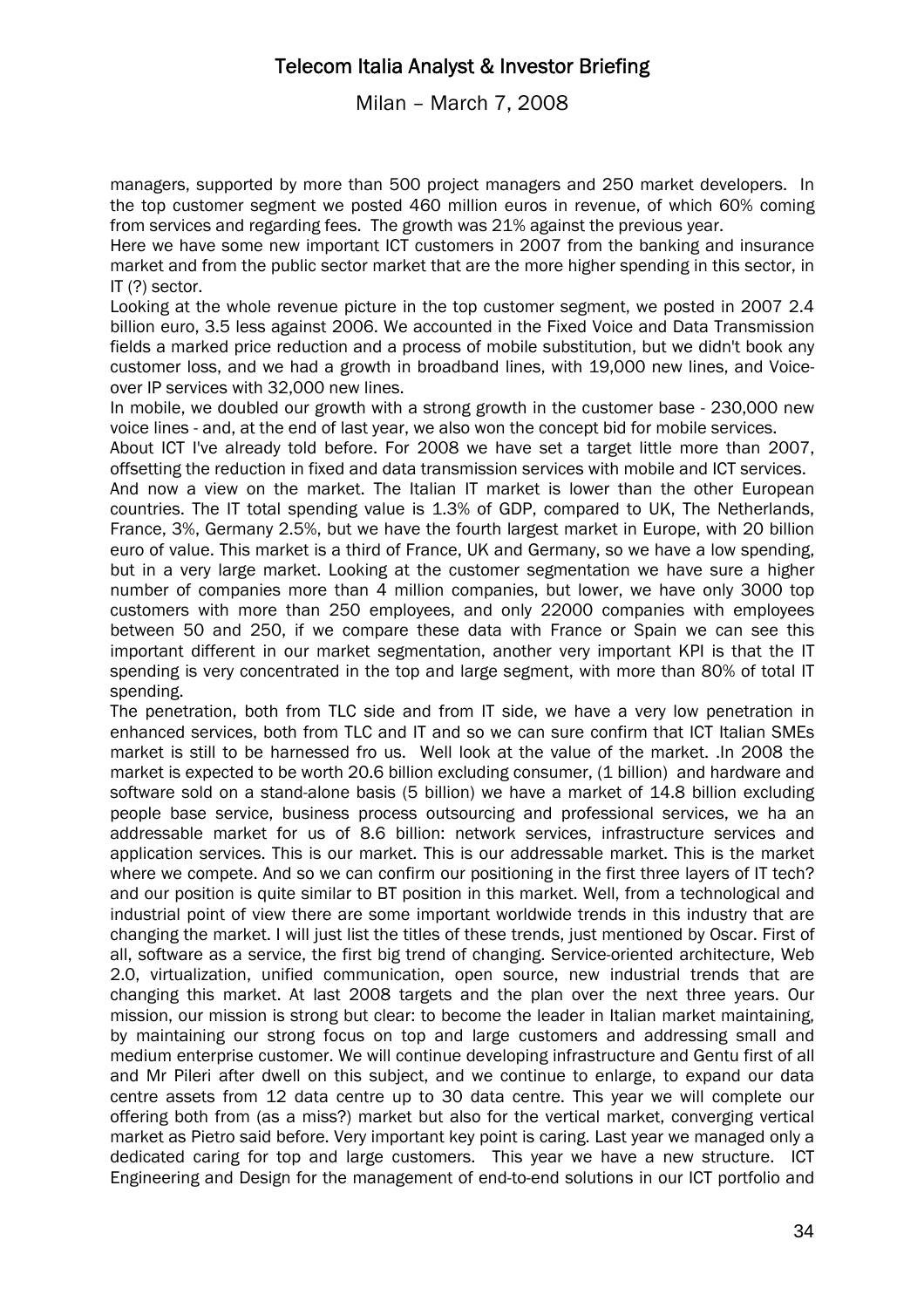managers, supported by more than 500 project managers and 250 market developers. In the top customer segment we posted 460 million euros in revenue, of which 60% coming from services and regarding fees. The growth was 21% against the previous year.

Here we have some new important ICT customers in 2007 from the banking and insurance market and from the public sector market that are the more higher spending in this sector, in IT (?) sector.

Looking at the whole revenue picture in the top customer segment, we posted in 2007 2.4 billion euro, 3.5 less against 2006. We accounted in the Fixed Voice and Data Transmission fields a marked price reduction and a process of mobile substitution, but we didn't book any customer loss, and we had a growth in broadband lines, with 19,000 new lines, and Voice-over IP services with 32,000 new lines.

In mobile, we doubled our growth with a strong growth in the customer base - 230,000 new voice lines - and, at the end of last year, we also won the concept bid for mobile services.

About ICT I've already told before. For 2008 we have set a target little more than 2007, offsetting the reduction in fixed and data transmission services with mobile and ICT services.

And now a view on the market. The Italian IT market is lower than the other European countries. The IT total spending value is 1.3% of GDP, compared to UK, The Netherlands, France, 3%, Germany 2.5%, but we have the fourth largest market in Europe, with 20 billion euro of value. This market is a third of France, UK and Germany, so we have a low spending, but in a very large market. Looking at the customer segmentation we have sure a higher number of companies more than 4 million companies, but lower, we have only 3000 top customers with more than 250 employees, and only 22000 companies with employees between 50 and 250, if we compare these data with France or Spain we can see this important different in our market segmentation, another very important KPI is that the IT spending is very concentrated in the top and large segment, with more than 80% of total IT spending.

The penetration, both from TLC side and from IT side, we have a very low penetration in enhanced services, both from TLC and IT and so we can sure confirm that ICT Italian SMEs market is still to be harnessed fro us. Well look at the value of the market. .In 2008 the market is expected to be worth 20.6 billion excluding consumer, (1 billion) and hardware and software sold on a stand-alone basis (5 billion) we have a market of 14.8 billion excluding people base service, business process outsourcing and professional services, we ha an addressable market for us of 8.6 billion: network services, infrastructure services and application services. This is our market. This is our addressable market. This is the market where we compete. And so we can confirm our positioning in the first three layers of IT tech? and our position is quite similar to BT position in this market. Well, from a technological and industrial point of view there are some important worldwide trends in this industry that are changing the market. I will just list the titles of these trends, just mentioned by Oscar. First of all, software as a service, the first big trend of changing. Service-oriented architecture, Web 2.0, virtualization, unified communication, open source, new industrial trends that are changing this market. At last 2008 targets and the plan over the next three years. Our mission, our mission is strong but clear: to become the leader in Italian market maintaining, by maintaining our strong focus on top and large customers and addressing small and medium enterprise customer. We will continue developing infrastructure and Gentu first of all and Mr Pileri after dwell on this subject, and we continue to enlarge, to expand our data centre assets from 12 data centre up to 30 data centre. This year we will complete our offering both from (as a miss?) market but also for the vertical market, converging vertical market as Pietro said before. Very important key point is caring. Last year we managed only a dedicated caring for top and large customers. This year we have a new structure. ICT Engineering and Design for the management of end-to-end solutions in our ICT portfolio and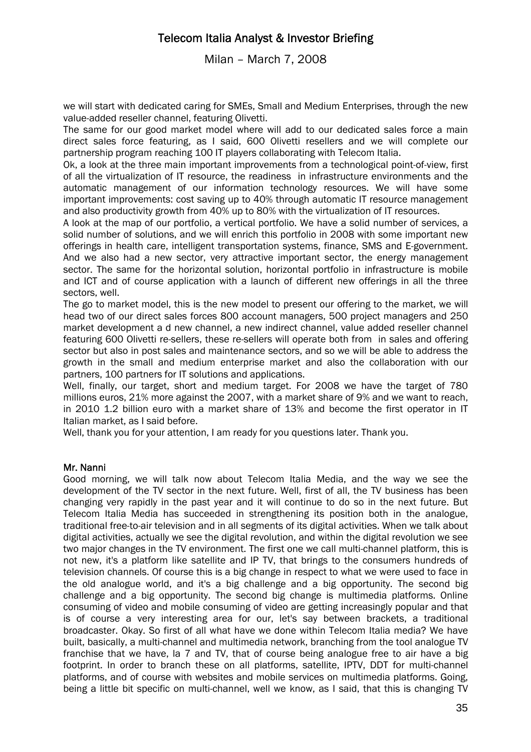we will start with dedicated caring for SMEs, Small and Medium Enterprises, through the new value-added reseller channel, featuring Olivetti.

The same for our good market model where will add to our dedicated sales force a main direct sales force featuring, as I said, 600 Olivetti resellers and we will complete our partnership program reaching 100 IT players collaborating with Telecom Italia.

Ok, a look at the three main important improvements from a technological point-of-view, first of all the virtualization of IT resource, the readiness in infrastructure environments and the automatic management of our information technology resources. We will have some important improvements: cost saving up to 40% through automatic IT resource management and also productivity growth from 40% up to 80% with the virtualization of IT resources.

A look at the map of our portfolio, a vertical portfolio. We have a solid number of services, a solid number of solutions, and we will enrich this portfolio in 2008 with some important new offerings in health care, intelligent transportation systems, finance, SMS and E-government. And we also had a new sector, very attractive important sector, the energy management sector. The same for the horizontal solution, horizontal portfolio in infrastructure is mobile and ICT and of course application with a launch of different new offerings in all the three sectors, well.

The go to market model, this is the new model to present our offering to the market, we will head two of our direct sales forces 800 account managers, 500 project managers and 250 market development a d new channel, a new indirect channel, value added reseller channel featuring 600 Olivetti re-sellers, these re-sellers will operate both from in sales and offering sector but also in post sales and maintenance sectors, and so we will be able to address the growth in the small and medium enterprise market and also the collaboration with our partners, 100 partners for IT solutions and applications.

Well, finally, our target, short and medium target. For 2008 we have the target of 780 millions euros, 21% more against the 2007, with a market share of 9% and we want to reach, in 2010 1.2 billion euro with a market share of 13% and become the first operator in IT Italian market, as I said before.

Well, thank you for your attention, I am ready for you questions later. Thank you.

**Mr. Nanni**

Good morning, we will talk now about Telecom Italia Media, and the way we see the development of the TV sector in the next future. Well, first of all, the TV business has been changing very rapidly in the past year and it will continue to do so in the next future. But Telecom Italia Media has succeeded in strengthening its position both in the analogue, traditional free-to-air television and in all segments of its digital activities. When we talk about digital activities, actually we see the digital revolution, and within the digital revolution we see two major changes in the TV environment. The first one we call multi-channel platform, this is not new, it's a platform like satellite and IP TV, that brings to the consumers hundreds of television channels. Of course this is a big change in respect to what we were used to face in the old analogue world, and it's a big challenge and a big opportunity. The second big challenge and a big opportunity. The second big change is multimedia platforms. Online consuming of video and mobile consuming of video are getting increasingly popular and that is of course a very interesting area for our, let's say between brackets, a traditional broadcaster. Okay. So first of all what have we done within Telecom Italia media? We have built, basically, a multi-channel and multimedia network, branching from the tool analogue TV franchise that we have, la 7 and TV, that of course being analogue free to air have a big footprint. In order to branch these on all platforms, satellite, IPTV, DDT for multi-channel platforms, and of course with websites and mobile services on multimedia platforms. Going, being a little bit specific on multi-channel, well we know, as I said, that this is changing TV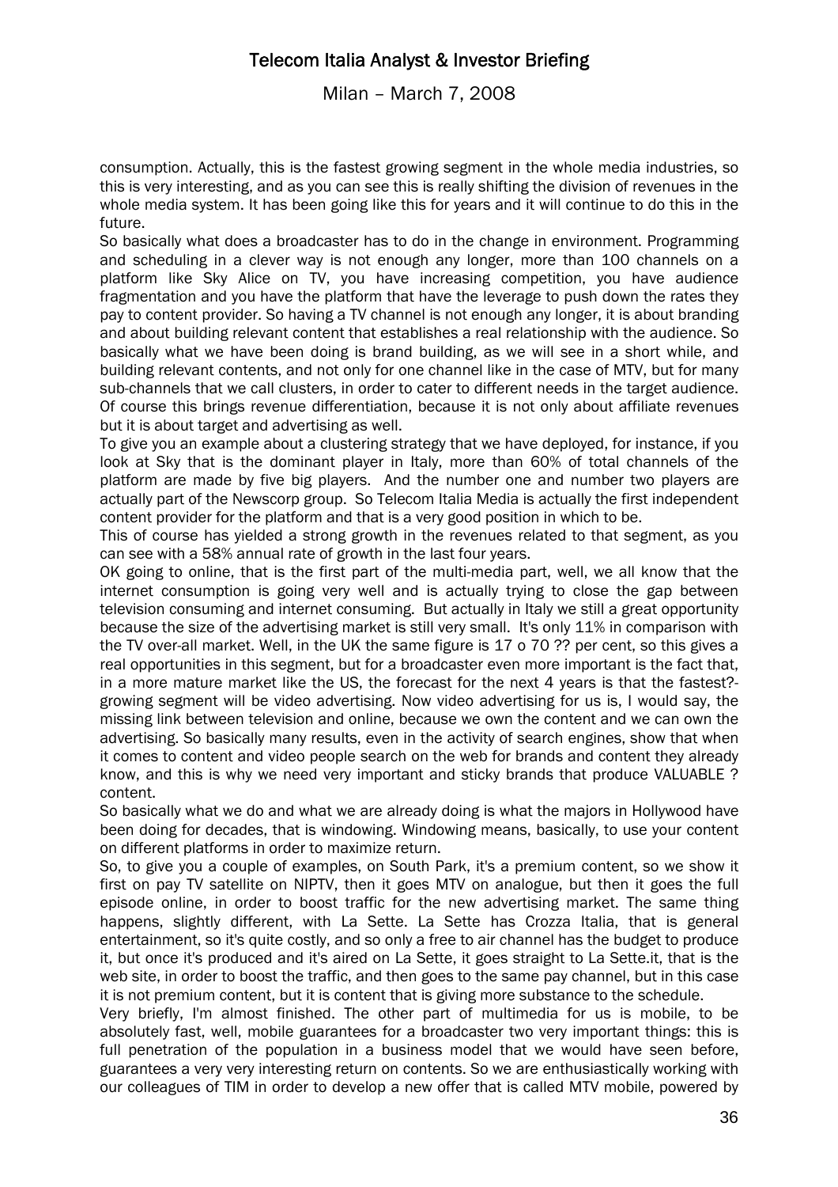consumption. Actually, this is the fastest growing segment in the whole media industries, so this is very interesting, and as you can see this is really shifting the division of revenues in the whole media system. It has been going like this for years and it will continue to do this in the future.

So basically what does a broadcaster has to do in the change in environment. Programming and scheduling in a clever way is not enough any longer, more than 100 channels on a platform like Sky Alice on TV, you have increasing competition, you have audience fragmentation and you have the platform that have the leverage to push down the rates they pay to content provider. So having a TV channel is not enough any longer, it is about branding and about building relevant content that establishes a real relationship with the audience. So basically what we have been doing is brand building, as we will see in a short while, and building relevant contents, and not only for one channel like in the case of MTV, but for many sub-channels that we call clusters, in order to cater to different needs in the target audience. Of course this brings revenue differentiation, because it is not only about affiliate revenues but it is about target and advertising as well.

To give you an example about a clustering strategy that we have deployed, for instance, if you look at Sky that is the dominant player in Italy, more than 60% of total channels of the platform are made by five big players. And the number one and number two players are actually part of the Newscorp group. So Telecom Italia Media is actually the first independent content provider for the platform and that is a very good position in which to be.

This of course has yielded a strong growth in the revenues related to that segment, as you can see with a 58% annual rate of growth in the last four years.

OK going to online, that is the first part of the multi-media part, well, we all know that the internet consumption is going very well and is actually trying to close the gap between television consuming and internet consuming. But actually in Italy we still a great opportunity because the size of the advertising market is still very small. It's only 11% in comparison with the TV over-all market. Well, in the UK the same figure is 17 o 70 ?? per cent, so this gives a real opportunities in this segment, but for a broadcaster even more important is the fact that, in a more mature market like the US, the forecast for the next 4 years is that the fastest?-growing segment will be video advertising. Now video advertising for us is, I would say, the missing link between television and online, because we own the content and we can own the advertising. So basically many results, even in the activity of search engines, show that when it comes to content and video people search on the web for brands and content they already know, and this is why we need very important and sticky brands that produce VALUABLE ? content.

So basically what we do and what we are already doing is what the majors in Hollywood have been doing for decades, that is windowing. Windowing means, basically, to use your content on different platforms in order to maximize return.

So, to give you a couple of examples, on South Park, it's a premium content, so we show it first on pay TV satellite on NIPTV, then it goes MTV on analogue, but then it goes the full episode online, in order to boost traffic for the new advertising market. The same thing happens, slightly different, with La Sette. La Sette has Crozza Italia, that is general entertainment, so it's quite costly, and so only a free to air channel has the budget to produce it, but once it's produced and it's aired on La Sette, it goes straight to La Sette.it, that is the web site, in order to boost the traffic, and then goes to the same pay channel, but in this case it is not premium content, but it is content that is giving more substance to the schedule.

Very briefly, I'm almost finished. The other part of multimedia for us is mobile, to be absolutely fast, well, mobile guarantees for a broadcaster two very important things: this is full penetration of the population in a business model that we would have seen before, guarantees a very very interesting return on contents. So we are enthusiastically working with our colleagues of TIM in order to develop a new offer that is called MTV mobile, powered by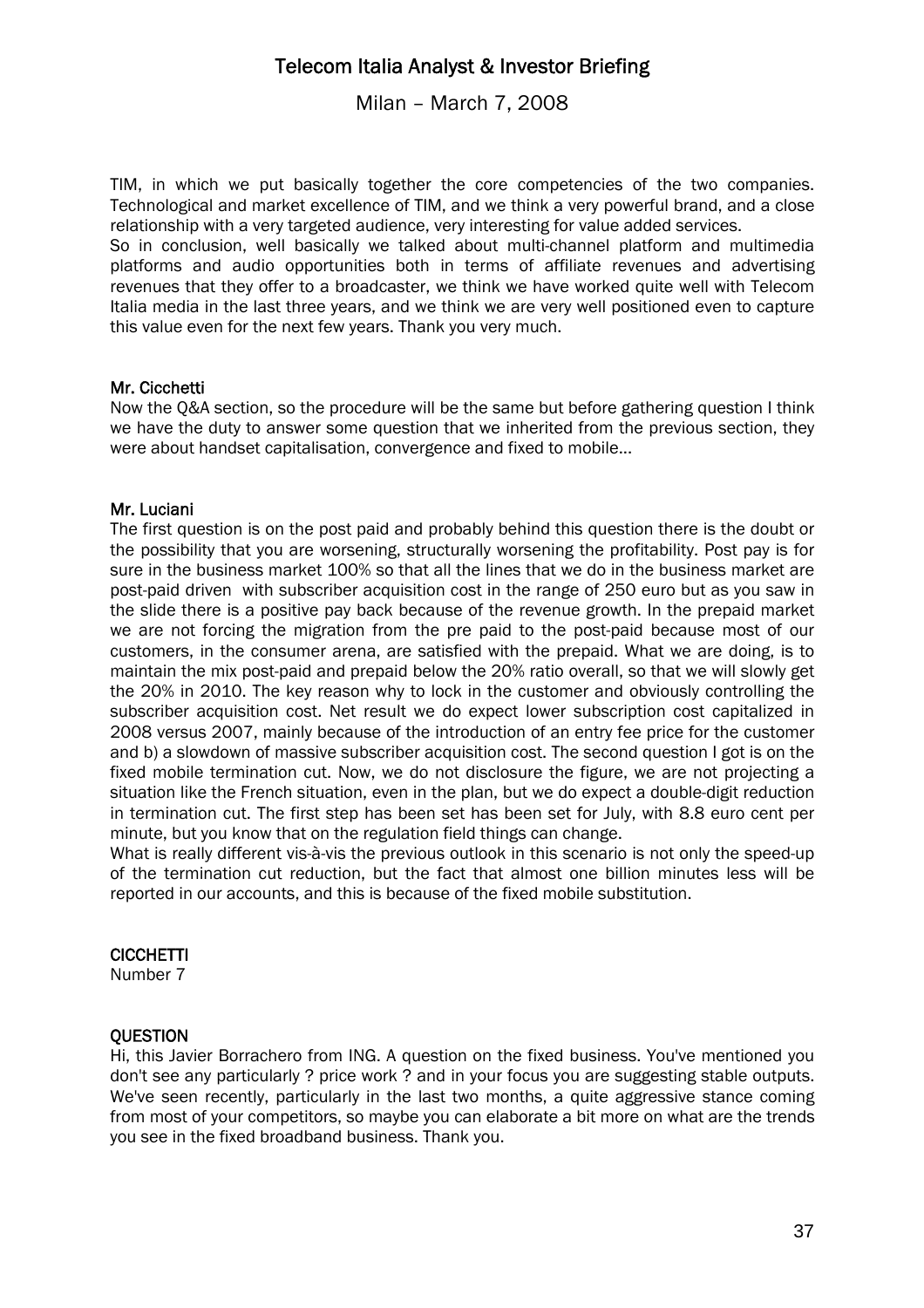TIM, in which we put basically together the core competencies of the two companies. Technological and market excellence of TIM, and we think a very powerful brand, and a close relationship with a very targeted audience, very interesting for value added services.
So in conclusion, well basically we talked about multi-channel platform and multimedia platforms and audio opportunities both in terms of affiliate revenues and advertising revenues that they offer to a broadcaster, we think we have worked quite well with Telecom Italia media in the last three years, and we think we are very well positioned even to capture this value even for the next few years. Thank you very much.

**Mr. Cicchetti**
Now the Q&A section, so the procedure will be the same but before gathering question I think we have the duty to answer some question that we inherited from the previous section, they were about handset capitalisation, convergence and fixed to mobile…

**Mr. Luciani**
The first question is on the post paid and probably behind this question there is the doubt or the possibility that you are worsening, structurally worsening the profitability. Post pay is for sure in the business market 100% so that all the lines that we do in the business market are post-paid driven with subscriber acquisition cost in the range of 250 euro but as you saw in the slide there is a positive pay back because of the revenue growth. In the prepaid market we are not forcing the migration from the pre paid to the post-paid because most of our customers, in the consumer arena, are satisfied with the prepaid. What we are doing, is to maintain the mix post-paid and prepaid below the 20% ratio overall, so that we will slowly get the 20% in 2010. The key reason why to lock in the customer and obviously controlling the subscriber acquisition cost. Net result we do expect lower subscription cost capitalized in 2008 versus 2007, mainly because of the introduction of an entry fee price for the customer and b) a slowdown of massive subscriber acquisition cost. The second question I got is on the fixed mobile termination cut. Now, we do not disclosure the figure, we are not projecting a situation like the French situation, even in the plan, but we do expect a double-digit reduction in termination cut. The first step has been set has been set for July, with 8.8 euro cent per minute, but you know that on the regulation field things can change.
What is really different vis-à-vis the previous outlook in this scenario is not only the speed-up of the termination cut reduction, but the fact that almost one billion minutes less will be reported in our accounts, and this is because of the fixed mobile substitution.

**CICCHETTI**
Number 7

**QUESTION**
Hi, this Javier Borrachero from ING. A question on the fixed business. You've mentioned you don't see any particularly ? price work ? and in your focus you are suggesting stable outputs. We've seen recently, particularly in the last two months, a quite aggressive stance coming from most of your competitors, so maybe you can elaborate a bit more on what are the trends you see in the fixed broadband business. Thank you.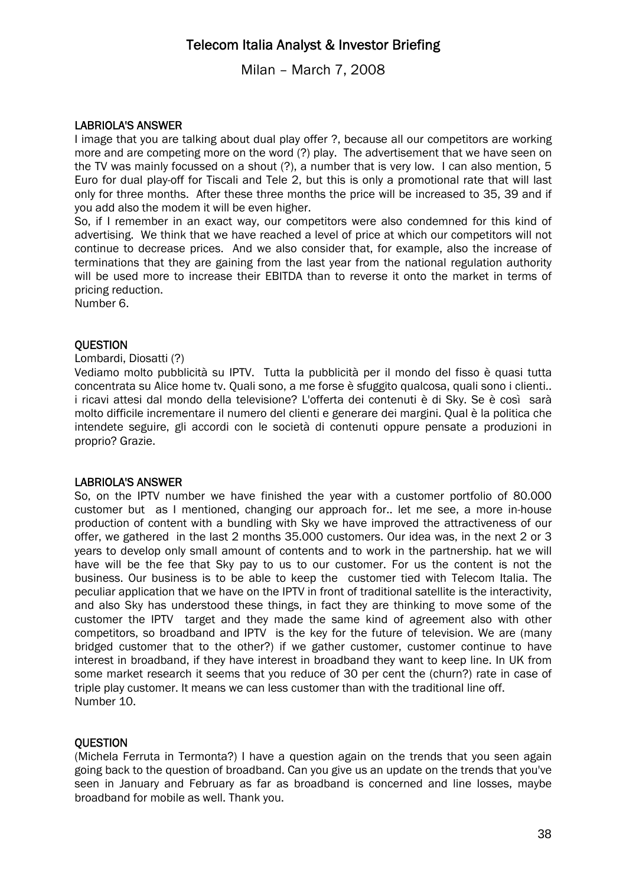### LABRIOLA'S ANSWER

I image that you are talking about dual play offer ?, because all our competitors are working more and are competing more on the word (?) play. The advertisement that we have seen on the TV was mainly focussed on a shout (?), a number that is very low. I can also mention, 5 Euro for dual play-off for Tiscali and Tele 2, but this is only a promotional rate that will last only for three months. After these three months the price will be increased to 35, 39 and if you add also the modem it will be even higher.

So, if I remember in an exact way, our competitors were also condemned for this kind of advertising. We think that we have reached a level of price at which our competitors will not continue to decrease prices. And we also consider that, for example, also the increase of terminations that they are gaining from the last year from the national regulation authority will be used more to increase their EBITDA than to reverse it onto the market in terms of pricing reduction.

Number 6.

### QUESTION

Lombardi, Diosatti (?)

Vediamo molto pubblicità su IPTV. Tutta la pubblicità per il mondo del fisso è quasi tutta concentrata su Alice home tv. Quali sono, a me forse è sfuggito qualcosa, quali sono i clienti.. i ricavi attesi dal mondo della televisione? L'offerta dei contenuti è di Sky. Se è così sarà molto difficile incrementare il numero dei clienti e generare dei margini. Qual è la politica che intendete seguire, gli accordi con le società di contenuti oppure pensate a produzioni in proprio? Grazie.

### LABRIOLA'S ANSWER

So, on the IPTV number we have finished the year with a customer portfolio of 80.000 customer but as I mentioned, changing our approach for.. let me see, a more in-house production of content with a bundling with Sky we have improved the attractiveness of our offer, we gathered in the last 2 months 35.000 customers. Our idea was, in the next 2 or 3 years to develop only small amount of contents and to work in the partnership. hat we will have will be the fee that Sky pay to us to our customer. For us the content is not the business. Our business is to be able to keep the customer tied with Telecom Italia. The peculiar application that we have on the IPTV in front of traditional satellite is the interactivity, and also Sky has understood these things, in fact they are thinking to move some of the customer the IPTV target and they made the same kind of agreement also with other competitors, so broadband and IPTV is the key for the future of television. We are (many bridged customer that to the other?) if we gather customer, customer continue to have interest in broadband, if they have interest in broadband they want to keep line. In UK from some market research it seems that you reduce of 30 per cent the (churn?) rate in case of triple play customer. It means we can less customer than with the traditional line off.

Number 10.

### QUESTION

(Michela Ferruta in Termonta?) I have a question again on the trends that you seen again going back to the question of broadband. Can you give us an update on the trends that you've seen in January and February as far as broadband is concerned and line losses, maybe broadband for mobile as well. Thank you.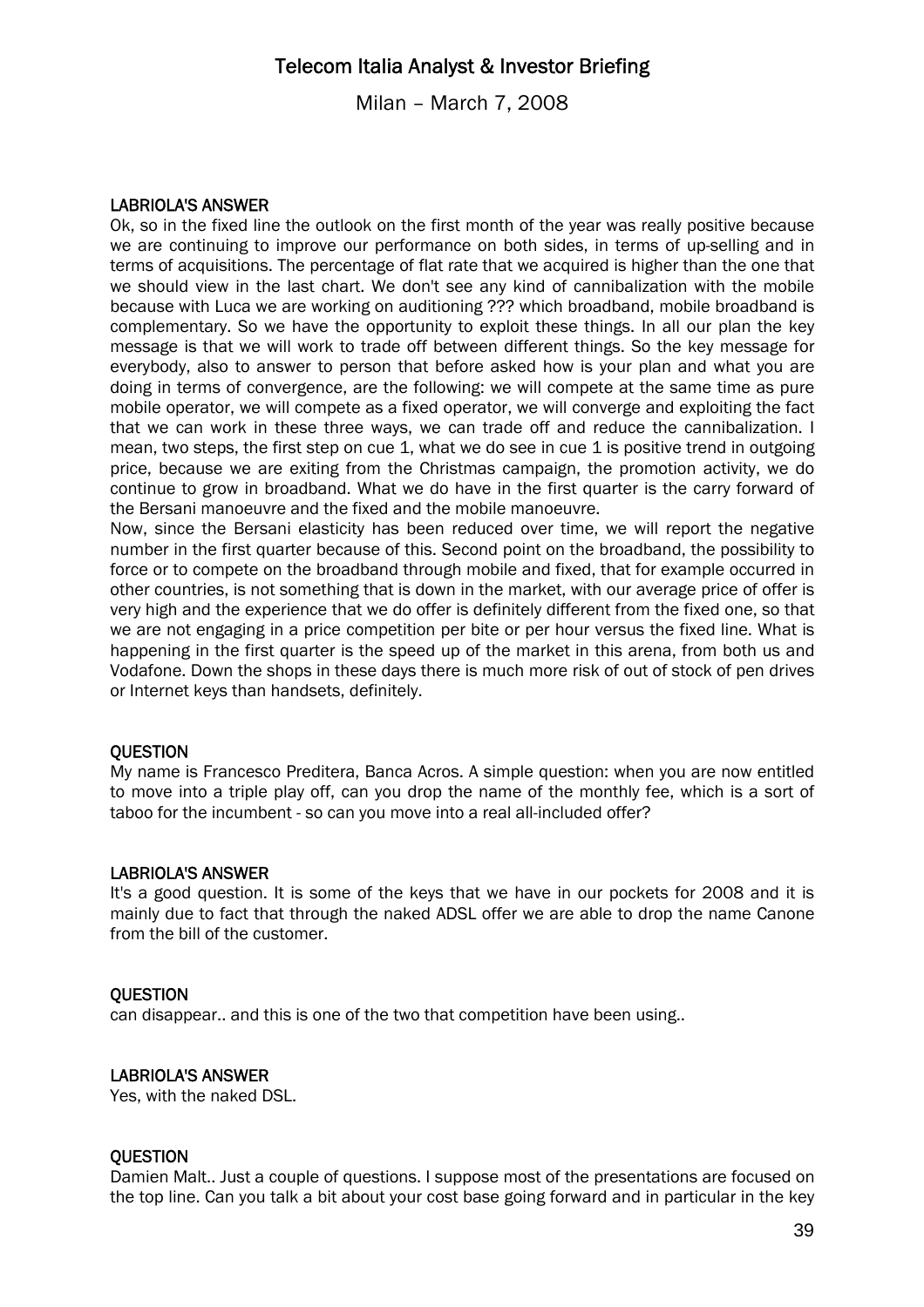LABRIOLA'S ANSWER

Ok, so in the fixed line the outlook on the first month of the year was really positive because we are continuing to improve our performance on both sides, in terms of up-selling and in terms of acquisitions. The percentage of flat rate that we acquired is higher than the one that we should view in the last chart. We don't see any kind of cannibalization with the mobile because with Luca we are working on auditioning ??? which broadband, mobile broadband is complementary. So we have the opportunity to exploit these things. In all our plan the key message is that we will work to trade off between different things. So the key message for everybody, also to answer to person that before asked how is your plan and what you are doing in terms of convergence, are the following: we will compete at the same time as pure mobile operator, we will compete as a fixed operator, we will converge and exploiting the fact that we can work in these three ways, we can trade off and reduce the cannibalization. I mean, two steps, the first step on cue 1, what we do see in cue 1 is positive trend in outgoing price, because we are exiting from the Christmas campaign, the promotion activity, we do continue to grow in broadband. What we do have in the first quarter is the carry forward of the Bersani manoeuvre and the fixed and the mobile manoeuvre.

Now, since the Bersani elasticity has been reduced over time, we will report the negative number in the first quarter because of this. Second point on the broadband, the possibility to force or to compete on the broadband through mobile and fixed, that for example occurred in other countries, is not something that is down in the market, with our average price of offer is very high and the experience that we do offer is definitely different from the fixed one, so that we are not engaging in a price competition per bite or per hour versus the fixed line. What is happening in the first quarter is the speed up of the market in this arena, from both us and Vodafone. Down the shops in these days there is much more risk of out of stock of pen drives or Internet keys than handsets, definitely.

QUESTION

My name is Francesco Preditera, Banca Acros. A simple question: when you are now entitled to move into a triple play off, can you drop the name of the monthly fee, which is a sort of taboo for the incumbent - so can you move into a real all-included offer?

LABRIOLA'S ANSWER

It's a good question. It is some of the keys that we have in our pockets for 2008 and it is mainly due to fact that through the naked ADSL offer we are able to drop the name Canone from the bill of the customer.

QUESTION

can disappear.. and this is one of the two that competition have been using..

LABRIOLA'S ANSWER

Yes, with the naked DSL.

QUESTION

Damien Malt.. Just a couple of questions. I suppose most of the presentations are focused on the top line. Can you talk a bit about your cost base going forward and in particular in the key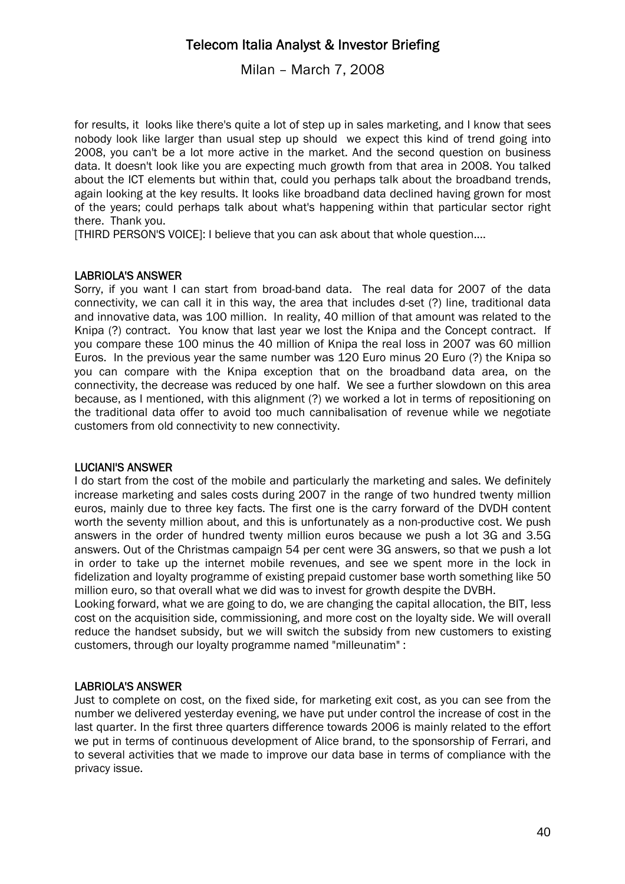for results, it looks like there's quite a lot of step up in sales marketing, and I know that sees nobody look like larger than usual step up should we expect this kind of trend going into 2008, you can't be a lot more active in the market. And the second question on business data. It doesn't look like you are expecting much growth from that area in 2008. You talked about the ICT elements but within that, could you perhaps talk about the broadband trends, again looking at the key results. It looks like broadband data declined having grown for most of the years; could perhaps talk about what's happening within that particular sector right there. Thank you.

[THIRD PERSON'S VOICE]: I believe that you can ask about that whole question....

## LABRIOLA'S ANSWER

Sorry, if you want I can start from broad-band data. The real data for 2007 of the data connectivity, we can call it in this way, the area that includes d-set (?) line, traditional data and innovative data, was 100 million. In reality, 40 million of that amount was related to the Knipa (?) contract. You know that last year we lost the Knipa and the Concept contract. If you compare these 100 minus the 40 million of Knipa the real loss in 2007 was 60 million Euros. In the previous year the same number was 120 Euro minus 20 Euro (?) the Knipa so you can compare with the Knipa exception that on the broadband data area, on the connectivity, the decrease was reduced by one half. We see a further slowdown on this area because, as I mentioned, with this alignment (?) we worked a lot in terms of repositioning on the traditional data offer to avoid too much cannibalisation of revenue while we negotiate customers from old connectivity to new connectivity.

## LUCIANI'S ANSWER

I do start from the cost of the mobile and particularly the marketing and sales. We definitely increase marketing and sales costs during 2007 in the range of two hundred twenty million euros, mainly due to three key facts. The first one is the carry forward of the DVDH content worth the seventy million about, and this is unfortunately as a non-productive cost. We push answers in the order of hundred twenty million euros because we push a lot 3G and 3.5G answers. Out of the Christmas campaign 54 per cent were 3G answers, so that we push a lot in order to take up the internet mobile revenues, and see we spent more in the lock in fidelization and loyalty programme of existing prepaid customer base worth something like 50 million euro, so that overall what we did was to invest for growth despite the DVBH.

Looking forward, what we are going to do, we are changing the capital allocation, the BIT, less cost on the acquisition side, commissioning, and more cost on the loyalty side. We will overall reduce the handset subsidy, but we will switch the subsidy from new customers to existing customers, through our loyalty programme named "milleunatim" :

## LABRIOLA'S ANSWER

Just to complete on cost, on the fixed side, for marketing exit cost, as you can see from the number we delivered yesterday evening, we have put under control the increase of cost in the last quarter. In the first three quarters difference towards 2006 is mainly related to the effort we put in terms of continuous development of Alice brand, to the sponsorship of Ferrari, and to several activities that we made to improve our data base in terms of compliance with the privacy issue.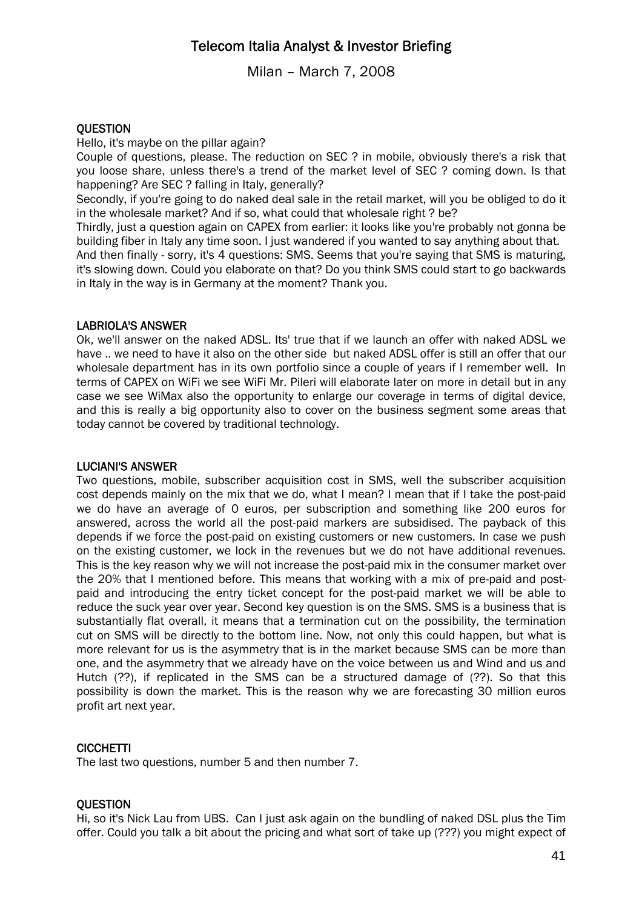### QUESTION

Hello, it's maybe on the pillar again?

Couple of questions, please. The reduction on SEC ? in mobile, obviously there's a risk that you loose share, unless there's a trend of the market level of SEC ? coming down. Is that happening? Are SEC ? falling in Italy, generally?

Secondly, if you're going to do naked deal sale in the retail market, will you be obliged to do it in the wholesale market? And if so, what could that wholesale right ? be?

Thirdly, just a question again on CAPEX from earlier: it looks like you're probably not gonna be building fiber in Italy any time soon. I just wandered if you wanted to say anything about that.

And then finally - sorry, it's 4 questions: SMS. Seems that you're saying that SMS is maturing, it's slowing down. Could you elaborate on that? Do you think SMS could start to go backwards in Italy in the way is in Germany at the moment? Thank you.

### LABRIOLA'S ANSWER

Ok, we'll answer on the naked ADSL. Its' true that if we launch an offer with naked ADSL we have .. we need to have it also on the other side but naked ADSL offer is still an offer that our wholesale department has in its own portfolio since a couple of years if I remember well. In terms of CAPEX on WiFi we see WiFi Mr. Pileri will elaborate later on more in detail but in any case we see WiMax also the opportunity to enlarge our coverage in terms of digital device, and this is really a big opportunity also to cover on the business segment some areas that today cannot be covered by traditional technology.

### LUCIANI'S ANSWER

Two questions, mobile, subscriber acquisition cost in SMS, well the subscriber acquisition cost depends mainly on the mix that we do, what I mean? I mean that if I take the post-paid we do have an average of 0 euros, per subscription and something like 200 euros for answered, across the world all the post-paid markers are subsidised. The payback of this depends if we force the post-paid on existing customers or new customers. In case we push on the existing customer, we lock in the revenues but we do not have additional revenues. This is the key reason why we will not increase the post-paid mix in the consumer market over the 20% that I mentioned before. This means that working with a mix of pre-paid and post-paid and introducing the entry ticket concept for the post-paid market we will be able to reduce the suck year over year. Second key question is on the SMS. SMS is a business that is substantially flat overall, it means that a termination cut on the possibility, the termination cut on SMS will be directly to the bottom line. Now, not only this could happen, but what is more relevant for us is the asymmetry that is in the market because SMS can be more than one, and the asymmetry that we already have on the voice between us and Wind and us and Hutch (??), if replicated in the SMS can be a structured damage of (??). So that this possibility is down the market. This is the reason why we are forecasting 30 million euros profit art next year.

### CICCHETTI

The last two questions, number 5 and then number 7.

### QUESTION

Hi, so it's Nick Lau from UBS. Can I just ask again on the bundling of naked DSL plus the Tim offer. Could you talk a bit about the pricing and what sort of take up (???) you might expect of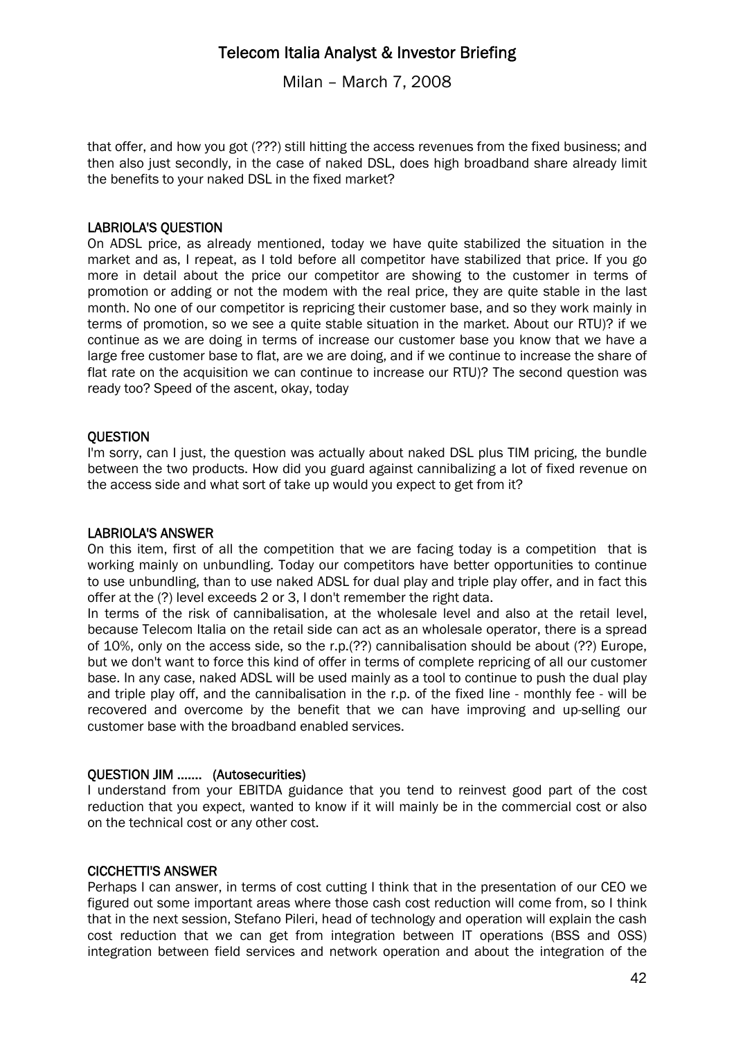that offer, and how you got (???) still hitting the access revenues from the fixed business; and then also just secondly, in the case of naked DSL, does high broadband share already limit the benefits to your naked DSL in the fixed market?

**LABRIOLA'S QUESTION**

On ADSL price, as already mentioned, today we have quite stabilized the situation in the market and as, I repeat, as I told before all competitor have stabilized that price. If you go more in detail about the price our competitor are showing to the customer in terms of promotion or adding or not the modem with the real price, they are quite stable in the last month. No one of our competitor is repricing their customer base, and so they work mainly in terms of promotion, so we see a quite stable situation in the market. About our RTU)? if we continue as we are doing in terms of increase our customer base you know that we have a large free customer base to flat, are we are doing, and if we continue to increase the share of flat rate on the acquisition we can continue to increase our RTU)? The second question was ready too? Speed of the ascent, okay, today

**QUESTION**

I'm sorry, can I just, the question was actually about naked DSL plus TIM pricing, the bundle between the two products. How did you guard against cannibalizing a lot of fixed revenue on the access side and what sort of take up would you expect to get from it?

**LABRIOLA'S ANSWER**

On this item, first of all the competition that we are facing today is a competition that is working mainly on unbundling. Today our competitors have better opportunities to continue to use unbundling, than to use naked ADSL for dual play and triple play offer, and in fact this offer at the (?) level exceeds 2 or 3, I don't remember the right data.

In terms of the risk of cannibalisation, at the wholesale level and also at the retail level, because Telecom Italia on the retail side can act as an wholesale operator, there is a spread of 10%, only on the access side, so the r.p.(??) cannibalisation should be about (??) Europe, but we don't want to force this kind of offer in terms of complete repricing of all our customer base. In any case, naked ADSL will be used mainly as a tool to continue to push the dual play and triple play off, and the cannibalisation in the r.p. of the fixed line - monthly fee - will be recovered and overcome by the benefit that we can have improving and up-selling our customer base with the broadband enabled services.

**QUESTION JIM ....... (Autosecurities)**

I understand from your EBITDA guidance that you tend to reinvest good part of the cost reduction that you expect, wanted to know if it will mainly be in the commercial cost or also on the technical cost or any other cost.

**CICCHETTI'S ANSWER**

Perhaps I can answer, in terms of cost cutting I think that in the presentation of our CEO we figured out some important areas where those cash cost reduction will come from, so I think that in the next session, Stefano Pileri, head of technology and operation will explain the cash cost reduction that we can get from integration between IT operations (BSS and OSS) integration between field services and network operation and about the integration of the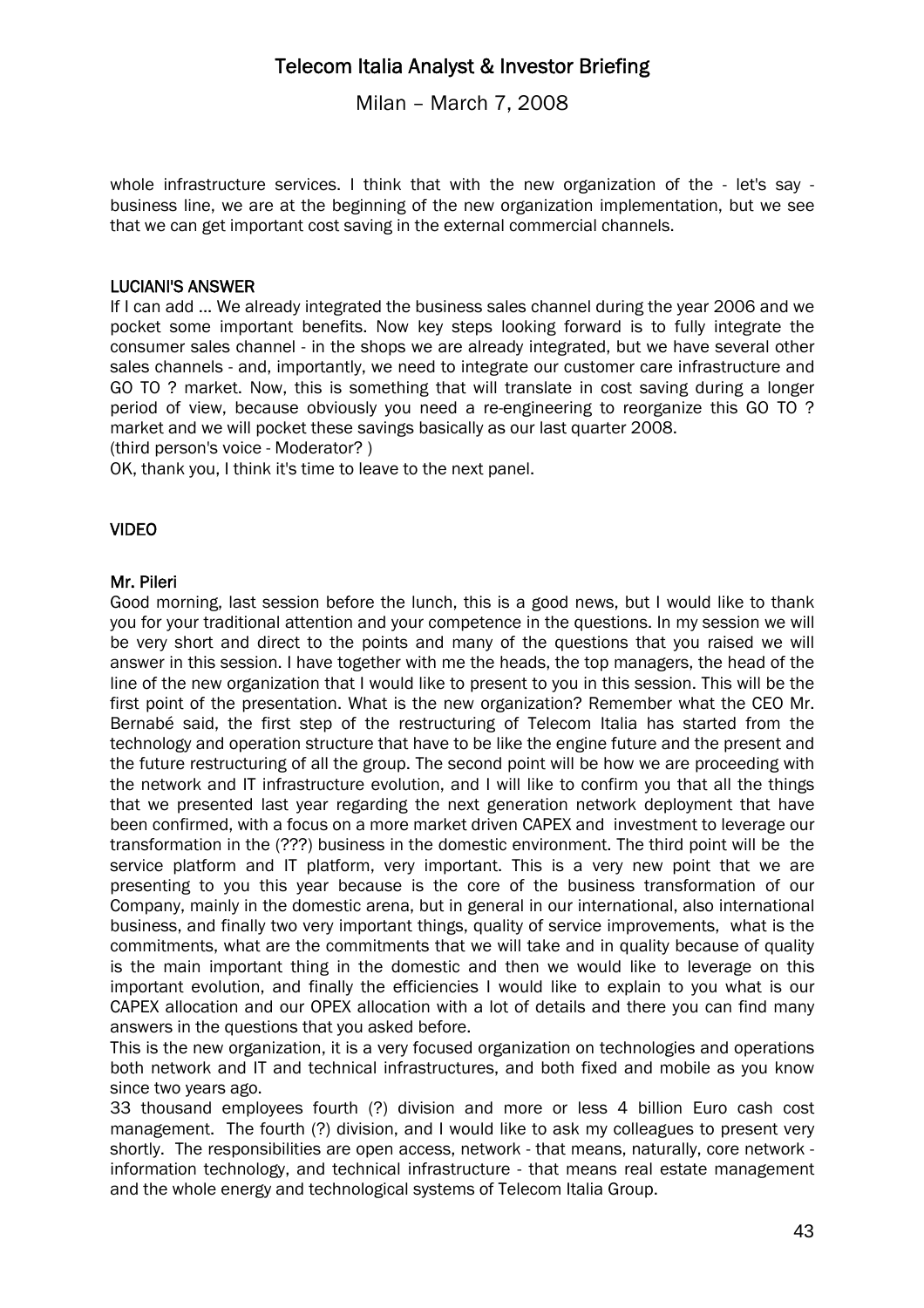whole infrastructure services. I think that with the new organization of the - let's say - business line, we are at the beginning of the new organization implementation, but we see that we can get important cost saving in the external commercial channels.

### LUCIANI'S ANSWER

If I can add ... We already integrated the business sales channel during the year 2006 and we pocket some important benefits. Now key steps looking forward is to fully integrate the consumer sales channel - in the shops we are already integrated, but we have several other sales channels - and, importantly, we need to integrate our customer care infrastructure and GO TO ? market. Now, this is something that will translate in cost saving during a longer period of view, because obviously you need a re-engineering to reorganize this GO TO ? market and we will pocket these savings basically as our last quarter 2008.
(third person's voice - Moderator? )
OK, thank you, I think it's time to leave to the next panel.

### VIDEO

### Mr. Pileri

Good morning, last session before the lunch, this is a good news, but I would like to thank you for your traditional attention and your competence in the questions. In my session we will be very short and direct to the points and many of the questions that you raised we will answer in this session. I have together with me the heads, the top managers, the head of the line of the new organization that I would like to present to you in this session. This will be the first point of the presentation. What is the new organization? Remember what the CEO Mr. Bernabé said, the first step of the restructuring of Telecom Italia has started from the technology and operation structure that have to be like the engine future and the present and the future restructuring of all the group. The second point will be how we are proceeding with the network and IT infrastructure evolution, and I will like to confirm you that all the things that we presented last year regarding the next generation network deployment that have been confirmed, with a focus on a more market driven CAPEX and investment to leverage our transformation in the (???) business in the domestic environment. The third point will be the service platform and IT platform, very important. This is a very new point that we are presenting to you this year because is the core of the business transformation of our Company, mainly in the domestic arena, but in general in our international, also international business, and finally two very important things, quality of service improvements, what is the commitments, what are the commitments that we will take and in quality because of quality is the main important thing in the domestic and then we would like to leverage on this important evolution, and finally the efficiencies I would like to explain to you what is our CAPEX allocation and our OPEX allocation with a lot of details and there you can find many answers in the questions that you asked before.
This is the new organization, it is a very focused organization on technologies and operations both network and IT and technical infrastructures, and both fixed and mobile as you know since two years ago.
33 thousand employees fourth (?) division and more or less 4 billion Euro cash cost management. The fourth (?) division, and I would like to ask my colleagues to present very shortly. The responsibilities are open access, network - that means, naturally, core network - information technology, and technical infrastructure - that means real estate management and the whole energy and technological systems of Telecom Italia Group.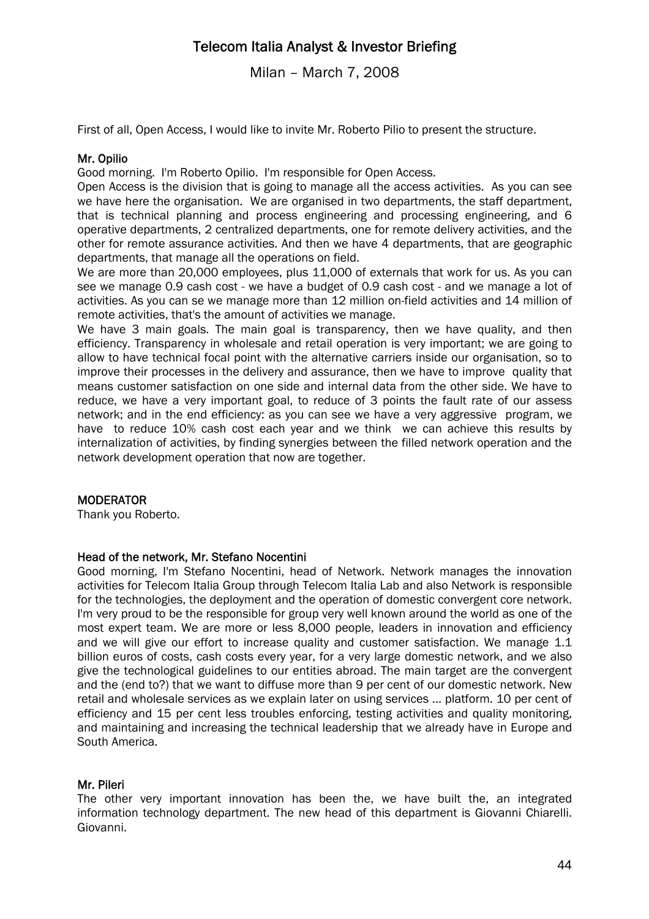First of all, Open Access, I would like to invite Mr. Roberto Pilio to present the structure.

**Mr. Opilio**

Good morning. I'm Roberto Opilio. I'm responsible for Open Access.

Open Access is the division that is going to manage all the access activities. As you can see we have here the organisation. We are organised in two departments, the staff department, that is technical planning and process engineering and processing engineering, and 6 operative departments, 2 centralized departments, one for remote delivery activities, and the other for remote assurance activities. And then we have 4 departments, that are geographic departments, that manage all the operations on field.

We are more than 20,000 employees, plus 11,000 of externals that work for us. As you can see we manage 0.9 cash cost - we have a budget of 0.9 cash cost - and we manage a lot of activities. As you can se we manage more than 12 million on-field activities and 14 million of remote activities, that's the amount of activities we manage.

We have 3 main goals. The main goal is transparency, then we have quality, and then efficiency. Transparency in wholesale and retail operation is very important; we are going to allow to have technical focal point with the alternative carriers inside our organisation, so to improve their processes in the delivery and assurance, then we have to improve quality that means customer satisfaction on one side and internal data from the other side. We have to reduce, we have a very important goal, to reduce of 3 points the fault rate of our assess network; and in the end efficiency: as you can see we have a very aggressive program, we have to reduce 10% cash cost each year and we think we can achieve this results by internalization of activities, by finding synergies between the filled network operation and the network development operation that now are together.

**MODERATOR**

Thank you Roberto.

**Head of the network, Mr. Stefano Nocentini**

Good morning, I'm Stefano Nocentini, head of Network. Network manages the innovation activities for Telecom Italia Group through Telecom Italia Lab and also Network is responsible for the technologies, the deployment and the operation of domestic convergent core network. I'm very proud to be the responsible for group very well known around the world as one of the most expert team. We are more or less 8,000 people, leaders in innovation and efficiency and we will give our effort to increase quality and customer satisfaction. We manage 1.1 billion euros of costs, cash costs every year, for a very large domestic network, and we also give the technological guidelines to our entities abroad. The main target are the convergent and the (end to?) that we want to diffuse more than 9 per cent of our domestic network. New retail and wholesale services as we explain later on using services … platform. 10 per cent of efficiency and 15 per cent less troubles enforcing, testing activities and quality monitoring, and maintaining and increasing the technical leadership that we already have in Europe and South America.

**Mr. Pileri**

The other very important innovation has been the, we have built the, an integrated information technology department. The new head of this department is Giovanni Chiarelli. Giovanni.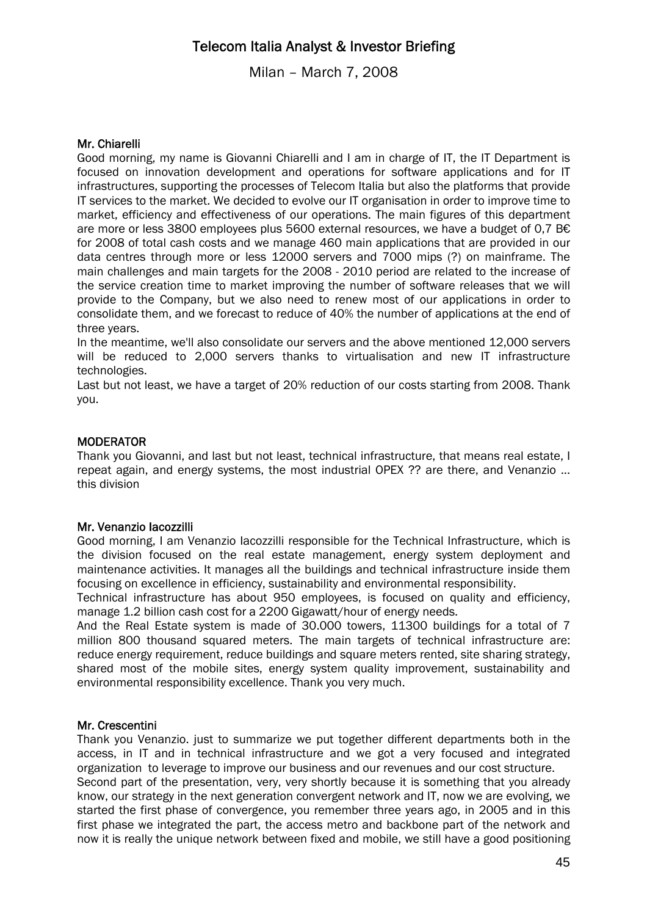Mr. Chiarelli

Good morning, my name is Giovanni Chiarelli and I am in charge of IT, the IT Department is focused on innovation development and operations for software applications and for IT infrastructures, supporting the processes of Telecom Italia but also the platforms that provide IT services to the market. We decided to evolve our IT organisation in order to improve time to market, efficiency and effectiveness of our operations. The main figures of this department are more or less 3800 employees plus 5600 external resources, we have a budget of 0,7 B€ for 2008 of total cash costs and we manage 460 main applications that are provided in our data centres through more or less 12000 servers and 7000 mips (?) on mainframe. The main challenges and main targets for the 2008 - 2010 period are related to the increase of the service creation time to market improving the number of software releases that we will provide to the Company, but we also need to renew most of our applications in order to consolidate them, and we forecast to reduce of 40% the number of applications at the end of three years.

In the meantime, we'll also consolidate our servers and the above mentioned 12,000 servers will be reduced to 2,000 servers thanks to virtualisation and new IT infrastructure technologies.

Last but not least, we have a target of 20% reduction of our costs starting from 2008. Thank you.

MODERATOR

Thank you Giovanni, and last but not least, technical infrastructure, that means real estate, I repeat again, and energy systems, the most industrial OPEX ?? are there, and Venanzio ... this division

Mr. Venanzio Iacozzilli

Good morning, I am Venanzio Iacozzilli responsible for the Technical Infrastructure, which is the division focused on the real estate management, energy system deployment and maintenance activities. It manages all the buildings and technical infrastructure inside them focusing on excellence in efficiency, sustainability and environmental responsibility.

Technical infrastructure has about 950 employees, is focused on quality and efficiency, manage 1.2 billion cash cost for a 2200 Gigawatt/hour of energy needs.

And the Real Estate system is made of 30.000 towers, 11300 buildings for a total of 7 million 800 thousand squared meters. The main targets of technical infrastructure are: reduce energy requirement, reduce buildings and square meters rented, site sharing strategy, shared most of the mobile sites, energy system quality improvement, sustainability and environmental responsibility excellence. Thank you very much.

Mr. Crescentini

Thank you Venanzio. just to summarize we put together different departments both in the access, in IT and in technical infrastructure and we got a very focused and integrated organization to leverage to improve our business and our revenues and our cost structure.

Second part of the presentation, very, very shortly because it is something that you already know, our strategy in the next generation convergent network and IT, now we are evolving, we started the first phase of convergence, you remember three years ago, in 2005 and in this first phase we integrated the part, the access metro and backbone part of the network and now it is really the unique network between fixed and mobile, we still have a good positioning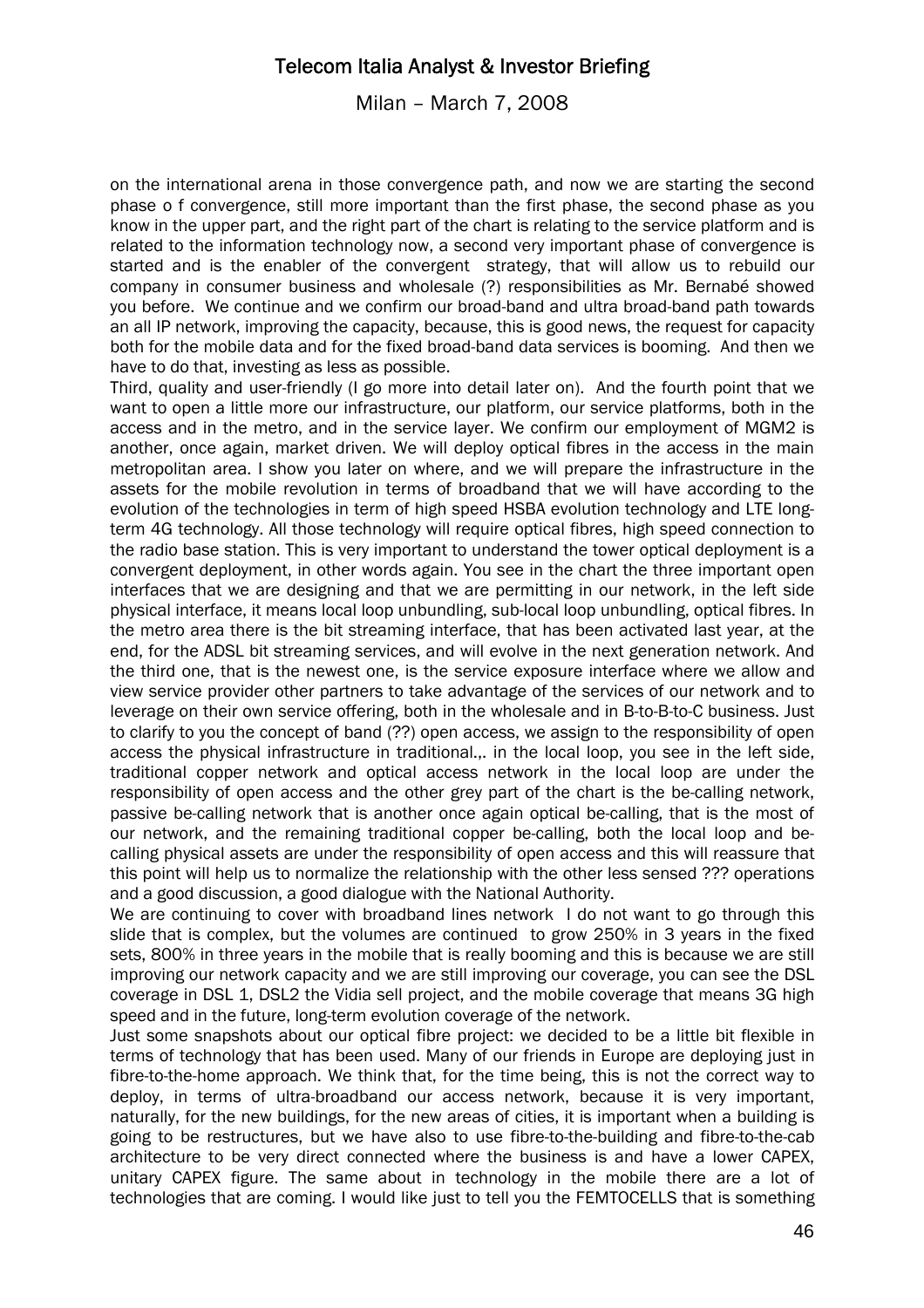on the international arena in those convergence path, and now we are starting the second phase o f convergence, still more important than the first phase, the second phase as you know in the upper part, and the right part of the chart is relating to the service platform and is related to the information technology now, a second very important phase of convergence is started and is the enabler of the convergent strategy, that will allow us to rebuild our company in consumer business and wholesale (?) responsibilities as Mr. Bernabé showed you before. We continue and we confirm our broad-band and ultra broad-band path towards an all IP network, improving the capacity, because, this is good news, the request for capacity both for the mobile data and for the fixed broad-band data services is booming. And then we have to do that, investing as less as possible.

Third, quality and user-friendly (I go more into detail later on). And the fourth point that we want to open a little more our infrastructure, our platform, our service platforms, both in the access and in the metro, and in the service layer. We confirm our employment of MGM2 is another, once again, market driven. We will deploy optical fibres in the access in the main metropolitan area. I show you later on where, and we will prepare the infrastructure in the assets for the mobile revolution in terms of broadband that we will have according to the evolution of the technologies in term of high speed HSBA evolution technology and LTE long-term 4G technology. All those technology will require optical fibres, high speed connection to the radio base station. This is very important to understand the tower optical deployment is a convergent deployment, in other words again. You see in the chart the three important open interfaces that we are designing and that we are permitting in our network, in the left side physical interface, it means local loop unbundling, sub-local loop unbundling, optical fibres. In the metro area there is the bit streaming interface, that has been activated last year, at the end, for the ADSL bit streaming services, and will evolve in the next generation network. And the third one, that is the newest one, is the service exposure interface where we allow and view service provider other partners to take advantage of the services of our network and to leverage on their own service offering, both in the wholesale and in B-to-B-to-C business. Just to clarify to you the concept of band (??) open access, we assign to the responsibility of open access the physical infrastructure in traditional.,. in the local loop, you see in the left side, traditional copper network and optical access network in the local loop are under the responsibility of open access and the other grey part of the chart is the be-calling network, passive be-calling network that is another once again optical be-calling, that is the most of our network, and the remaining traditional copper be-calling, both the local loop and be-calling physical assets are under the responsibility of open access and this will reassure that this point will help us to normalize the relationship with the other less sensed ??? operations and a good discussion, a good dialogue with the National Authority.

We are continuing to cover with broadband lines network I do not want to go through this slide that is complex, but the volumes are continued to grow 250% in 3 years in the fixed sets, 800% in three years in the mobile that is really booming and this is because we are still improving our network capacity and we are still improving our coverage, you can see the DSL coverage in DSL 1, DSL2 the Vidia sell project, and the mobile coverage that means 3G high speed and in the future, long-term evolution coverage of the network.

Just some snapshots about our optical fibre project: we decided to be a little bit flexible in terms of technology that has been used. Many of our friends in Europe are deploying just in fibre-to-the-home approach. We think that, for the time being, this is not the correct way to deploy, in terms of ultra-broadband our access network, because it is very important, naturally, for the new buildings, for the new areas of cities, it is important when a building is going to be restructures, but we have also to use fibre-to-the-building and fibre-to-the-cab architecture to be very direct connected where the business is and have a lower CAPEX, unitary CAPEX figure. The same about in technology in the mobile there are a lot of technologies that are coming. I would like just to tell you the FEMTOCELLS that is something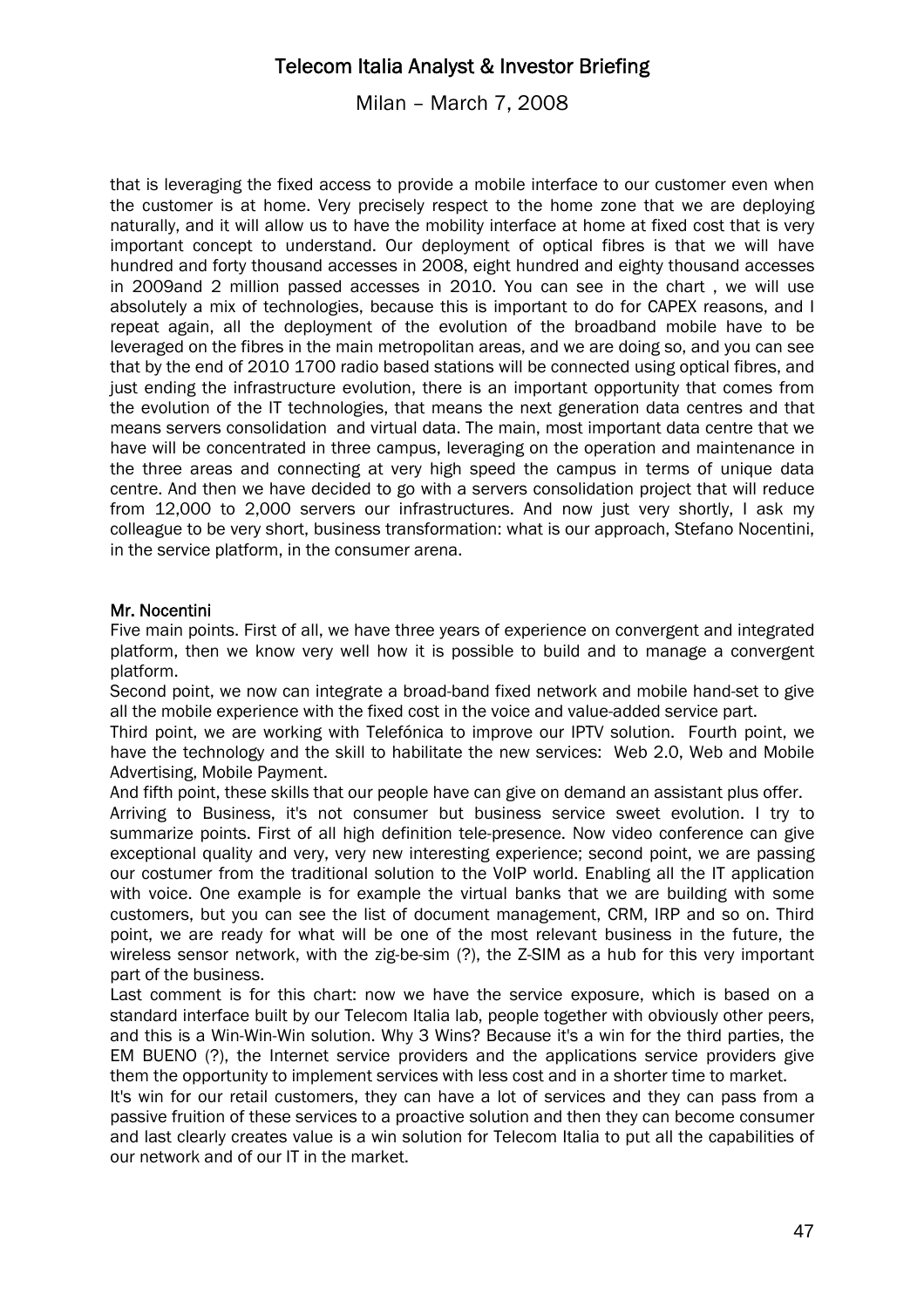that is leveraging the fixed access to provide a mobile interface to our customer even when the customer is at home. Very precisely respect to the home zone that we are deploying naturally, and it will allow us to have the mobility interface at home at fixed cost that is very important concept to understand. Our deployment of optical fibres is that we will have hundred and forty thousand accesses in 2008, eight hundred and eighty thousand accesses in 2009and 2 million passed accesses in 2010. You can see in the chart , we will use absolutely a mix of technologies, because this is important to do for CAPEX reasons, and I repeat again, all the deployment of the evolution of the broadband mobile have to be leveraged on the fibres in the main metropolitan areas, and we are doing so, and you can see that by the end of 2010 1700 radio based stations will be connected using optical fibres, and just ending the infrastructure evolution, there is an important opportunity that comes from the evolution of the IT technologies, that means the next generation data centres and that means servers consolidation and virtual data. The main, most important data centre that we have will be concentrated in three campus, leveraging on the operation and maintenance in the three areas and connecting at very high speed the campus in terms of unique data centre. And then we have decided to go with a servers consolidation project that will reduce from 12,000 to 2,000 servers our infrastructures. And now just very shortly, I ask my colleague to be very short, business transformation: what is our approach, Stefano Nocentini, in the service platform, in the consumer arena.

**Mr. Nocentini**

Five main points. First of all, we have three years of experience on convergent and integrated platform, then we know very well how it is possible to build and to manage a convergent platform.

Second point, we now can integrate a broad-band fixed network and mobile hand-set to give all the mobile experience with the fixed cost in the voice and value-added service part.

Third point, we are working with Telefónica to improve our IPTV solution. Fourth point, we have the technology and the skill to habilitate the new services: Web 2.0, Web and Mobile Advertising, Mobile Payment.

And fifth point, these skills that our people have can give on demand an assistant plus offer.

Arriving to Business, it's not consumer but business service sweet evolution. I try to summarize points. First of all high definition tele-presence. Now video conference can give exceptional quality and very, very new interesting experience; second point, we are passing our costumer from the traditional solution to the VoIP world. Enabling all the IT application with voice. One example is for example the virtual banks that we are building with some customers, but you can see the list of document management, CRM, IRP and so on. Third point, we are ready for what will be one of the most relevant business in the future, the wireless sensor network, with the zig-be-sim (?), the Z-SIM as a hub for this very important part of the business.

Last comment is for this chart: now we have the service exposure, which is based on a standard interface built by our Telecom Italia lab, people together with obviously other peers, and this is a Win-Win-Win solution. Why 3 Wins? Because it's a win for the third parties, the EM BUENO (?), the Internet service providers and the applications service providers give them the opportunity to implement services with less cost and in a shorter time to market.

It's win for our retail customers, they can have a lot of services and they can pass from a passive fruition of these services to a proactive solution and then they can become consumer and last clearly creates value is a win solution for Telecom Italia to put all the capabilities of our network and of our IT in the market.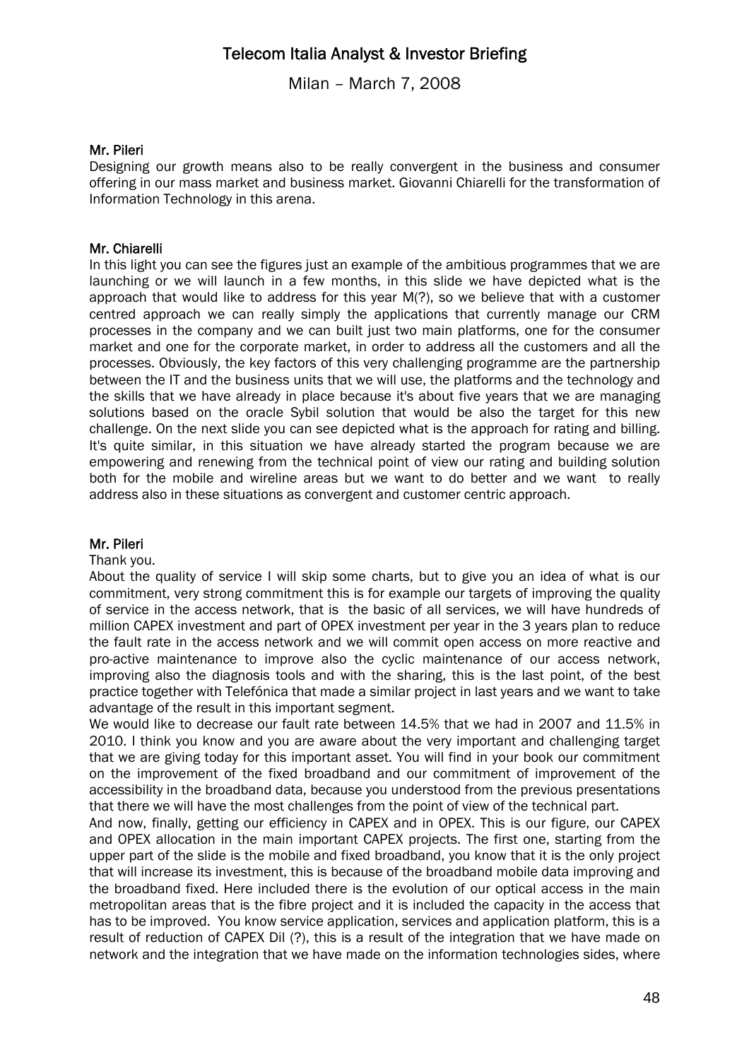**Mr. Pileri**

Designing our growth means also to be really convergent in the business and consumer offering in our mass market and business market. Giovanni Chiarelli for the transformation of Information Technology in this arena.

**Mr. Chiarelli**

In this light you can see the figures just an example of the ambitious programmes that we are launching or we will launch in a few months, in this slide we have depicted what is the approach that would like to address for this year M(?), so we believe that with a customer centred approach we can really simply the applications that currently manage our CRM processes in the company and we can built just two main platforms, one for the consumer market and one for the corporate market, in order to address all the customers and all the processes. Obviously, the key factors of this very challenging programme are the partnership between the IT and the business units that we will use, the platforms and the technology and the skills that we have already in place because it's about five years that we are managing solutions based on the oracle Sybil solution that would be also the target for this new challenge. On the next slide you can see depicted what is the approach for rating and billing. It's quite similar, in this situation we have already started the program because we are empowering and renewing from the technical point of view our rating and building solution both for the mobile and wireline areas but we want to do better and we want to really address also in these situations as convergent and customer centric approach.

**Mr. Pileri**

Thank you.

About the quality of service I will skip some charts, but to give you an idea of what is our commitment, very strong commitment this is for example our targets of improving the quality of service in the access network, that is the basic of all services, we will have hundreds of million CAPEX investment and part of OPEX investment per year in the 3 years plan to reduce the fault rate in the access network and we will commit open access on more reactive and pro-active maintenance to improve also the cyclic maintenance of our access network, improving also the diagnosis tools and with the sharing, this is the last point, of the best practice together with Telefónica that made a similar project in last years and we want to take advantage of the result in this important segment.

We would like to decrease our fault rate between 14.5% that we had in 2007 and 11.5% in 2010. I think you know and you are aware about the very important and challenging target that we are giving today for this important asset. You will find in your book our commitment on the improvement of the fixed broadband and our commitment of improvement of the accessibility in the broadband data, because you understood from the previous presentations that there we will have the most challenges from the point of view of the technical part.

And now, finally, getting our efficiency in CAPEX and in OPEX. This is our figure, our CAPEX and OPEX allocation in the main important CAPEX projects. The first one, starting from the upper part of the slide is the mobile and fixed broadband, you know that it is the only project that will increase its investment, this is because of the broadband mobile data improving and the broadband fixed. Here included there is the evolution of our optical access in the main metropolitan areas that is the fibre project and it is included the capacity in the access that has to be improved. You know service application, services and application platform, this is a result of reduction of CAPEX Dil (?), this is a result of the integration that we have made on network and the integration that we have made on the information technologies sides, where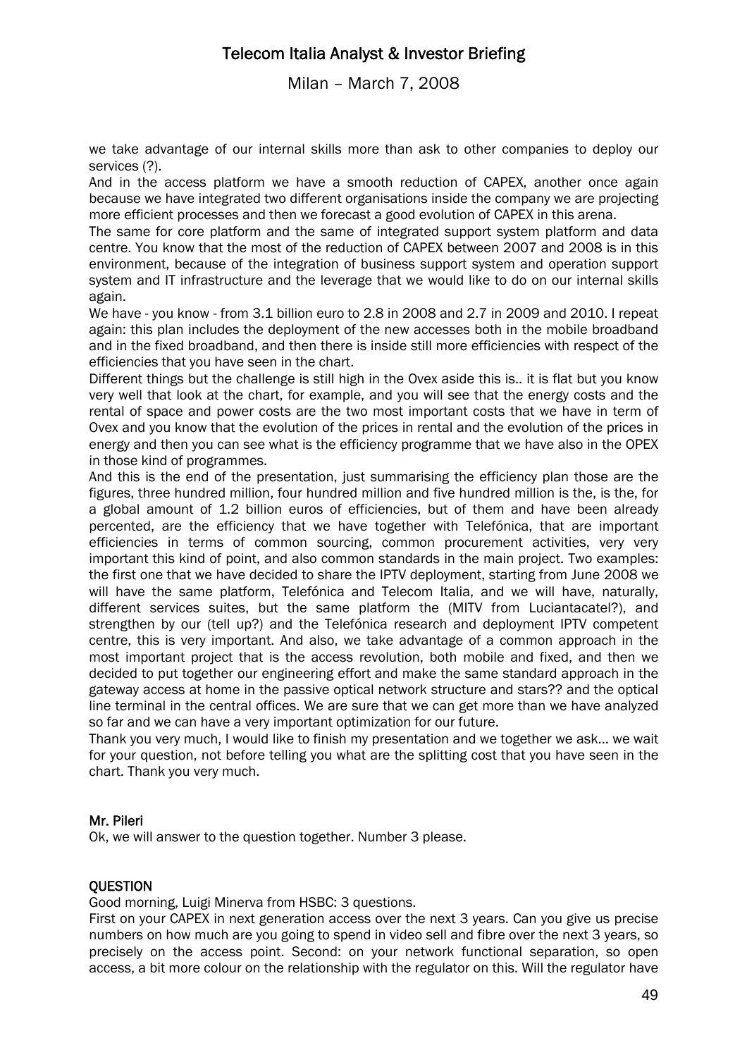we take advantage of our internal skills more than ask to other companies to deploy our services (?).

And in the access platform we have a smooth reduction of CAPEX, another once again because we have integrated two different organisations inside the company we are projecting more efficient processes and then we forecast a good evolution of CAPEX in this arena.

The same for core platform and the same of integrated support system platform and data centre. You know that the most of the reduction of CAPEX between 2007 and 2008 is in this environment, because of the integration of business support system and operation support system and IT infrastructure and the leverage that we would like to do on our internal skills again.

We have - you know - from 3.1 billion euro to 2.8 in 2008 and 2.7 in 2009 and 2010. I repeat again: this plan includes the deployment of the new accesses both in the mobile broadband and in the fixed broadband, and then there is inside still more efficiencies with respect of the efficiencies that you have seen in the chart.

Different things but the challenge is still high in the Ovex aside this is.. it is flat but you know very well that look at the chart, for example, and you will see that the energy costs and the rental of space and power costs are the two most important costs that we have in term of Ovex and you know that the evolution of the prices in rental and the evolution of the prices in energy and then you can see what is the efficiency programme that we have also in the OPEX in those kind of programmes.

And this is the end of the presentation, just summarising the efficiency plan those are the figures, three hundred million, four hundred million and five hundred million is the, is the, for a global amount of 1.2 billion euros of efficiencies, but of them and have been already percented, are the efficiency that we have together with Telefónica, that are important efficiencies in terms of common sourcing, common procurement activities, very very important this kind of point, and also common standards in the main project. Two examples: the first one that we have decided to share the IPTV deployment, starting from June 2008 we will have the same platform, Telefónica and Telecom Italia, and we will have, naturally, different services suites, but the same platform the (MITV from Luciantacatel?), and strengthen by our (tell up?) and the Telefónica research and deployment IPTV competent centre, this is very important. And also, we take advantage of a common approach in the most important project that is the access revolution, both mobile and fixed, and then we decided to put together our engineering effort and make the same standard approach in the gateway access at home in the passive optical network structure and stars?? and the optical line terminal in the central offices. We are sure that we can get more than we have analyzed so far and we can have a very important optimization for our future.

Thank you very much, I would like to finish my presentation and we together we ask... we wait for your question, not before telling you what are the splitting cost that you have seen in the chart. Thank you very much.

**Mr. Pileri**

Ok, we will answer to the question together. Number 3 please.

**QUESTION**

Good morning, Luigi Minerva from HSBC: 3 questions.

First on your CAPEX in next generation access over the next 3 years. Can you give us precise numbers on how much are you going to spend in video sell and fibre over the next 3 years, so precisely on the access point. Second: on your network functional separation, so open access, a bit more colour on the relationship with the regulator on this. Will the regulator have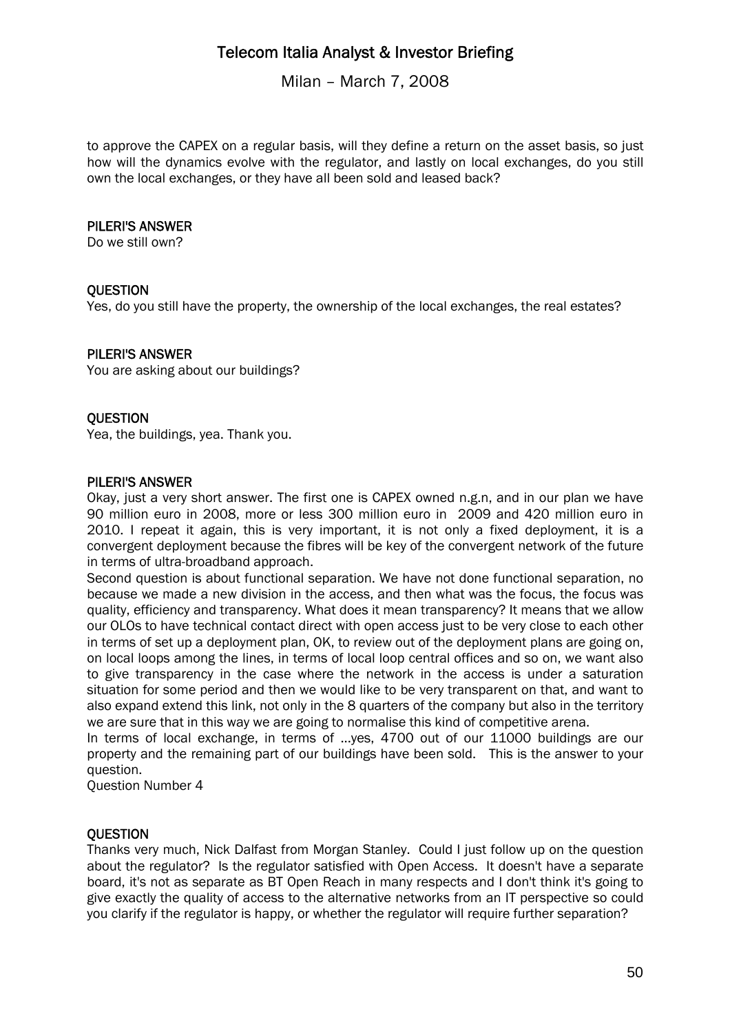to approve the CAPEX on a regular basis, will they define a return on the asset basis, so just how will the dynamics evolve with the regulator, and lastly on local exchanges, do you still own the local exchanges, or they have all been sold and leased back?

**PILERI'S ANSWER**
Do we still own?

**QUESTION**
Yes, do you still have the property, the ownership of the local exchanges, the real estates?

**PILERI'S ANSWER**
You are asking about our buildings?

**QUESTION**
Yea, the buildings, yea. Thank you.

**PILERI'S ANSWER**
Okay, just a very short answer. The first one is CAPEX owned n.g.n, and in our plan we have 90 million euro in 2008, more or less 300 million euro in 2009 and 420 million euro in 2010. I repeat it again, this is very important, it is not only a fixed deployment, it is a convergent deployment because the fibres will be key of the convergent network of the future in terms of ultra-broadband approach.
Second question is about functional separation. We have not done functional separation, no because we made a new division in the access, and then what was the focus, the focus was quality, efficiency and transparency. What does it mean transparency? It means that we allow our OLOs to have technical contact direct with open access just to be very close to each other in terms of set up a deployment plan, OK, to review out of the deployment plans are going on, on local loops among the lines, in terms of local loop central offices and so on, we want also to give transparency in the case where the network in the access is under a saturation situation for some period and then we would like to be very transparent on that, and want to also expand extend this link, not only in the 8 quarters of the company but also in the territory we are sure that in this way we are going to normalise this kind of competitive arena.
In terms of local exchange, in terms of ...yes, 4700 out of our 11000 buildings are our property and the remaining part of our buildings have been sold. This is the answer to your question.
Question Number 4

**QUESTION**
Thanks very much, Nick Dalfast from Morgan Stanley. Could I just follow up on the question about the regulator? Is the regulator satisfied with Open Access. It doesn't have a separate board, it's not as separate as BT Open Reach in many respects and I don't think it's going to give exactly the quality of access to the alternative networks from an IT perspective so could you clarify if the regulator is happy, or whether the regulator will require further separation?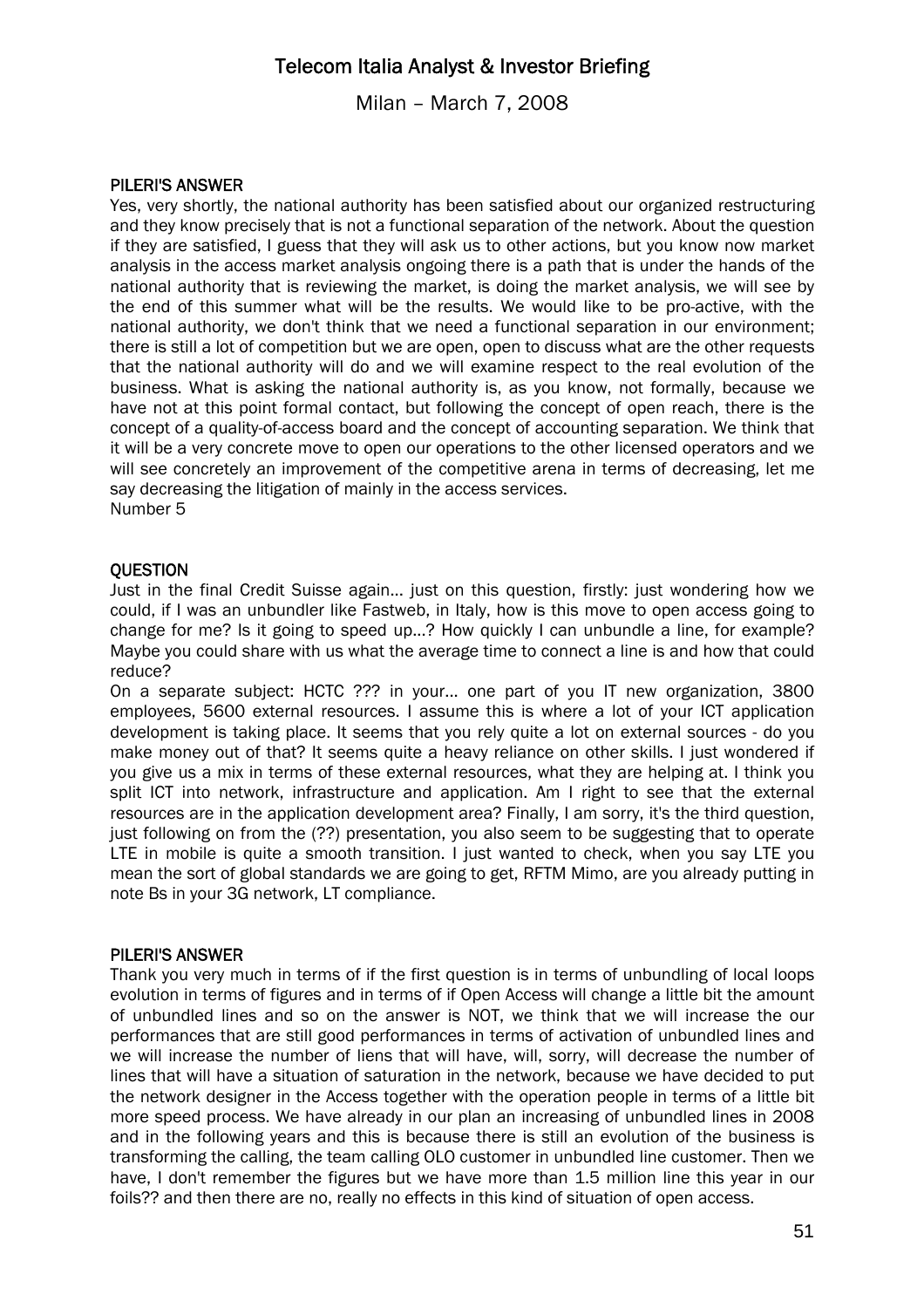#### PILERI'S ANSWER

Yes, very shortly, the national authority has been satisfied about our organized restructuring and they know precisely that is not a functional separation of the network. About the question if they are satisfied, I guess that they will ask us to other actions, but you know now market analysis in the access market analysis ongoing there is a path that is under the hands of the national authority that is reviewing the market, is doing the market analysis, we will see by the end of this summer what will be the results. We would like to be pro-active, with the national authority, we don't think that we need a functional separation in our environment; there is still a lot of competition but we are open, open to discuss what are the other requests that the national authority will do and we will examine respect to the real evolution of the business. What is asking the national authority is, as you know, not formally, because we have not at this point formal contact, but following the concept of open reach, there is the concept of a quality-of-access board and the concept of accounting separation. We think that it will be a very concrete move to open our operations to the other licensed operators and we will see concretely an improvement of the competitive arena in terms of decreasing, let me say decreasing the litigation of mainly in the access services.
Number 5

#### QUESTION

Just in the final Credit Suisse again… just on this question, firstly: just wondering how we could, if I was an unbundler like Fastweb, in Italy, how is this move to open access going to change for me? Is it going to speed up…? How quickly I can unbundle a line, for example? Maybe you could share with us what the average time to connect a line is and how that could reduce?
On a separate subject: HCTC ??? in your… one part of you IT new organization, 3800 employees, 5600 external resources. I assume this is where a lot of your ICT application development is taking place. It seems that you rely quite a lot on external sources - do you make money out of that? It seems quite a heavy reliance on other skills. I just wondered if you give us a mix in terms of these external resources, what they are helping at. I think you split ICT into network, infrastructure and application. Am I right to see that the external resources are in the application development area? Finally, I am sorry, it's the third question, just following on from the (??) presentation, you also seem to be suggesting that to operate LTE in mobile is quite a smooth transition. I just wanted to check, when you say LTE you mean the sort of global standards we are going to get, RFTM Mimo, are you already putting in note Bs in your 3G network, LT compliance.

#### PILERI'S ANSWER

Thank you very much in terms of if the first question is in terms of unbundling of local loops evolution in terms of figures and in terms of if Open Access will change a little bit the amount of unbundled lines and so on the answer is NOT, we think that we will increase the our performances that are still good performances in terms of activation of unbundled lines and we will increase the number of liens that will have, will, sorry, will decrease the number of lines that will have a situation of saturation in the network, because we have decided to put the network designer in the Access together with the operation people in terms of a little bit more speed process. We have already in our plan an increasing of unbundled lines in 2008 and in the following years and this is because there is still an evolution of the business is transforming the calling, the team calling OLO customer in unbundled line customer. Then we have, I don't remember the figures but we have more than 1.5 million line this year in our foils?? and then there are no, really no effects in this kind of situation of open access.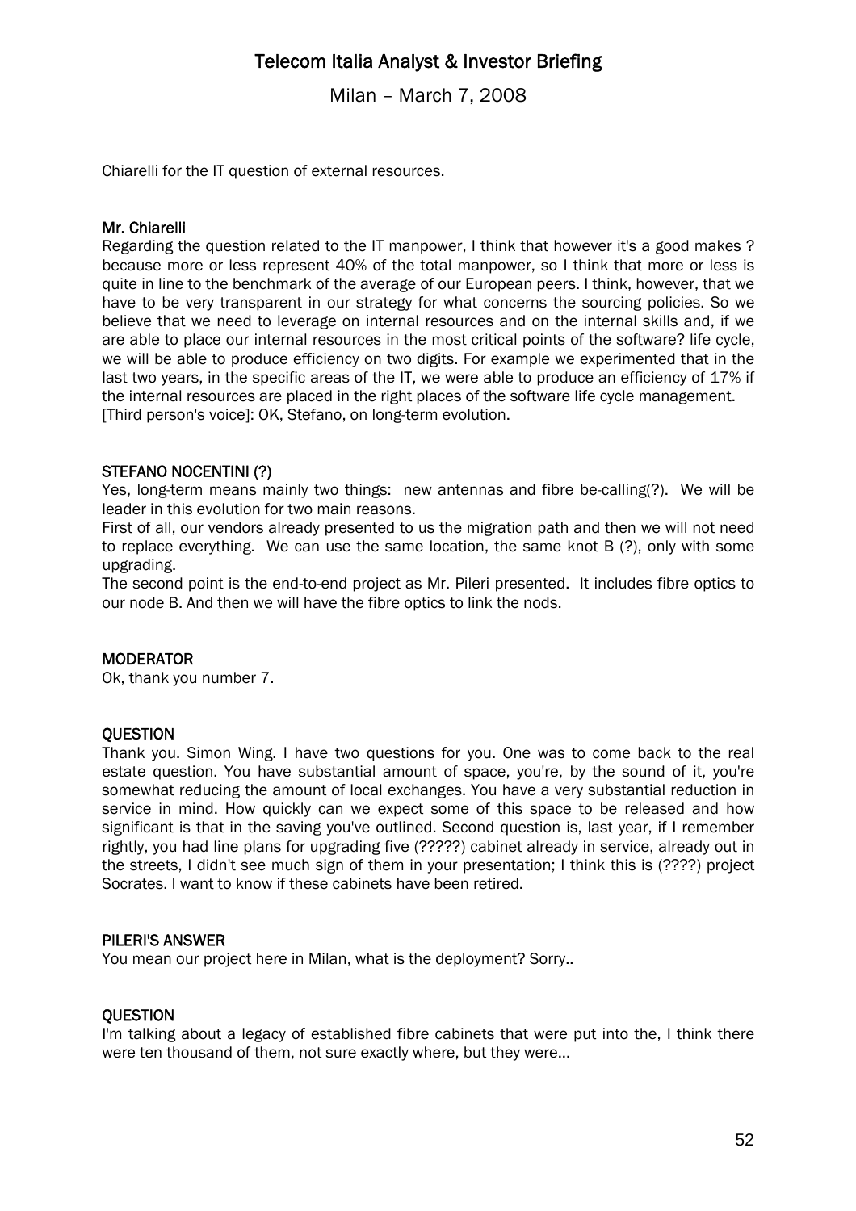Chiarelli for the IT question of external resources.

**Mr. Chiarelli**

Regarding the question related to the IT manpower, I think that however it's a good makes ? because more or less represent 40% of the total manpower, so I think that more or less is quite in line to the benchmark of the average of our European peers. I think, however, that we have to be very transparent in our strategy for what concerns the sourcing policies. So we believe that we need to leverage on internal resources and on the internal skills and, if we are able to place our internal resources in the most critical points of the software? life cycle, we will be able to produce efficiency on two digits. For example we experimented that in the last two years, in the specific areas of the IT, we were able to produce an efficiency of 17% if the internal resources are placed in the right places of the software life cycle management.
[Third person's voice]: OK, Stefano, on long-term evolution.

**STEFANO NOCENTINI (?)**

Yes, long-term means mainly two things: new antennas and fibre be-calling(?). We will be leader in this evolution for two main reasons.

First of all, our vendors already presented to us the migration path and then we will not need to replace everything. We can use the same location, the same knot B (?), only with some upgrading.

The second point is the end-to-end project as Mr. Pileri presented. It includes fibre optics to our node B. And then we will have the fibre optics to link the nods.

**MODERATOR**

Ok, thank you number 7.

**QUESTION**

Thank you. Simon Wing. I have two questions for you. One was to come back to the real estate question. You have substantial amount of space, you're, by the sound of it, you're somewhat reducing the amount of local exchanges. You have a very substantial reduction in service in mind. How quickly can we expect some of this space to be released and how significant is that in the saving you've outlined. Second question is, last year, if I remember rightly, you had line plans for upgrading five (?????) cabinet already in service, already out in the streets, I didn't see much sign of them in your presentation; I think this is (????) project Socrates. I want to know if these cabinets have been retired.

**PILERI'S ANSWER**

You mean our project here in Milan, what is the deployment? Sorry..

**QUESTION**

I'm talking about a legacy of established fibre cabinets that were put into the, I think there were ten thousand of them, not sure exactly where, but they were…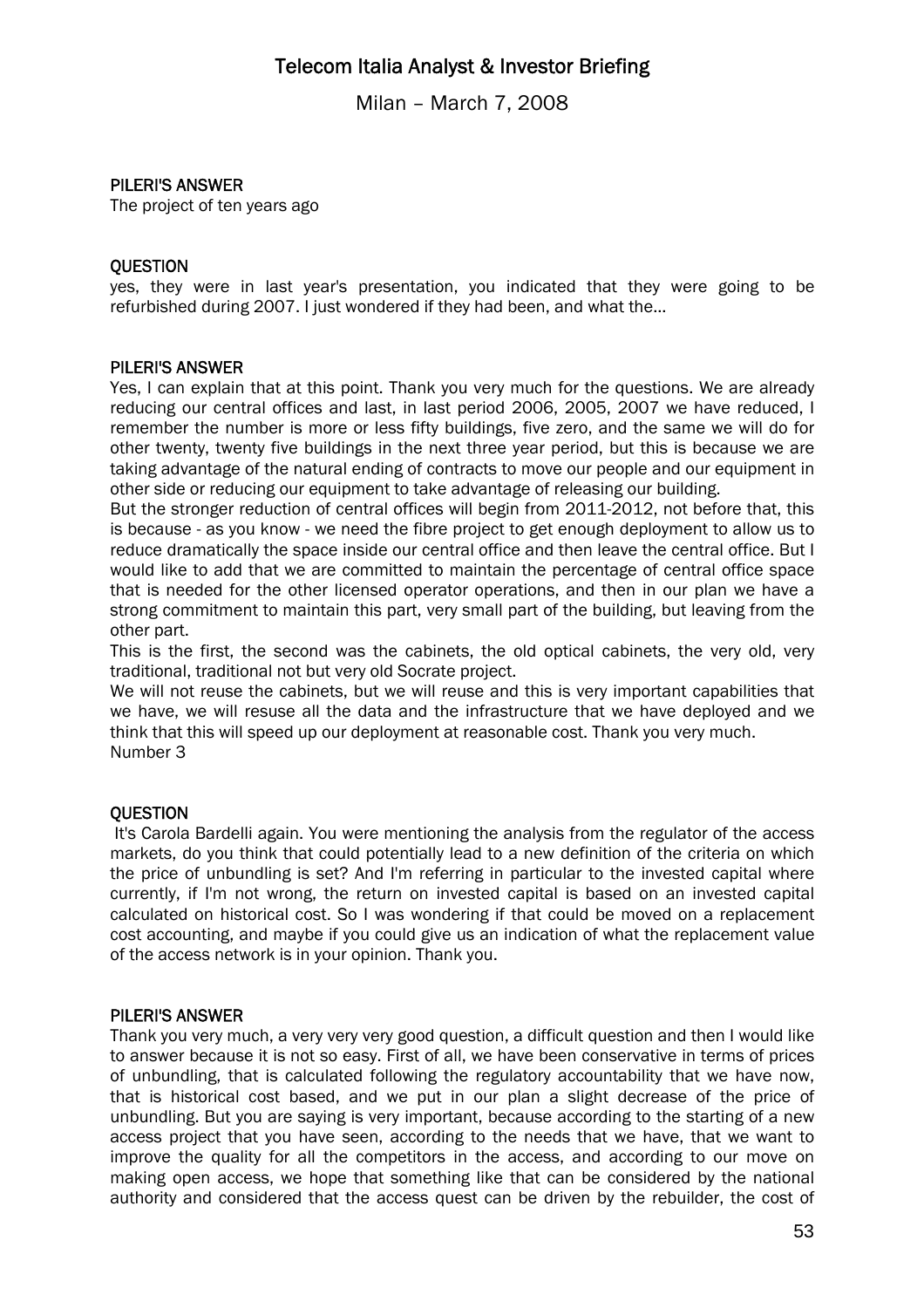#### PILERI'S ANSWER

The project of ten years ago

#### QUESTION

yes, they were in last year's presentation, you indicated that they were going to be refurbished during 2007. I just wondered if they had been, and what the…

#### PILERI'S ANSWER

Yes, I can explain that at this point. Thank you very much for the questions. We are already reducing our central offices and last, in last period 2006, 2005, 2007 we have reduced, I remember the number is more or less fifty buildings, five zero, and the same we will do for other twenty, twenty five buildings in the next three year period, but this is because we are taking advantage of the natural ending of contracts to move our people and our equipment in other side or reducing our equipment to take advantage of releasing our building.

But the stronger reduction of central offices will begin from 2011-2012, not before that, this is because - as you know - we need the fibre project to get enough deployment to allow us to reduce dramatically the space inside our central office and then leave the central office. But I would like to add that we are committed to maintain the percentage of central office space that is needed for the other licensed operator operations, and then in our plan we have a strong commitment to maintain this part, very small part of the building, but leaving from the other part.

This is the first, the second was the cabinets, the old optical cabinets, the very old, very traditional, traditional not but very old Socrate project.

We will not reuse the cabinets, but we will reuse and this is very important capabilities that we have, we will resuse all the data and the infrastructure that we have deployed and we think that this will speed up our deployment at reasonable cost. Thank you very much.
Number 3

#### QUESTION

It's Carola Bardelli again. You were mentioning the analysis from the regulator of the access markets, do you think that could potentially lead to a new definition of the criteria on which the price of unbundling is set? And I'm referring in particular to the invested capital where currently, if I'm not wrong, the return on invested capital is based on an invested capital calculated on historical cost. So I was wondering if that could be moved on a replacement cost accounting, and maybe if you could give us an indication of what the replacement value of the access network is in your opinion. Thank you.

#### PILERI'S ANSWER

Thank you very much, a very very very good question, a difficult question and then I would like to answer because it is not so easy. First of all, we have been conservative in terms of prices of unbundling, that is calculated following the regulatory accountability that we have now, that is historical cost based, and we put in our plan a slight decrease of the price of unbundling. But you are saying is very important, because according to the starting of a new access project that you have seen, according to the needs that we have, that we want to improve the quality for all the competitors in the access, and according to our move on making open access, we hope that something like that can be considered by the national authority and considered that the access quest can be driven by the rebuilder, the cost of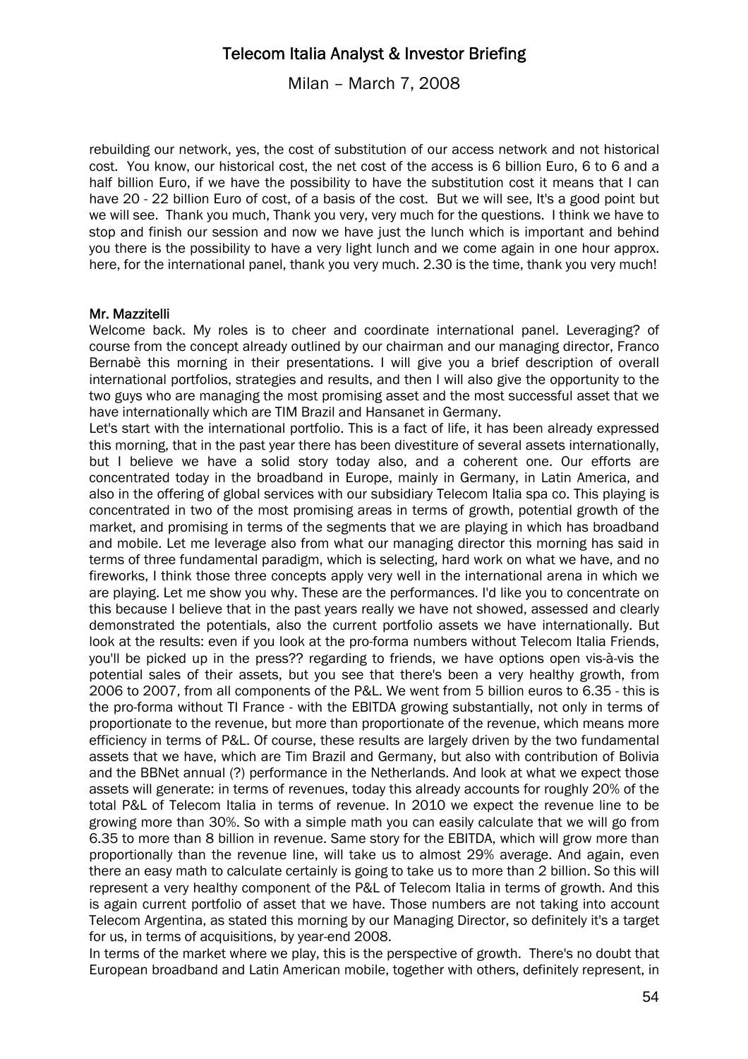rebuilding our network, yes, the cost of substitution of our access network and not historical cost. You know, our historical cost, the net cost of the access is 6 billion Euro, 6 to 6 and a half billion Euro, if we have the possibility to have the substitution cost it means that I can have 20 - 22 billion Euro of cost, of a basis of the cost. But we will see, It's a good point but we will see. Thank you much, Thank you very, very much for the questions. I think we have to stop and finish our session and now we have just the lunch which is important and behind you there is the possibility to have a very light lunch and we come again in one hour approx. here, for the international panel, thank you very much. 2.30 is the time, thank you very much!

**Mr. Mazzitelli**

Welcome back. My roles is to cheer and coordinate international panel. Leveraging? of course from the concept already outlined by our chairman and our managing director, Franco Bernabè this morning in their presentations. I will give you a brief description of overall international portfolios, strategies and results, and then I will also give the opportunity to the two guys who are managing the most promising asset and the most successful asset that we have internationally which are TIM Brazil and Hansanet in Germany.

Let's start with the international portfolio. This is a fact of life, it has been already expressed this morning, that in the past year there has been divestiture of several assets internationally, but I believe we have a solid story today also, and a coherent one. Our efforts are concentrated today in the broadband in Europe, mainly in Germany, in Latin America, and also in the offering of global services with our subsidiary Telecom Italia spa co. This playing is concentrated in two of the most promising areas in terms of growth, potential growth of the market, and promising in terms of the segments that we are playing in which has broadband and mobile. Let me leverage also from what our managing director this morning has said in terms of three fundamental paradigm, which is selecting, hard work on what we have, and no fireworks, I think those three concepts apply very well in the international arena in which we are playing. Let me show you why. These are the performances. I'd like you to concentrate on this because I believe that in the past years really we have not showed, assessed and clearly demonstrated the potentials, also the current portfolio assets we have internationally. But look at the results: even if you look at the pro-forma numbers without Telecom Italia Friends, you'll be picked up in the press?? regarding to friends, we have options open vis-à-vis the potential sales of their assets, but you see that there's been a very healthy growth, from 2006 to 2007, from all components of the P&L. We went from 5 billion euros to 6.35 - this is the pro-forma without TI France - with the EBITDA growing substantially, not only in terms of proportionate to the revenue, but more than proportionate of the revenue, which means more efficiency in terms of P&L. Of course, these results are largely driven by the two fundamental assets that we have, which are Tim Brazil and Germany, but also with contribution of Bolivia and the BBNet annual (?) performance in the Netherlands. And look at what we expect those assets will generate: in terms of revenues, today this already accounts for roughly 20% of the total P&L of Telecom Italia in terms of revenue. In 2010 we expect the revenue line to be growing more than 30%. So with a simple math you can easily calculate that we will go from 6.35 to more than 8 billion in revenue. Same story for the EBITDA, which will grow more than proportionally than the revenue line, will take us to almost 29% average. And again, even there an easy math to calculate certainly is going to take us to more than 2 billion. So this will represent a very healthy component of the P&L of Telecom Italia in terms of growth. And this is again current portfolio of asset that we have. Those numbers are not taking into account Telecom Argentina, as stated this morning by our Managing Director, so definitely it's a target for us, in terms of acquisitions, by year-end 2008.

In terms of the market where we play, this is the perspective of growth. There's no doubt that European broadband and Latin American mobile, together with others, definitely represent, in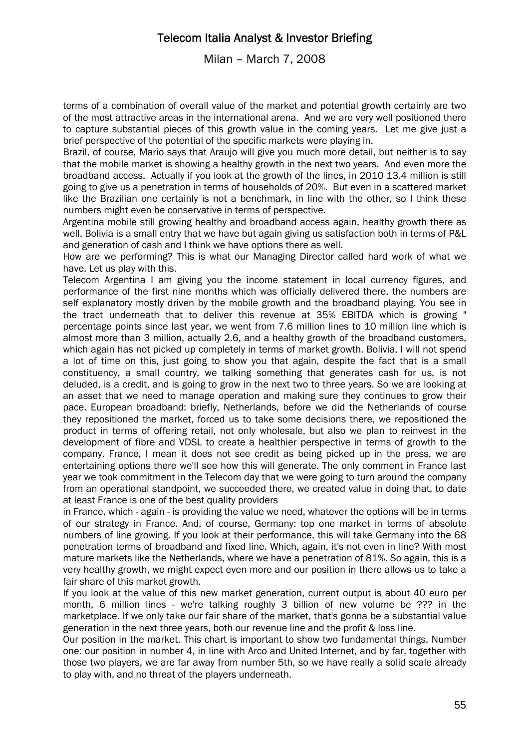terms of a combination of overall value of the market and potential growth certainly are two of the most attractive areas in the international arena. And we are very well positioned there to capture substantial pieces of this growth value in the coming years. Let me give just a brief perspective of the potential of the specific markets were playing in.

Brazil, of course, Mario says that Araujo will give you much more detail, but neither is to say that the mobile market is showing a healthy growth in the next two years. And even more the broadband access. Actually if you look at the growth of the lines, in 2010 13.4 million is still going to give us a penetration in terms of households of 20%. But even in a scattered market like the Brazilian one certainly is not a benchmark, in line with the other, so I think these numbers might even be conservative in terms of perspective.

Argentina mobile still growing healthy and broadband access again, healthy growth there as well. Bolivia is a small entry that we have but again giving us satisfaction both in terms of P&L and generation of cash and I think we have options there as well.

How are we performing? This is what our Managing Director called hard work of what we have. Let us play with this.

Telecom Argentina I am giving you the income statement in local currency figures, and performance of the first nine months which was officially delivered there, the numbers are self explanatory mostly driven by the mobile growth and the broadband playing. You see in the tract underneath that to deliver this revenue at 35% EBITDA which is growing " percentage points since last year, we went from 7.6 million lines to 10 million line which is almost more than 3 million, actually 2.6, and a healthy growth of the broadband customers, which again has not picked up completely in terms of market growth. Bolivia, I will not spend a lot of time on this, just going to show you that again, despite the fact that is a small constituency, a small country, we talking something that generates cash for us, is not deluded, is a credit, and is going to grow in the next two to three years. So we are looking at an asset that we need to manage operation and making sure they continues to grow their pace. European broadband: briefly, Netherlands, before we did the Netherlands of course they repositioned the market, forced us to take some decisions there, we repositioned the product in terms of offering retail, not only wholesale, but also we plan to reinvest in the development of fibre and VDSL to create a healthier perspective in terms of growth to the company. France, I mean it does not see credit as being picked up in the press, we are entertaining options there we'll see how this will generate. The only comment in France last year we took commitment in the Telecom day that we were going to turn around the company from an operational standpoint, we succeeded there, we created value in doing that, to date at least France is one of the best quality providers in France, which - again - is providing the value we need, whatever the options will be in terms of our strategy in France. And, of course, Germany: top one market in terms of absolute numbers of line growing. If you look at their performance, this will take Germany into the 68 penetration terms of broadband and fixed line. Which, again, it's not even in line? With most mature markets like the Netherlands, where we have a penetration of 81%. So again, this is a very healthy growth, we might expect even more and our position in there allows us to take a fair share of this market growth.

If you look at the value of this new market generation, current output is about 40 euro per month, 6 million lines - we're talking roughly 3 billion of new volume be ??? in the marketplace. If we only take our fair share of the market, that's gonna be a substantial value generation in the next three years, both our revenue line and the profit & loss line.

Our position in the market. This chart is important to show two fundamental things. Number one: our position in number 4, in line with Arco and United Internet, and by far, together with those two players, we are far away from number 5th, so we have really a solid scale already to play with, and no threat of the players underneath.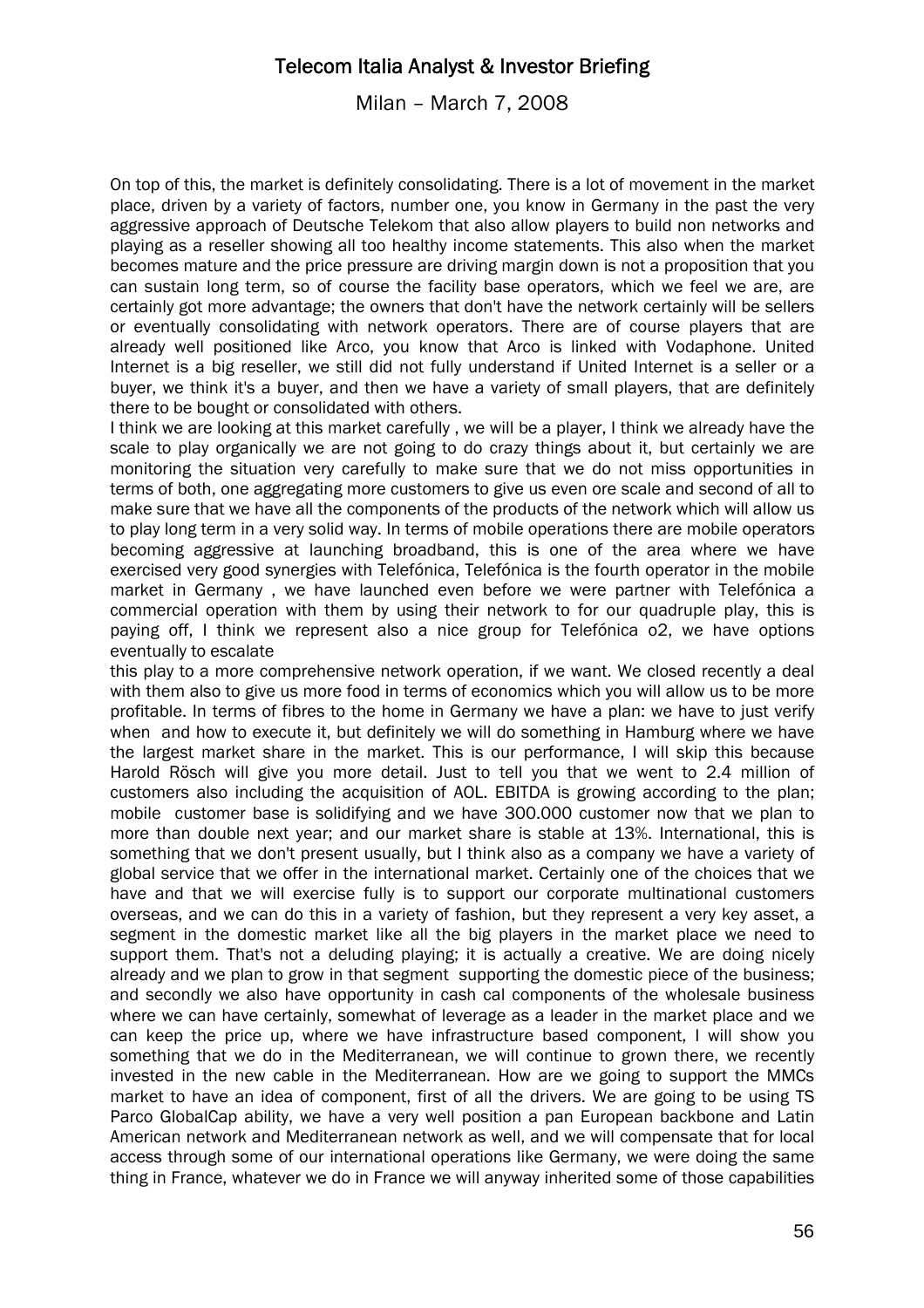On top of this, the market is definitely consolidating. There is a lot of movement in the market place, driven by a variety of factors, number one, you know in Germany in the past the very aggressive approach of Deutsche Telekom that also allow players to build non networks and playing as a reseller showing all too healthy income statements. This also when the market becomes mature and the price pressure are driving margin down is not a proposition that you can sustain long term, so of course the facility base operators, which we feel we are, are certainly got more advantage; the owners that don't have the network certainly will be sellers or eventually consolidating with network operators. There are of course players that are already well positioned like Arco, you know that Arco is linked with Vodaphone. United Internet is a big reseller, we still did not fully understand if United Internet is a seller or a buyer, we think it's a buyer, and then we have a variety of small players, that are definitely there to be bought or consolidated with others.

I think we are looking at this market carefully , we will be a player, I think we already have the scale to play organically we are not going to do crazy things about it, but certainly we are monitoring the situation very carefully to make sure that we do not miss opportunities in terms of both, one aggregating more customers to give us even ore scale and second of all to make sure that we have all the components of the products of the network which will allow us to play long term in a very solid way. In terms of mobile operations there are mobile operators becoming aggressive at launching broadband, this is one of the area where we have exercised very good synergies with Telefónica, Telefónica is the fourth operator in the mobile market in Germany , we have launched even before we were partner with Telefónica a commercial operation with them by using their network to for our quadruple play, this is paying off, I think we represent also a nice group for Telefónica o2, we have options eventually to escalate

this play to a more comprehensive network operation, if we want. We closed recently a deal with them also to give us more food in terms of economics which you will allow us to be more profitable. In terms of fibres to the home in Germany we have a plan: we have to just verify when and how to execute it, but definitely we will do something in Hamburg where we have the largest market share in the market. This is our performance, I will skip this because Harold Rösch will give you more detail. Just to tell you that we went to 2.4 million of customers also including the acquisition of AOL. EBITDA is growing according to the plan; mobile customer base is solidifying and we have 300.000 customer now that we plan to more than double next year; and our market share is stable at 13%. International, this is something that we don't present usually, but I think also as a company we have a variety of global service that we offer in the international market. Certainly one of the choices that we have and that we will exercise fully is to support our corporate multinational customers overseas, and we can do this in a variety of fashion, but they represent a very key asset, a segment in the domestic market like all the big players in the market place we need to support them. That's not a deluding playing; it is actually a creative. We are doing nicely already and we plan to grow in that segment supporting the domestic piece of the business; and secondly we also have opportunity in cash cal components of the wholesale business where we can have certainly, somewhat of leverage as a leader in the market place and we can keep the price up, where we have infrastructure based component, I will show you something that we do in the Mediterranean, we will continue to grown there, we recently invested in the new cable in the Mediterranean. How are we going to support the MMCs market to have an idea of component, first of all the drivers. We are going to be using TS Parco GlobalCap ability, we have a very well position a pan European backbone and Latin American network and Mediterranean network as well, and we will compensate that for local access through some of our international operations like Germany, we were doing the same thing in France, whatever we do in France we will anyway inherited some of those capabilities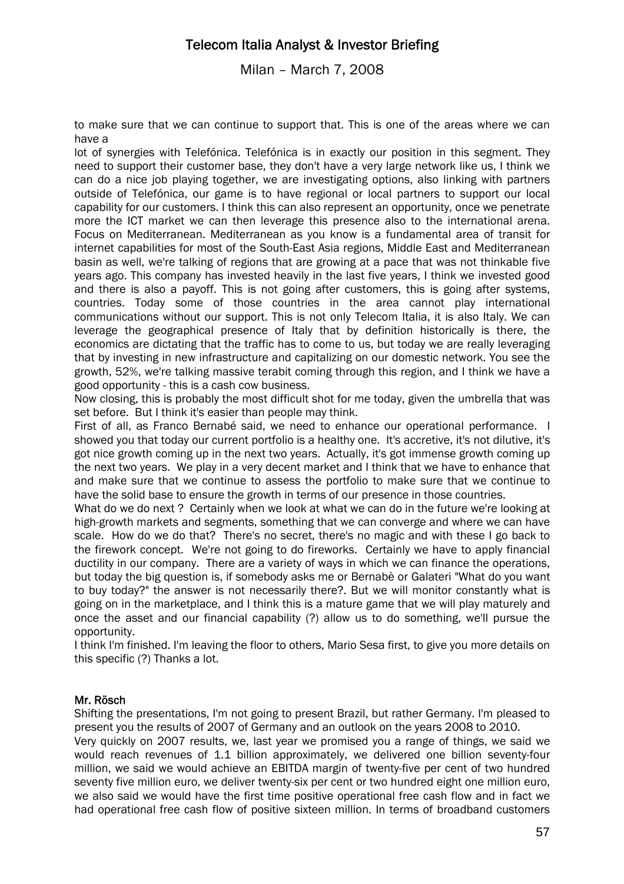to make sure that we can continue to support that. This is one of the areas where we can have a

lot of synergies with Telefónica. Telefónica is in exactly our position in this segment. They need to support their customer base, they don't have a very large network like us, I think we can do a nice job playing together, we are investigating options, also linking with partners outside of Telefónica, our game is to have regional or local partners to support our local capability for our customers. I think this can also represent an opportunity, once we penetrate more the ICT market we can then leverage this presence also to the international arena. Focus on Mediterranean. Mediterranean as you know is a fundamental area of transit for internet capabilities for most of the South-East Asia regions, Middle East and Mediterranean basin as well, we're talking of regions that are growing at a pace that was not thinkable five years ago. This company has invested heavily in the last five years, I think we invested good and there is also a payoff. This is not going after customers, this is going after systems, countries. Today some of those countries in the area cannot play international communications without our support. This is not only Telecom Italia, it is also Italy. We can leverage the geographical presence of Italy that by definition historically is there, the economics are dictating that the traffic has to come to us, but today we are really leveraging that by investing in new infrastructure and capitalizing on our domestic network. You see the growth, 52%, we're talking massive terabit coming through this region, and I think we have a good opportunity - this is a cash cow business.

Now closing, this is probably the most difficult shot for me today, given the umbrella that was set before. But I think it's easier than people may think.

First of all, as Franco Bernabé said, we need to enhance our operational performance. I showed you that today our current portfolio is a healthy one. It's accretive, it's not dilutive, it's got nice growth coming up in the next two years. Actually, it's got immense growth coming up the next two years. We play in a very decent market and I think that we have to enhance that and make sure that we continue to assess the portfolio to make sure that we continue to have the solid base to ensure the growth in terms of our presence in those countries.

What do we do next ? Certainly when we look at what we can do in the future we're looking at high-growth markets and segments, something that we can converge and where we can have scale. How do we do that? There's no secret, there's no magic and with these I go back to the firework concept. We're not going to do fireworks. Certainly we have to apply financial ductility in our company. There are a variety of ways in which we can finance the operations, but today the big question is, if somebody asks me or Bernabè or Galateri "What do you want to buy today?" the answer is not necessarily there?. But we will monitor constantly what is going on in the marketplace, and I think this is a mature game that we will play maturely and once the asset and our financial capability (?) allow us to do something, we'll pursue the opportunity.

I think I'm finished. I'm leaving the floor to others, Mario Sesa first, to give you more details on this specific (?) Thanks a lot.

**Mr. Rösch**

Shifting the presentations, I'm not going to present Brazil, but rather Germany. I'm pleased to present you the results of 2007 of Germany and an outlook on the years 2008 to 2010.

Very quickly on 2007 results, we, last year we promised you a range of things, we said we would reach revenues of 1.1 billion approximately, we delivered one billion seventy-four million, we said we would achieve an EBITDA margin of twenty-five per cent of two hundred seventy five million euro, we deliver twenty-six per cent or two hundred eight one million euro, we also said we would have the first time positive operational free cash flow and in fact we had operational free cash flow of positive sixteen million. In terms of broadband customers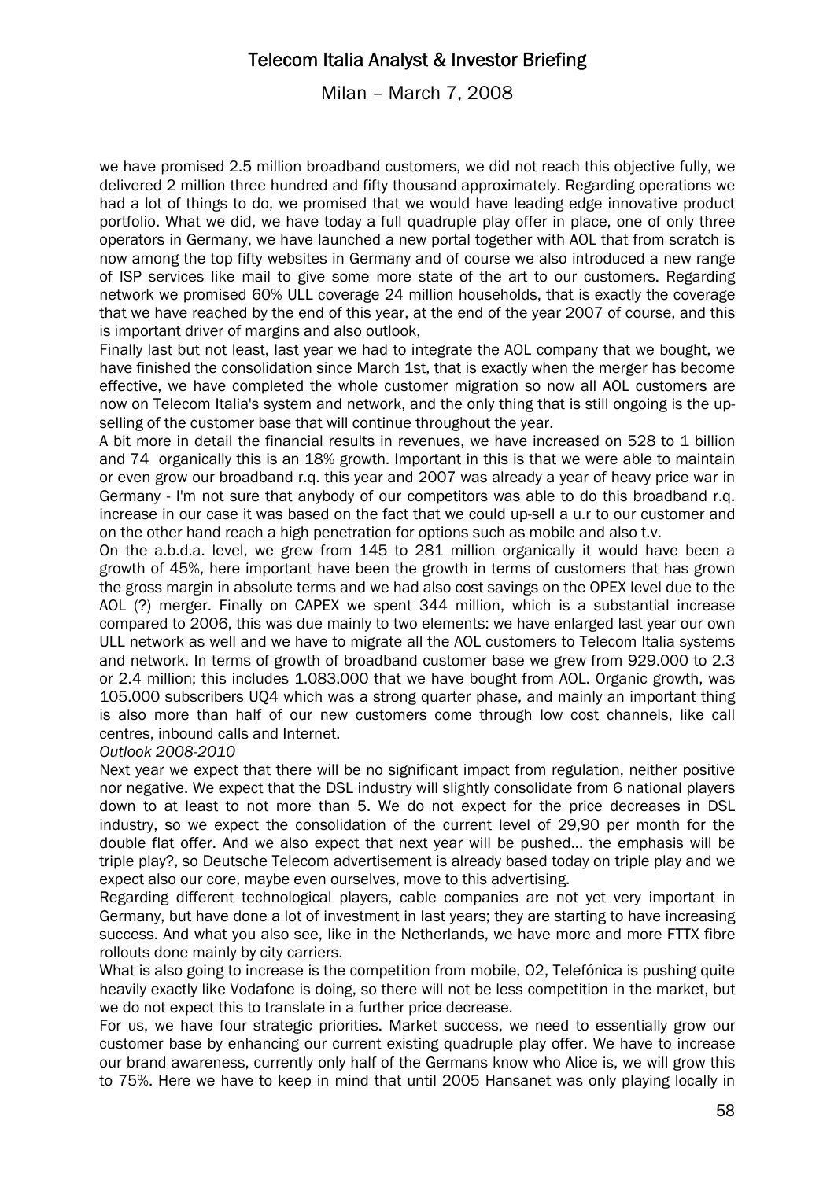we have promised 2.5 million broadband customers, we did not reach this objective fully, we delivered 2 million three hundred and fifty thousand approximately. Regarding operations we had a lot of things to do, we promised that we would have leading edge innovative product portfolio. What we did, we have today a full quadruple play offer in place, one of only three operators in Germany, we have launched a new portal together with AOL that from scratch is now among the top fifty websites in Germany and of course we also introduced a new range of ISP services like mail to give some more state of the art to our customers. Regarding network we promised 60% ULL coverage 24 million households, that is exactly the coverage that we have reached by the end of this year, at the end of the year 2007 of course, and this is important driver of margins and also outlook,

Finally last but not least, last year we had to integrate the AOL company that we bought, we have finished the consolidation since March 1st, that is exactly when the merger has become effective, we have completed the whole customer migration so now all AOL customers are now on Telecom Italia's system and network, and the only thing that is still ongoing is the up-selling of the customer base that will continue throughout the year.

A bit more in detail the financial results in revenues, we have increased on 528 to 1 billion and 74 organically this is an 18% growth. Important in this is that we were able to maintain or even grow our broadband r.q. this year and 2007 was already a year of heavy price war in Germany - I'm not sure that anybody of our competitors was able to do this broadband r.q. increase in our case it was based on the fact that we could up-sell a u.r to our customer and on the other hand reach a high penetration for options such as mobile and also t.v.

On the a.b.d.a. level, we grew from 145 to 281 million organically it would have been a growth of 45%, here important have been the growth in terms of customers that has grown the gross margin in absolute terms and we had also cost savings on the OPEX level due to the AOL (?) merger. Finally on CAPEX we spent 344 million, which is a substantial increase compared to 2006, this was due mainly to two elements: we have enlarged last year our own ULL network as well and we have to migrate all the AOL customers to Telecom Italia systems and network. In terms of growth of broadband customer base we grew from 929.000 to 2.3 or 2.4 million; this includes 1.083.000 that we have bought from AOL. Organic growth, was 105.000 subscribers UQ4 which was a strong quarter phase, and mainly an important thing is also more than half of our new customers come through low cost channels, like call centres, inbound calls and Internet.

*Outlook 2008-2010*

Next year we expect that there will be no significant impact from regulation, neither positive nor negative. We expect that the DSL industry will slightly consolidate from 6 national players down to at least to not more than 5. We do not expect for the price decreases in DSL industry, so we expect the consolidation of the current level of 29,90 per month for the double flat offer. And we also expect that next year will be pushed… the emphasis will be triple play?, so Deutsche Telecom advertisement is already based today on triple play and we expect also our core, maybe even ourselves, move to this advertising.

Regarding different technological players, cable companies are not yet very important in Germany, but have done a lot of investment in last years; they are starting to have increasing success. And what you also see, like in the Netherlands, we have more and more FTTX fibre rollouts done mainly by city carriers.

What is also going to increase is the competition from mobile, O2, Telefónica is pushing quite heavily exactly like Vodafone is doing, so there will not be less competition in the market, but we do not expect this to translate in a further price decrease.

For us, we have four strategic priorities. Market success, we need to essentially grow our customer base by enhancing our current existing quadruple play offer. We have to increase our brand awareness, currently only half of the Germans know who Alice is, we will grow this to 75%. Here we have to keep in mind that until 2005 Hansanet was only playing locally in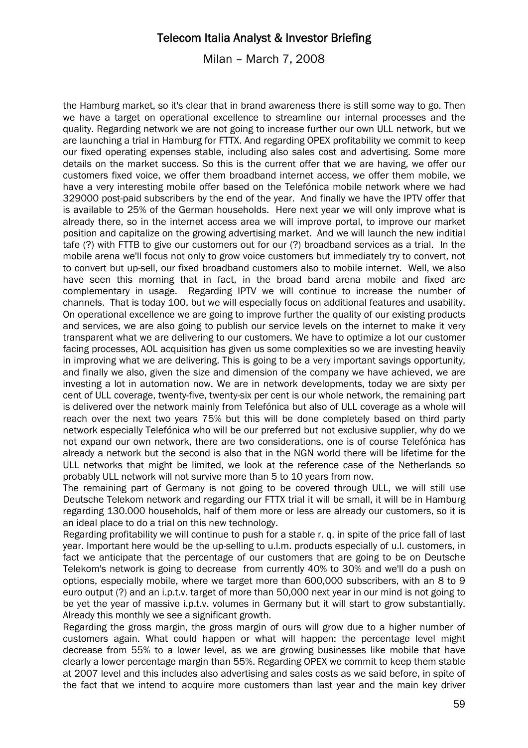the Hamburg market, so it's clear that in brand awareness there is still some way to go. Then we have a target on operational excellence to streamline our internal processes and the quality. Regarding network we are not going to increase further our own ULL network, but we are launching a trial in Hamburg for FTTX. And regarding OPEX profitability we commit to keep our fixed operating expenses stable, including also sales cost and advertising. Some more details on the market success. So this is the current offer that we are having, we offer our customers fixed voice, we offer them broadband internet access, we offer them mobile, we have a very interesting mobile offer based on the Telefónica mobile network where we had 329000 post-paid subscribers by the end of the year. And finally we have the IPTV offer that is available to 25% of the German households. Here next year we will only improve what is already there, so in the internet access area we will improve portal, to improve our market position and capitalize on the growing advertising market. And we will launch the new inditial tafe (?) with FTTB to give our customers out for our (?) broadband services as a trial. In the mobile arena we'll focus not only to grow voice customers but immediately try to convert, not to convert but up-sell, our fixed broadband customers also to mobile internet. Well, we also have seen this morning that in fact, in the broad band arena mobile and fixed are complementary in usage. Regarding IPTV we will continue to increase the number of channels. That is today 100, but we will especially focus on additional features and usability. On operational excellence we are going to improve further the quality of our existing products and services, we are also going to publish our service levels on the internet to make it very transparent what we are delivering to our customers. We have to optimize a lot our customer facing processes, AOL acquisition has given us some complexities so we are investing heavily in improving what we are delivering. This is going to be a very important savings opportunity, and finally we also, given the size and dimension of the company we have achieved, we are investing a lot in automation now. We are in network developments, today we are sixty per cent of ULL coverage, twenty-five, twenty-six per cent is our whole network, the remaining part is delivered over the network mainly from Telefónica but also of ULL coverage as a whole will reach over the next two years 75% but this will be done completely based on third party network especially Telefónica who will be our preferred but not exclusive supplier, why do we not expand our own network, there are two considerations, one is of course Telefónica has already a network but the second is also that in the NGN world there will be lifetime for the ULL networks that might be limited, we look at the reference case of the Netherlands so probably ULL network will not survive more than 5 to 10 years from now.

The remaining part of Germany is not going to be covered through ULL, we will still use Deutsche Telekom network and regarding our FTTX trial it will be small, it will be in Hamburg regarding 130.000 households, half of them more or less are already our customers, so it is an ideal place to do a trial on this new technology.

Regarding profitability we will continue to push for a stable r. q. in spite of the price fall of last year. Important here would be the up-selling to u.l.m. products especially of u.l. customers, in fact we anticipate that the percentage of our customers that are going to be on Deutsche Telekom's network is going to decrease from currently 40% to 30% and we'll do a push on options, especially mobile, where we target more than 600,000 subscribers, with an 8 to 9 euro output (?) and an i.p.t.v. target of more than 50,000 next year in our mind is not going to be yet the year of massive i.p.t.v. volumes in Germany but it will start to grow substantially. Already this monthly we see a significant growth.

Regarding the gross margin, the gross margin of ours will grow due to a higher number of customers again. What could happen or what will happen: the percentage level might decrease from 55% to a lower level, as we are growing businesses like mobile that have clearly a lower percentage margin than 55%. Regarding OPEX we commit to keep them stable at 2007 level and this includes also advertising and sales costs as we said before, in spite of the fact that we intend to acquire more customers than last year and the main key driver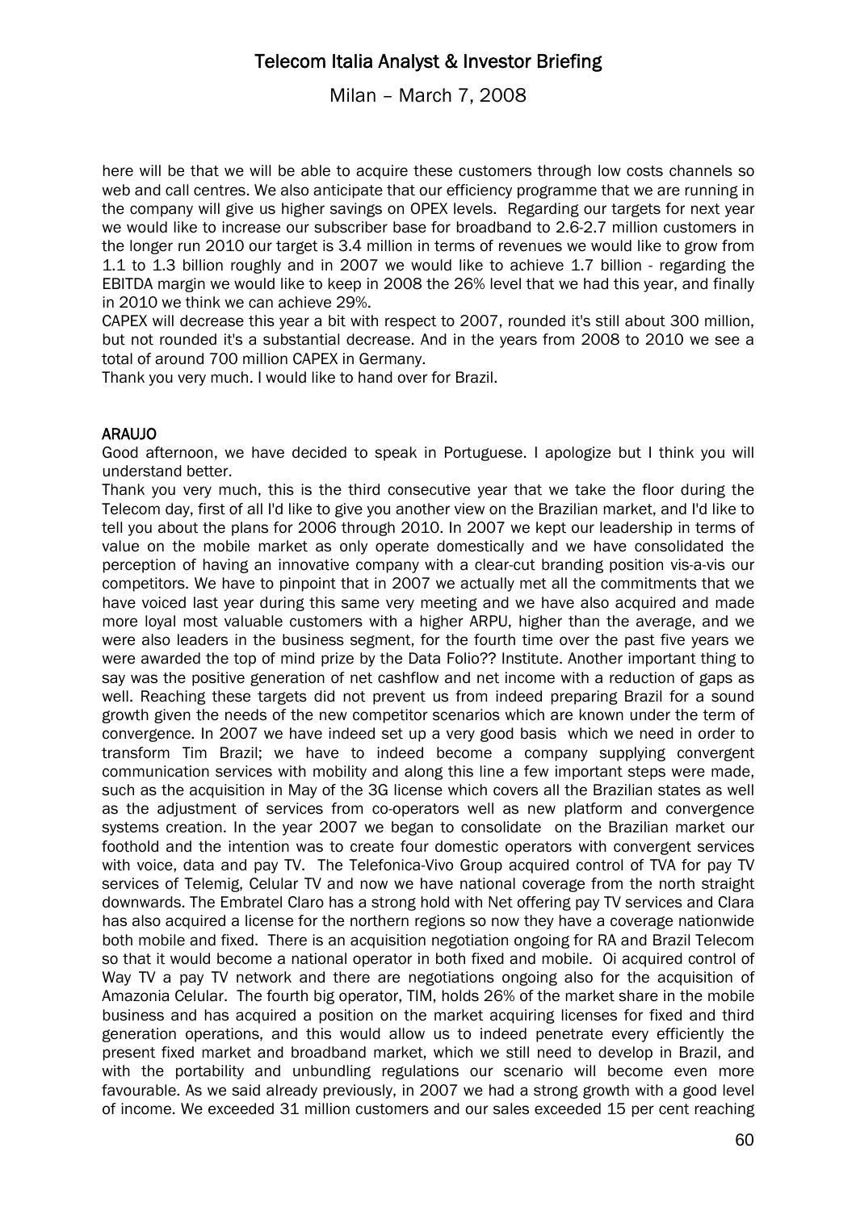here will be that we will be able to acquire these customers through low costs channels so web and call centres. We also anticipate that our efficiency programme that we are running in the company will give us higher savings on OPEX levels. Regarding our targets for next year we would like to increase our subscriber base for broadband to 2.6-2.7 million customers in the longer run 2010 our target is 3.4 million in terms of revenues we would like to grow from 1.1 to 1.3 billion roughly and in 2007 we would like to achieve 1.7 billion - regarding the EBITDA margin we would like to keep in 2008 the 26% level that we had this year, and finally in 2010 we think we can achieve 29%.

CAPEX will decrease this year a bit with respect to 2007, rounded it's still about 300 million, but not rounded it's a substantial decrease. And in the years from 2008 to 2010 we see a total of around 700 million CAPEX in Germany.

Thank you very much. I would like to hand over for Brazil.

## ARAUJO

Good afternoon, we have decided to speak in Portuguese. I apologize but I think you will understand better.

Thank you very much, this is the third consecutive year that we take the floor during the Telecom day, first of all I'd like to give you another view on the Brazilian market, and I'd like to tell you about the plans for 2006 through 2010. In 2007 we kept our leadership in terms of value on the mobile market as only operate domestically and we have consolidated the perception of having an innovative company with a clear-cut branding position vis-a-vis our competitors. We have to pinpoint that in 2007 we actually met all the commitments that we have voiced last year during this same very meeting and we have also acquired and made more loyal most valuable customers with a higher ARPU, higher than the average, and we were also leaders in the business segment, for the fourth time over the past five years we were awarded the top of mind prize by the Data Folio?? Institute. Another important thing to say was the positive generation of net cashflow and net income with a reduction of gaps as well. Reaching these targets did not prevent us from indeed preparing Brazil for a sound growth given the needs of the new competitor scenarios which are known under the term of convergence. In 2007 we have indeed set up a very good basis which we need in order to transform Tim Brazil; we have to indeed become a company supplying convergent communication services with mobility and along this line a few important steps were made, such as the acquisition in May of the 3G license which covers all the Brazilian states as well as the adjustment of services from co-operators well as new platform and convergence systems creation. In the year 2007 we began to consolidate on the Brazilian market our foothold and the intention was to create four domestic operators with convergent services with voice, data and pay TV. The Telefonica-Vivo Group acquired control of TVA for pay TV services of Telemig, Celular TV and now we have national coverage from the north straight downwards. The Embratel Claro has a strong hold with Net offering pay TV services and Clara has also acquired a license for the northern regions so now they have a coverage nationwide both mobile and fixed. There is an acquisition negotiation ongoing for RA and Brazil Telecom so that it would become a national operator in both fixed and mobile. Oi acquired control of Way TV a pay TV network and there are negotiations ongoing also for the acquisition of Amazonia Celular. The fourth big operator, TIM, holds 26% of the market share in the mobile business and has acquired a position on the market acquiring licenses for fixed and third generation operations, and this would allow us to indeed penetrate every efficiently the present fixed market and broadband market, which we still need to develop in Brazil, and with the portability and unbundling regulations our scenario will become even more favourable. As we said already previously, in 2007 we had a strong growth with a good level of income. We exceeded 31 million customers and our sales exceeded 15 per cent reaching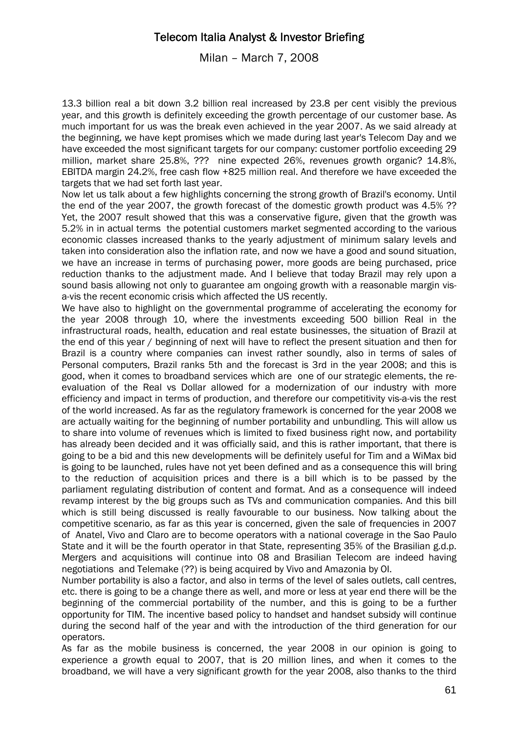13.3 billion real a bit down 3.2 billion real increased by 23.8 per cent visibly the previous year, and this growth is definitely exceeding the growth percentage of our customer base. As much important for us was the break even achieved in the year 2007. As we said already at the beginning, we have kept promises which we made during last year's Telecom Day and we have exceeded the most significant targets for our company: customer portfolio exceeding 29 million, market share 25.8%, ??? nine expected 26%, revenues growth organic? 14.8%, EBITDA margin 24.2%, free cash flow +825 million real. And therefore we have exceeded the targets that we had set forth last year.

Now let us talk about a few highlights concerning the strong growth of Brazil's economy. Until the end of the year 2007, the growth forecast of the domestic growth product was 4.5% ?? Yet, the 2007 result showed that this was a conservative figure, given that the growth was 5.2% in in actual terms the potential customers market segmented according to the various economic classes increased thanks to the yearly adjustment of minimum salary levels and taken into consideration also the inflation rate, and now we have a good and sound situation, we have an increase in terms of purchasing power, more goods are being purchased, price reduction thanks to the adjustment made. And I believe that today Brazil may rely upon a sound basis allowing not only to guarantee am ongoing growth with a reasonable margin vis-a-vis the recent economic crisis which affected the US recently.

We have also to highlight on the governmental programme of accelerating the economy for the year 2008 through 10, where the investments exceeding 500 billion Real in the infrastructural roads, health, education and real estate businesses, the situation of Brazil at the end of this year / beginning of next will have to reflect the present situation and then for Brazil is a country where companies can invest rather soundly, also in terms of sales of Personal computers, Brazil ranks 5th and the forecast is 3rd in the year 2008; and this is good, when it comes to broadband services which are one of our strategic elements, the re-evaluation of the Real vs Dollar allowed for a modernization of our industry with more efficiency and impact in terms of production, and therefore our competitivity vis-a-vis the rest of the world increased. As far as the regulatory framework is concerned for the year 2008 we are actually waiting for the beginning of number portability and unbundling. This will allow us to share into volume of revenues which is limited to fixed business right now, and portability has already been decided and it was officially said, and this is rather important, that there is going to be a bid and this new developments will be definitely useful for Tim and a WiMax bid is going to be launched, rules have not yet been defined and as a consequence this will bring to the reduction of acquisition prices and there is a bill which is to be passed by the parliament regulating distribution of content and format. And as a consequence will indeed revamp interest by the big groups such as TVs and communication companies. And this bill which is still being discussed is really favourable to our business. Now talking about the competitive scenario, as far as this year is concerned, given the sale of frequencies in 2007 of Anatel, Vivo and Claro are to become operators with a national coverage in the Sao Paulo State and it will be the fourth operator in that State, representing 35% of the Brasilian g.d.p. Mergers and acquisitions will continue into 08 and Brasilian Telecom are indeed having negotiations and Telemake (??) is being acquired by Vivo and Amazonia by OI.

Number portability is also a factor, and also in terms of the level of sales outlets, call centres, etc. there is going to be a change there as well, and more or less at year end there will be the beginning of the commercial portability of the number, and this is going to be a further opportunity for TIM. The incentive based policy to handset and handset subsidy will continue during the second half of the year and with the introduction of the third generation for our operators.

As far as the mobile business is concerned, the year 2008 in our opinion is going to experience a growth equal to 2007, that is 20 million lines, and when it comes to the broadband, we will have a very significant growth for the year 2008, also thanks to the third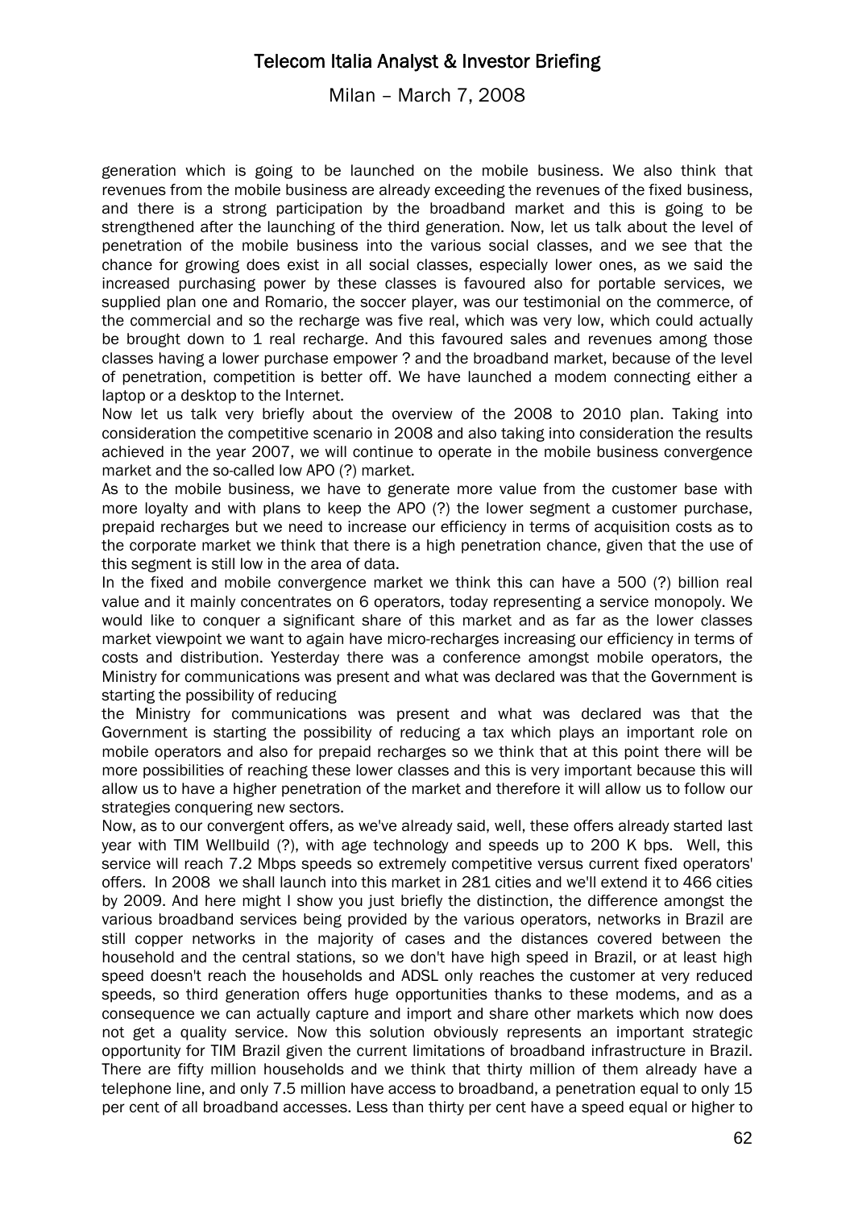generation which is going to be launched on the mobile business. We also think that revenues from the mobile business are already exceeding the revenues of the fixed business, and there is a strong participation by the broadband market and this is going to be strengthened after the launching of the third generation. Now, let us talk about the level of penetration of the mobile business into the various social classes, and we see that the chance for growing does exist in all social classes, especially lower ones, as we said the increased purchasing power by these classes is favoured also for portable services, we supplied plan one and Romario, the soccer player, was our testimonial on the commerce, of the commercial and so the recharge was five real, which was very low, which could actually be brought down to 1 real recharge. And this favoured sales and revenues among those classes having a lower purchase empower ? and the broadband market, because of the level of penetration, competition is better off. We have launched a modem connecting either a laptop or a desktop to the Internet.

Now let us talk very briefly about the overview of the 2008 to 2010 plan. Taking into consideration the competitive scenario in 2008 and also taking into consideration the results achieved in the year 2007, we will continue to operate in the mobile business convergence market and the so-called low APO (?) market.

As to the mobile business, we have to generate more value from the customer base with more loyalty and with plans to keep the APO (?) the lower segment a customer purchase, prepaid recharges but we need to increase our efficiency in terms of acquisition costs as to the corporate market we think that there is a high penetration chance, given that the use of this segment is still low in the area of data.

In the fixed and mobile convergence market we think this can have a 500 (?) billion real value and it mainly concentrates on 6 operators, today representing a service monopoly. We would like to conquer a significant share of this market and as far as the lower classes market viewpoint we want to again have micro-recharges increasing our efficiency in terms of costs and distribution. Yesterday there was a conference amongst mobile operators, the Ministry for communications was present and what was declared was that the Government is starting the possibility of reducing

the Ministry for communications was present and what was declared was that the Government is starting the possibility of reducing a tax which plays an important role on mobile operators and also for prepaid recharges so we think that at this point there will be more possibilities of reaching these lower classes and this is very important because this will allow us to have a higher penetration of the market and therefore it will allow us to follow our strategies conquering new sectors.

Now, as to our convergent offers, as we've already said, well, these offers already started last year with TIM Wellbuild (?), with age technology and speeds up to 200 K bps. Well, this service will reach 7.2 Mbps speeds so extremely competitive versus current fixed operators' offers. In 2008 we shall launch into this market in 281 cities and we'll extend it to 466 cities by 2009. And here might I show you just briefly the distinction, the difference amongst the various broadband services being provided by the various operators, networks in Brazil are still copper networks in the majority of cases and the distances covered between the household and the central stations, so we don't have high speed in Brazil, or at least high speed doesn't reach the households and ADSL only reaches the customer at very reduced speeds, so third generation offers huge opportunities thanks to these modems, and as a consequence we can actually capture and import and share other markets which now does not get a quality service. Now this solution obviously represents an important strategic opportunity for TIM Brazil given the current limitations of broadband infrastructure in Brazil. There are fifty million households and we think that thirty million of them already have a telephone line, and only 7.5 million have access to broadband, a penetration equal to only 15 per cent of all broadband accesses. Less than thirty per cent have a speed equal or higher to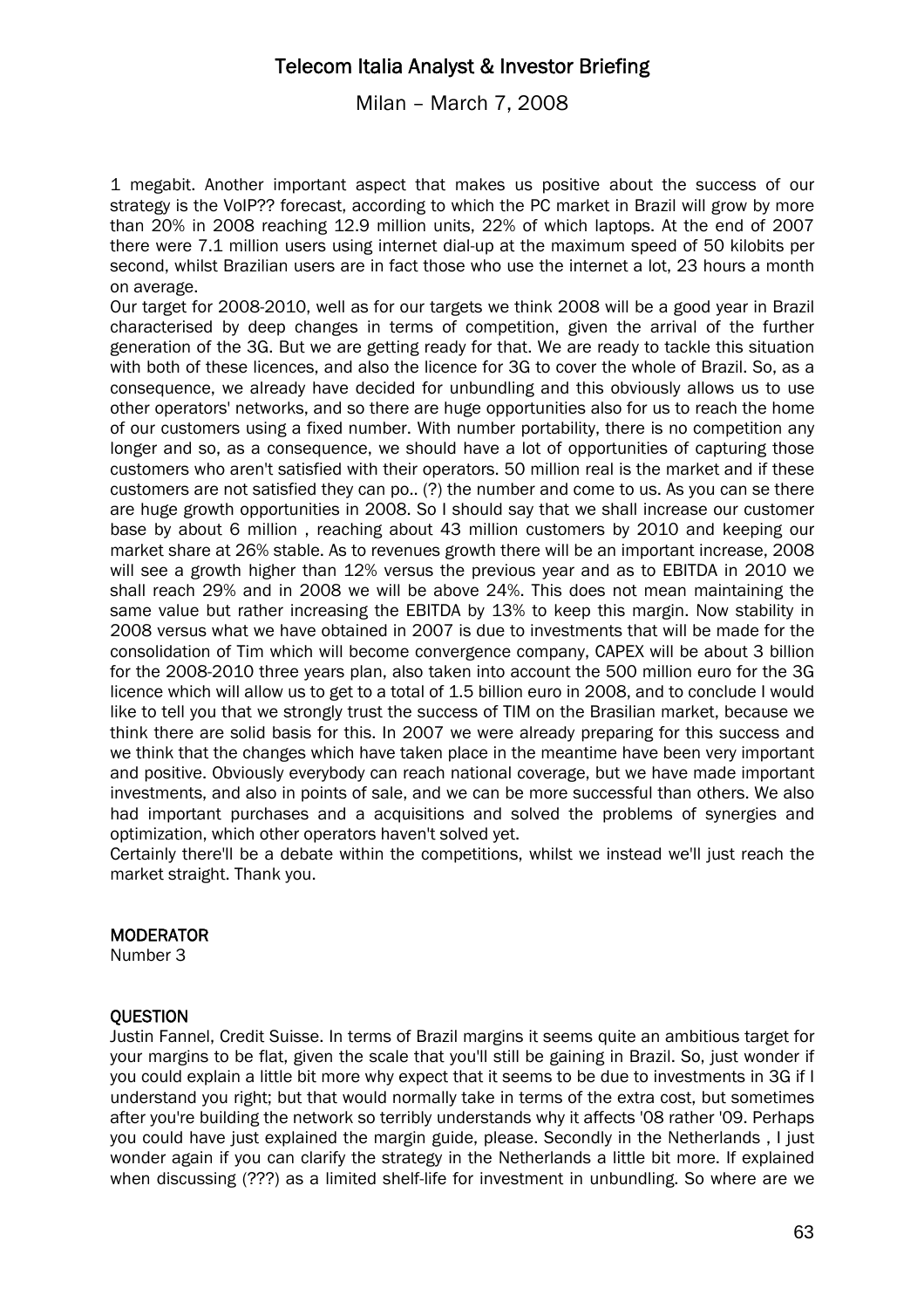1 megabit. Another important aspect that makes us positive about the success of our strategy is the VoIP?? forecast, according to which the PC market in Brazil will grow by more than 20% in 2008 reaching 12.9 million units, 22% of which laptops. At the end of 2007 there were 7.1 million users using internet dial-up at the maximum speed of 50 kilobits per second, whilst Brazilian users are in fact those who use the internet a lot, 23 hours a month on average.

Our target for 2008-2010, well as for our targets we think 2008 will be a good year in Brazil characterised by deep changes in terms of competition, given the arrival of the further generation of the 3G. But we are getting ready for that. We are ready to tackle this situation with both of these licences, and also the licence for 3G to cover the whole of Brazil. So, as a consequence, we already have decided for unbundling and this obviously allows us to use other operators' networks, and so there are huge opportunities also for us to reach the home of our customers using a fixed number. With number portability, there is no competition any longer and so, as a consequence, we should have a lot of opportunities of capturing those customers who aren't satisfied with their operators. 50 million real is the market and if these customers are not satisfied they can po.. (?) the number and come to us. As you can se there are huge growth opportunities in 2008. So I should say that we shall increase our customer base by about 6 million , reaching about 43 million customers by 2010 and keeping our market share at 26% stable. As to revenues growth there will be an important increase, 2008 will see a growth higher than 12% versus the previous year and as to EBITDA in 2010 we shall reach 29% and in 2008 we will be above 24%. This does not mean maintaining the same value but rather increasing the EBITDA by 13% to keep this margin. Now stability in 2008 versus what we have obtained in 2007 is due to investments that will be made for the consolidation of Tim which will become convergence company, CAPEX will be about 3 billion for the 2008-2010 three years plan, also taken into account the 500 million euro for the 3G licence which will allow us to get to a total of 1.5 billion euro in 2008, and to conclude I would like to tell you that we strongly trust the success of TIM on the Brasilian market, because we think there are solid basis for this. In 2007 we were already preparing for this success and we think that the changes which have taken place in the meantime have been very important and positive. Obviously everybody can reach national coverage, but we have made important investments, and also in points of sale, and we can be more successful than others. We also had important purchases and a acquisitions and solved the problems of synergies and optimization, which other operators haven't solved yet.

Certainly there'll be a debate within the competitions, whilst we instead we'll just reach the market straight. Thank you.

**MODERATOR**

Number 3

**QUESTION**

Justin Fannel, Credit Suisse. In terms of Brazil margins it seems quite an ambitious target for your margins to be flat, given the scale that you'll still be gaining in Brazil. So, just wonder if you could explain a little bit more why expect that it seems to be due to investments in 3G if I understand you right; but that would normally take in terms of the extra cost, but sometimes after you're building the network so terribly understands why it affects '08 rather '09. Perhaps you could have just explained the margin guide, please. Secondly in the Netherlands , I just wonder again if you can clarify the strategy in the Netherlands a little bit more. If explained when discussing (???) as a limited shelf-life for investment in unbundling. So where are we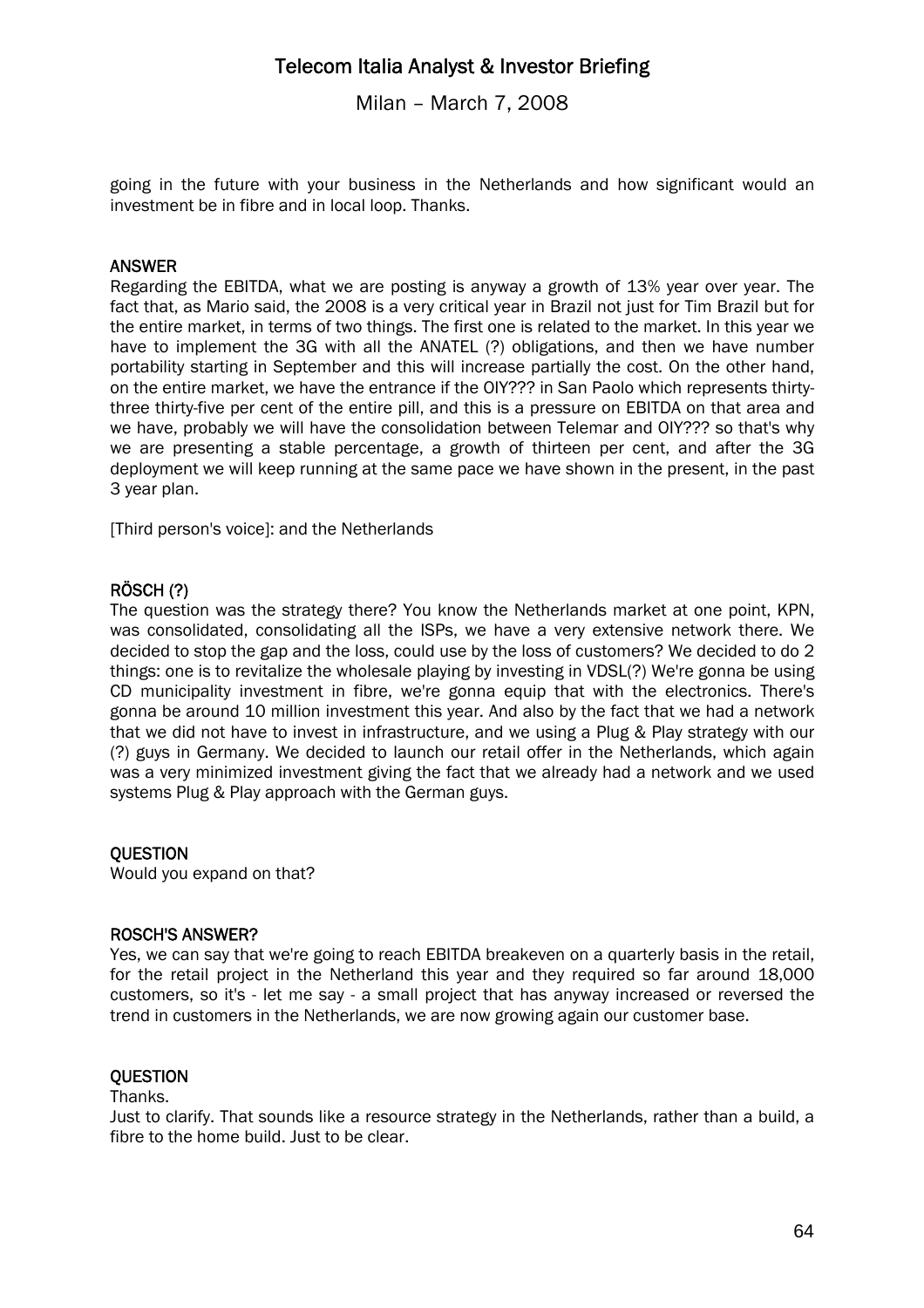going in the future with your business in the Netherlands and how significant would an investment be in fibre and in local loop. Thanks.

**ANSWER**

Regarding the EBITDA, what we are posting is anyway a growth of 13% year over year. The fact that, as Mario said, the 2008 is a very critical year in Brazil not just for Tim Brazil but for the entire market, in terms of two things. The first one is related to the market. In this year we have to implement the 3G with all the ANATEL (?) obligations, and then we have number portability starting in September and this will increase partially the cost. On the other hand, on the entire market, we have the entrance if the OIY??? in San Paolo which represents thirty-three thirty-five per cent of the entire pill, and this is a pressure on EBITDA on that area and we have, probably we will have the consolidation between Telemar and OIY??? so that's why we are presenting a stable percentage, a growth of thirteen per cent, and after the 3G deployment we will keep running at the same pace we have shown in the present, in the past 3 year plan.

[Third person's voice]: and the Netherlands

**RÖSCH (?)**

The question was the strategy there? You know the Netherlands market at one point, KPN, was consolidated, consolidating all the ISPs, we have a very extensive network there. We decided to stop the gap and the loss, could use by the loss of customers? We decided to do 2 things: one is to revitalize the wholesale playing by investing in VDSL(?) We're gonna be using CD municipality investment in fibre, we're gonna equip that with the electronics. There's gonna be around 10 million investment this year. And also by the fact that we had a network that we did not have to invest in infrastructure, and we using a Plug & Play strategy with our (?) guys in Germany. We decided to launch our retail offer in the Netherlands, which again was a very minimized investment giving the fact that we already had a network and we used systems Plug & Play approach with the German guys.

**QUESTION**

Would you expand on that?

**ROSCH'S ANSWER?**

Yes, we can say that we're going to reach EBITDA breakeven on a quarterly basis in the retail, for the retail project in the Netherland this year and they required so far around 18,000 customers, so it's - let me say - a small project that has anyway increased or reversed the trend in customers in the Netherlands, we are now growing again our customer base.

**QUESTION**

Thanks.

Just to clarify. That sounds like a resource strategy in the Netherlands, rather than a build, a fibre to the home build. Just to be clear.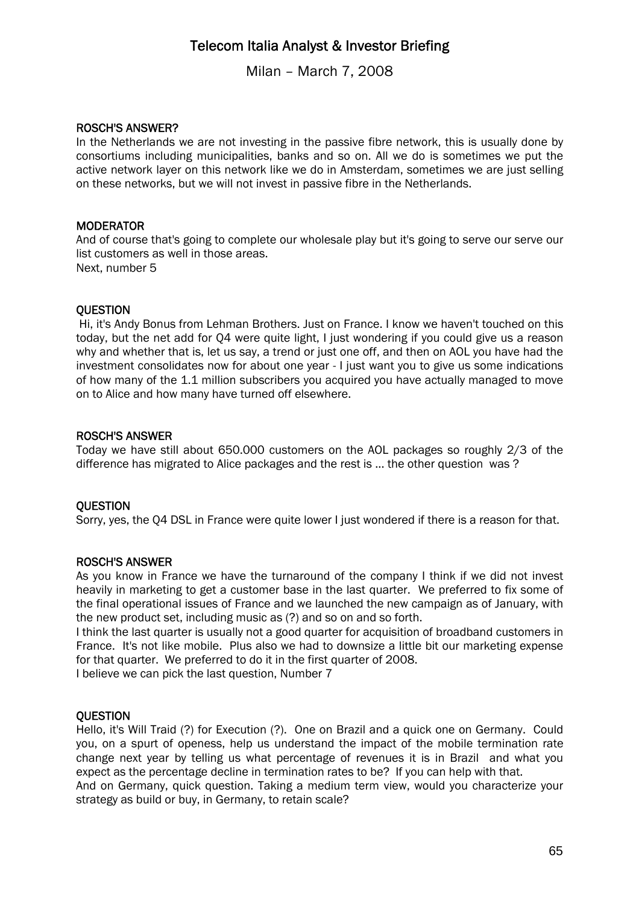#### ROSCH'S ANSWER?

In the Netherlands we are not investing in the passive fibre network, this is usually done by consortiums including municipalities, banks and so on. All we do is sometimes we put the active network layer on this network like we do in Amsterdam, sometimes we are just selling on these networks, but we will not invest in passive fibre in the Netherlands.

#### MODERATOR

And of course that's going to complete our wholesale play but it's going to serve our serve our list customers as well in those areas.
Next, number 5

#### QUESTION

Hi, it's Andy Bonus from Lehman Brothers. Just on France. I know we haven't touched on this today, but the net add for Q4 were quite light, I just wondering if you could give us a reason why and whether that is, let us say, a trend or just one off, and then on AOL you have had the investment consolidates now for about one year - I just want you to give us some indications of how many of the 1.1 million subscribers you acquired you have actually managed to move on to Alice and how many have turned off elsewhere.

#### ROSCH'S ANSWER

Today we have still about 650.000 customers on the AOL packages so roughly 2/3 of the difference has migrated to Alice packages and the rest is ... the other question was ?

#### QUESTION

Sorry, yes, the Q4 DSL in France were quite lower I just wondered if there is a reason for that.

#### ROSCH'S ANSWER

As you know in France we have the turnaround of the company I think if we did not invest heavily in marketing to get a customer base in the last quarter. We preferred to fix some of the final operational issues of France and we launched the new campaign as of January, with the new product set, including music as (?) and so on and so forth.

I think the last quarter is usually not a good quarter for acquisition of broadband customers in France. It's not like mobile. Plus also we had to downsize a little bit our marketing expense for that quarter. We preferred to do it in the first quarter of 2008.

I believe we can pick the last question, Number 7

#### QUESTION

Hello, it's Will Traid (?) for Execution (?). One on Brazil and a quick one on Germany. Could you, on a spurt of openess, help us understand the impact of the mobile termination rate change next year by telling us what percentage of revenues it is in Brazil and what you expect as the percentage decline in termination rates to be? If you can help with that.

And on Germany, quick question. Taking a medium term view, would you characterize your strategy as build or buy, in Germany, to retain scale?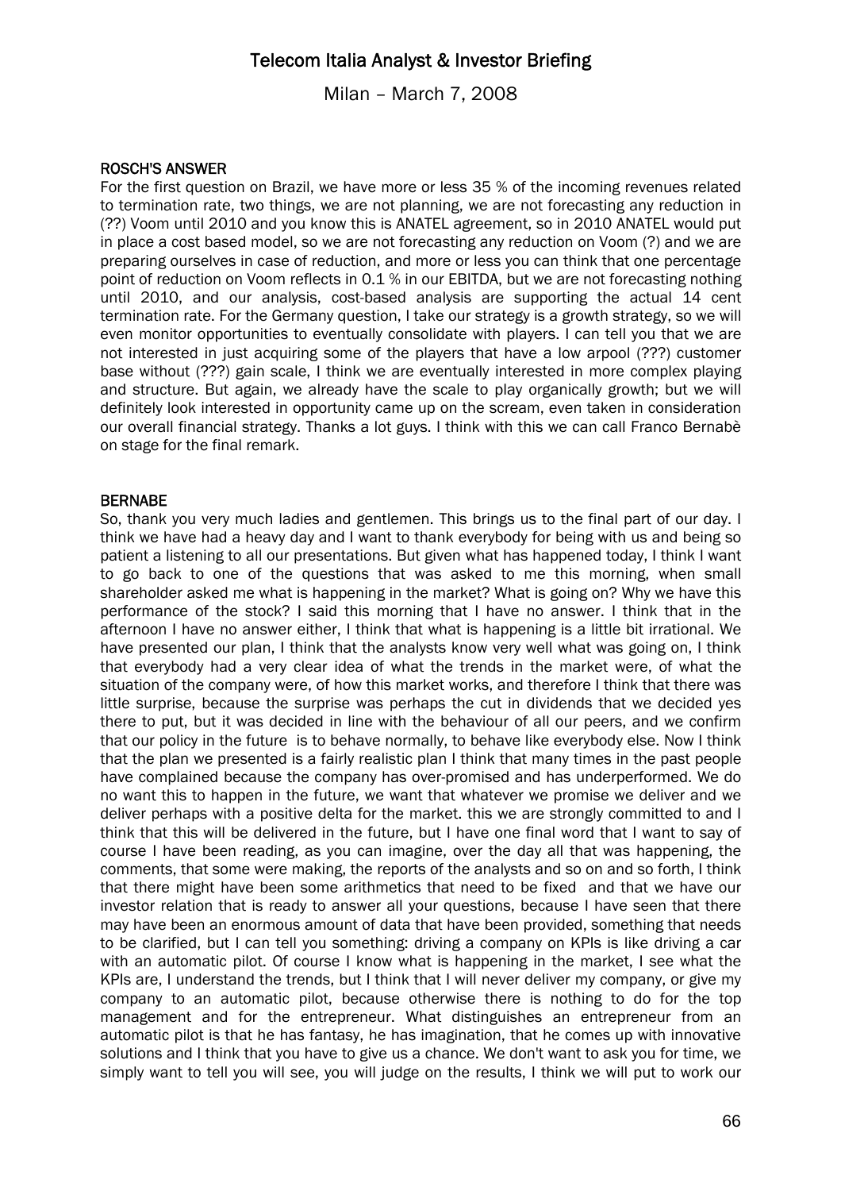### ROSCH'S ANSWER

For the first question on Brazil, we have more or less 35 % of the incoming revenues related to termination rate, two things, we are not planning, we are not forecasting any reduction in (??) Voom until 2010 and you know this is ANATEL agreement, so in 2010 ANATEL would put in place a cost based model, so we are not forecasting any reduction on Voom (?) and we are preparing ourselves in case of reduction, and more or less you can think that one percentage point of reduction on Voom reflects in 0.1 % in our EBITDA, but we are not forecasting nothing until 2010, and our analysis, cost-based analysis are supporting the actual 14 cent termination rate. For the Germany question, I take our strategy is a growth strategy, so we will even monitor opportunities to eventually consolidate with players. I can tell you that we are not interested in just acquiring some of the players that have a low arpool (???) customer base without (???) gain scale, I think we are eventually interested in more complex playing and structure. But again, we already have the scale to play organically growth; but we will definitely look interested in opportunity came up on the scream, even taken in consideration our overall financial strategy. Thanks a lot guys. I think with this we can call Franco Bernabè on stage for the final remark.

### BERNABE

So, thank you very much ladies and gentlemen. This brings us to the final part of our day. I think we have had a heavy day and I want to thank everybody for being with us and being so patient a listening to all our presentations. But given what has happened today, I think I want to go back to one of the questions that was asked to me this morning, when small shareholder asked me what is happening in the market? What is going on? Why we have this performance of the stock? I said this morning that I have no answer. I think that in the afternoon I have no answer either, I think that what is happening is a little bit irrational. We have presented our plan, I think that the analysts know very well what was going on, I think that everybody had a very clear idea of what the trends in the market were, of what the situation of the company were, of how this market works, and therefore I think that there was little surprise, because the surprise was perhaps the cut in dividends that we decided yes there to put, but it was decided in line with the behaviour of all our peers, and we confirm that our policy in the future is to behave normally, to behave like everybody else. Now I think that the plan we presented is a fairly realistic plan I think that many times in the past people have complained because the company has over-promised and has underperformed. We do no want this to happen in the future, we want that whatever we promise we deliver and we deliver perhaps with a positive delta for the market. this we are strongly committed to and I think that this will be delivered in the future, but I have one final word that I want to say of course I have been reading, as you can imagine, over the day all that was happening, the comments, that some were making, the reports of the analysts and so on and so forth, I think that there might have been some arithmetics that need to be fixed and that we have our investor relation that is ready to answer all your questions, because I have seen that there may have been an enormous amount of data that have been provided, something that needs to be clarified, but I can tell you something: driving a company on KPIs is like driving a car with an automatic pilot. Of course I know what is happening in the market, I see what the KPIs are, I understand the trends, but I think that I will never deliver my company, or give my company to an automatic pilot, because otherwise there is nothing to do for the top management and for the entrepreneur. What distinguishes an entrepreneur from an automatic pilot is that he has fantasy, he has imagination, that he comes up with innovative solutions and I think that you have to give us a chance. We don't want to ask you for time, we simply want to tell you will see, you will judge on the results, I think we will put to work our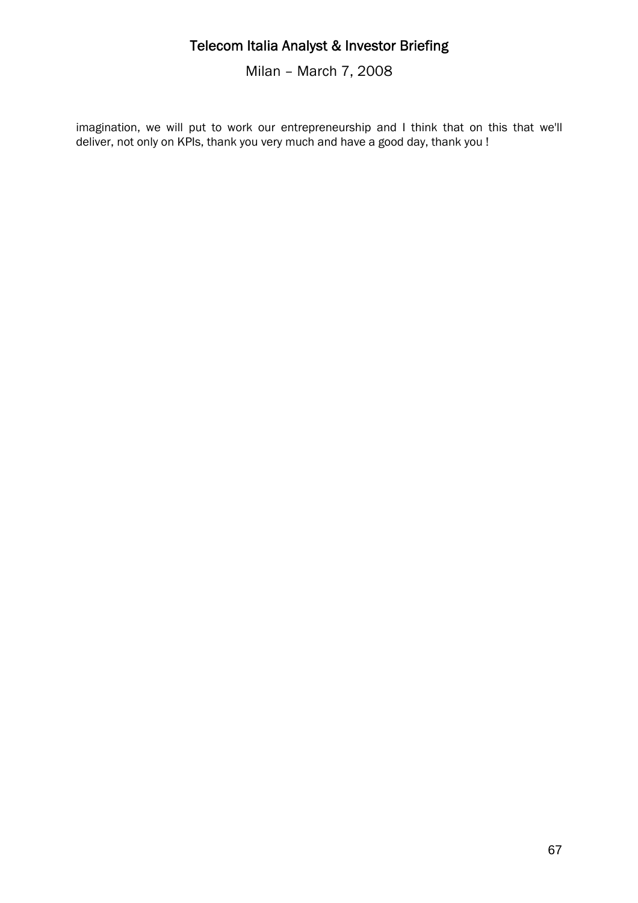imagination, we will put to work our entrepreneurship and I think that on this that we'll deliver, not only on KPIs, thank you very much and have a good day, thank you !